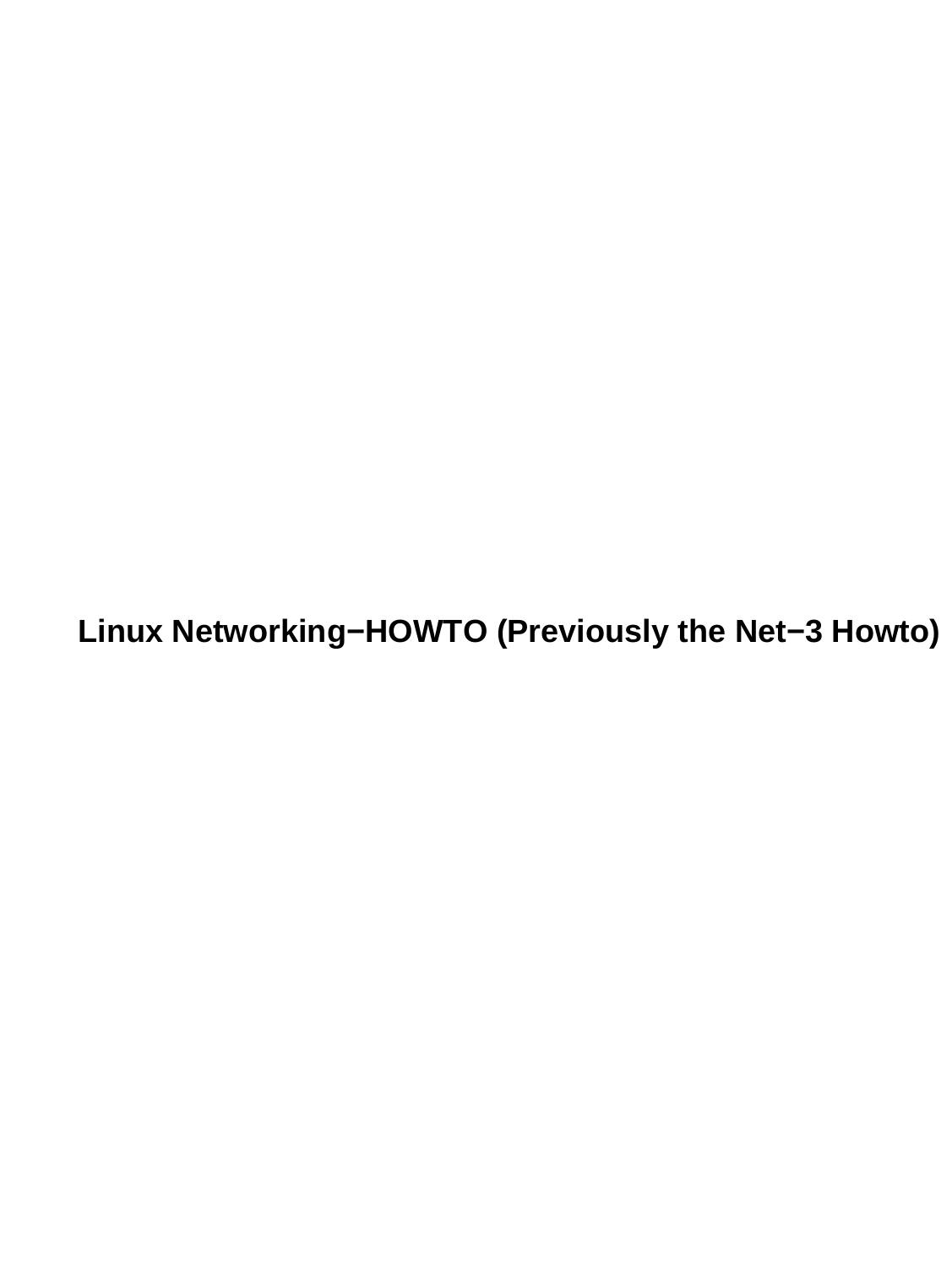# Linux Networking−HOWTO (Previously the Net−3 Howto)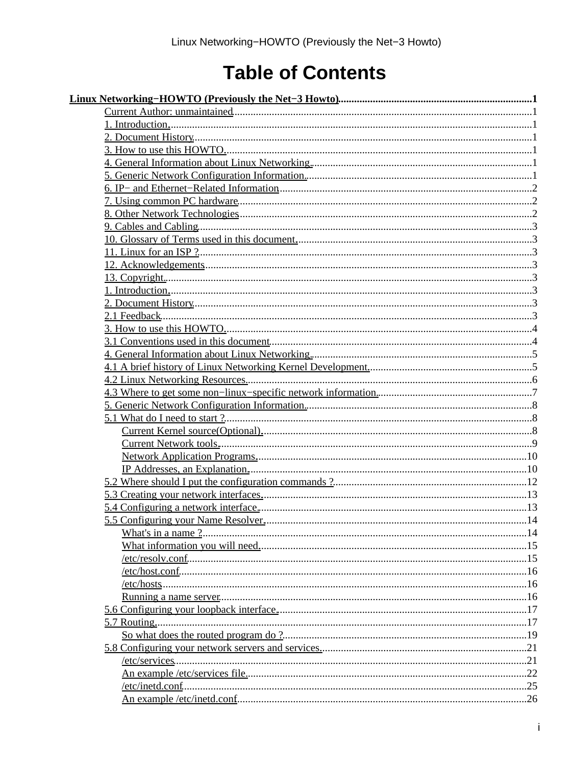# Table of Contents

- **Linux Networking−HOWTO (Previously the Net−3 Howto)** .....1
  - Current Author: unmaintained .....1
  - 1. Introduction. .....1
  - 2. Document History .....1
  - 3. How to use this HOWTO. .....1
  - 4. General Information about Linux Networking. .....1
  - 5. Generic Network Configuration Information. .....1
  - 6. IP− and Ethernet−Related Information .....2
  - 7. Using common PC hardware .....2
  - 8. Other Network Technologies .....2
  - 9. Cables and Cabling .....3
  - 10. Glossary of Terms used in this document. .....3
  - 11. Linux for an ISP ? .....3
  - 12. Acknowledgements .....3
  - 13. Copyright. .....3
  - 1. Introduction. .....3
  - 2. Document History .....3
  - 2.1 Feedback .....3
  - 3. How to use this HOWTO. .....4
  - 3.1 Conventions used in this document .....4
  - 4. General Information about Linux Networking. .....5
  - 4.1 A brief history of Linux Networking Kernel Development. .....5
  - 4.2 Linux Networking Resources. .....6
  - 4.3 Where to get some non−linux−specific network information. .....7
  - 5. Generic Network Configuration Information. .....8
  - 5.1 What do I need to start ? .....8
    - Current Kernel source(Optional). .....8
    - Current Network tools. .....9
    - Network Application Programs. .....10
    - IP Addresses, an Explanation. .....10
  - 5.2 Where should I put the configuration commands ? .....12
  - 5.3 Creating your network interfaces. .....13
  - 5.4 Configuring a network interface. .....13
  - 5.5 Configuring your Name Resolver. .....14
    - What's in a name ? .....14
    - What information you will need. .....15
    - /etc/resolv.conf .....15
    - /etc/host.conf .....16
    - /etc/hosts .....16
    - Running a name server .....16
  - 5.6 Configuring your loopback interface. .....17
  - 5.7 Routing. .....17
    - So what does the routed program do ? .....19
  - 5.8 Configuring your network servers and services. .....21
    - /etc/services .....21
    - An example /etc/services file. .....22
    - /etc/inetd.conf .....25
    - An example /etc/inetd.conf .....26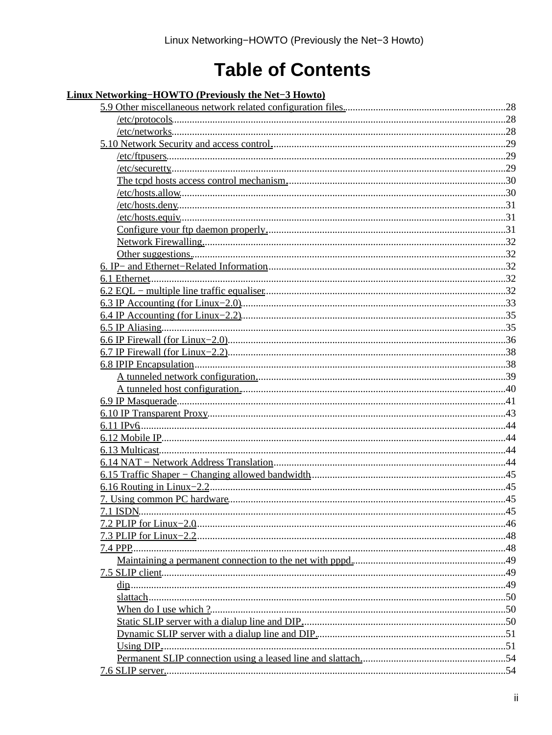# Table of Contents

**Linux Networking−HOWTO (Previously the Net−3 Howto)**

- 5.9 Other miscellaneous network related configuration files. .... 28
  - /etc/protocols .... 28
  - /etc/networks .... 28
- 5.10 Network Security and access control. .... 29
  - /etc/ftpusers .... 29
  - /etc/securetty .... 29
  - The tcpd hosts access control mechanism. .... 30
  - /etc/hosts.allow .... 30
  - /etc/hosts.deny .... 31
  - /etc/hosts.equiv .... 31
  - Configure your ftp daemon properly. .... 31
  - Network Firewalling. .... 32
  - Other suggestions. .... 32
- 6. IP− and Ethernet−Related Information .... 32
- 6.1 Ethernet .... 32
- 6.2 EQL − multiple line traffic equaliser .... 32
- 6.3 IP Accounting (for Linux−2.0) .... 33
- 6.4 IP Accounting (for Linux−2.2) .... 35
- 6.5 IP Aliasing .... 35
- 6.6 IP Firewall (for Linux−2.0) .... 36
- 6.7 IP Firewall (for Linux−2.2) .... 38
- 6.8 IPIP Encapsulation .... 38
  - A tunneled network configuration. .... 39
  - A tunneled host configuration. .... 40
- 6.9 IP Masquerade .... 41
- 6.10 IP Transparent Proxy .... 43
- 6.11 IPv6 .... 44
- 6.12 Mobile IP .... 44
- 6.13 Multicast .... 44
- 6.14 NAT − Network Address Translation .... 44
- 6.15 Traffic Shaper − Changing allowed bandwidth .... 45
- 6.16 Routing in Linux−2.2 .... 45
- 7. Using common PC hardware .... 45
- 7.1 ISDN .... 45
- 7.2 PLIP for Linux−2.0 .... 46
- 7.3 PLIP for Linux−2.2 .... 48
- 7.4 PPP .... 48
  - Maintaining a permanent connection to the net with pppd. .... 49
- 7.5 SLIP client .... 49
  - dip .... 49
  - slattach .... 50
  - When do I use which ? .... 50
  - Static SLIP server with a dialup line and DIP. .... 50
  - Dynamic SLIP server with a dialup line and DIP. .... 51
  - Using DIP. .... 51
  - Permanent SLIP connection using a leased line and slattach. .... 54
- 7.6 SLIP server. .... 54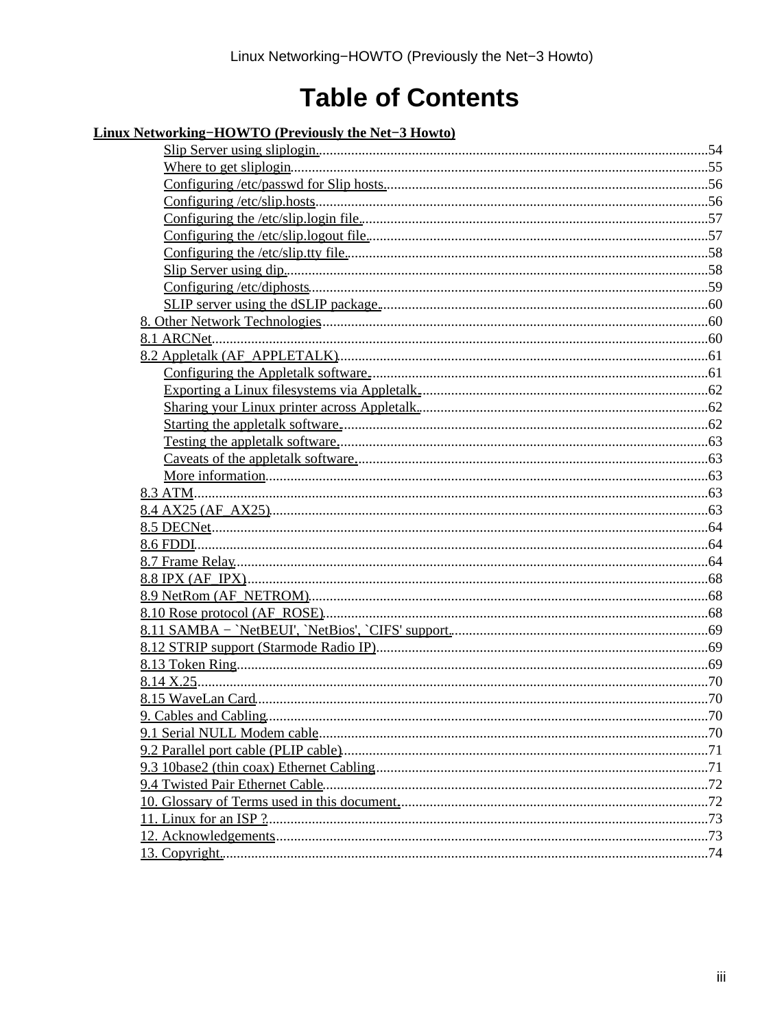# Table of Contents

**Linux Networking−HOWTO (Previously the Net−3 Howto)**

- Slip Server using sliplogin. ....54
- Where to get sliplogin ....55
- Configuring /etc/passwd for Slip hosts. ....56
- Configuring /etc/slip.hosts ....56
- Configuring the /etc/slip.login file. ....57
- Configuring the /etc/slip.logout file. ....57
- Configuring the /etc/slip.tty file. ....58
- Slip Server using dip. ....58
- Configuring /etc/diphosts ....59
- SLIP server using the dSLIP package. ....60

8. Other Network Technologies ....60
- 8.1 ARCNet ....60
- 8.2 Appletalk (AF_APPLETALK) ....61
  - Configuring the Appletalk software. ....61
  - Exporting a Linux filesystems via Appletalk. ....62
  - Sharing your Linux printer across Appletalk. ....62
  - Starting the appletalk software. ....62
  - Testing the appletalk software. ....63
  - Caveats of the appletalk software. ....63
  - More information ....63
- 8.3 ATM ....63
- 8.4 AX25 (AF_AX25) ....63
- 8.5 DECNet ....64
- 8.6 FDDI ....64
- 8.7 Frame Relay ....64
- 8.8 IPX (AF_IPX) ....68
- 8.9 NetRom (AF_NETROM) ....68
- 8.10 Rose protocol (AF_ROSE) ....68
- 8.11 SAMBA − `NetBEUI', `NetBios', `CIFS' support. ....69
- 8.12 STRIP support (Starmode Radio IP) ....69
- 8.13 Token Ring ....69
- 8.14 X.25 ....70
- 8.15 WaveLan Card ....70

9. Cables and Cabling ....70
- 9.1 Serial NULL Modem cable ....70
- 9.2 Parallel port cable (PLIP cable) ....71
- 9.3 10base2 (thin coax) Ethernet Cabling ....71
- 9.4 Twisted Pair Ethernet Cable ....72

10. Glossary of Terms used in this document. ....72

11. Linux for an ISP ? ....73

12. Acknowledgements ....73

13. Copyright. ....74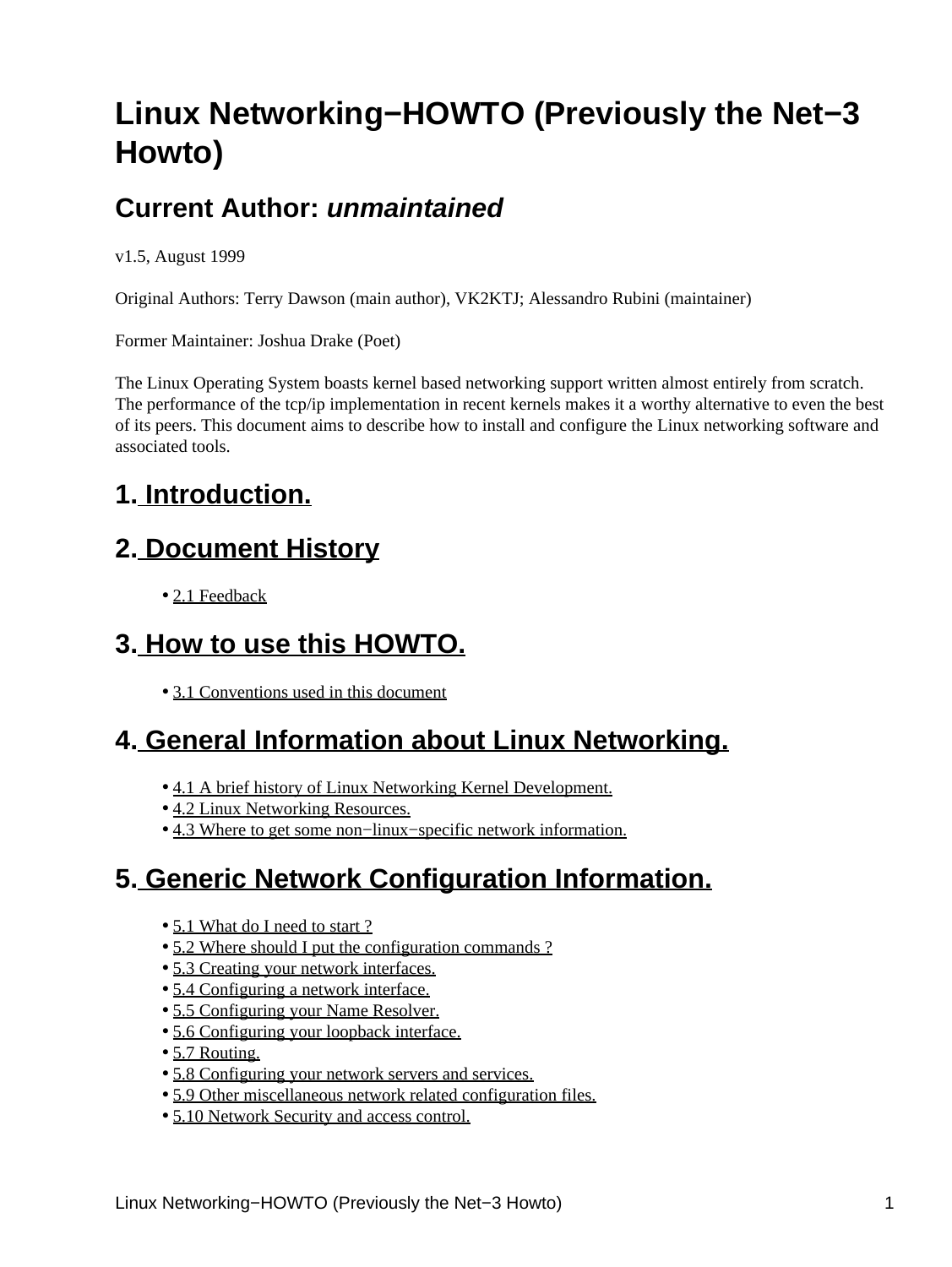# Linux Networking−HOWTO (Previously the Net−3 Howto)

## Current Author: *unmaintained*

v1.5, August 1999

Original Authors: Terry Dawson (main author), VK2KTJ; Alessandro Rubini (maintainer)

Former Maintainer: Joshua Drake (Poet)

The Linux Operating System boasts kernel based networking support written almost entirely from scratch. The performance of the tcp/ip implementation in recent kernels makes it a worthy alternative to even the best of its peers. This document aims to describe how to install and configure the Linux networking software and associated tools.

## 1. Introduction.

## 2. Document History

- 2.1 Feedback

## 3. How to use this HOWTO.

- 3.1 Conventions used in this document

## 4. General Information about Linux Networking.

- 4.1 A brief history of Linux Networking Kernel Development.
- 4.2 Linux Networking Resources.
- 4.3 Where to get some non−linux−specific network information.

## 5. Generic Network Configuration Information.

- 5.1 What do I need to start ?
- 5.2 Where should I put the configuration commands ?
- 5.3 Creating your network interfaces.
- 5.4 Configuring a network interface.
- 5.5 Configuring your Name Resolver.
- 5.6 Configuring your loopback interface.
- 5.7 Routing.
- 5.8 Configuring your network servers and services.
- 5.9 Other miscellaneous network related configuration files.
- 5.10 Network Security and access control.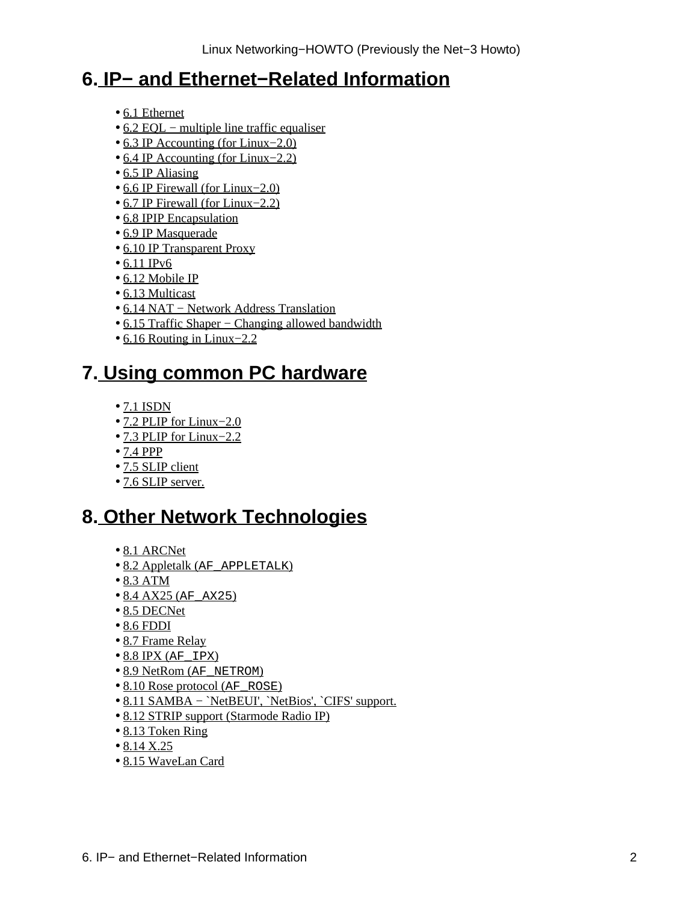## 6. IP− and Ethernet−Related Information

- 6.1 Ethernet
- 6.2 EQL − multiple line traffic equaliser
- 6.3 IP Accounting (for Linux−2.0)
- 6.4 IP Accounting (for Linux−2.2)
- 6.5 IP Aliasing
- 6.6 IP Firewall (for Linux−2.0)
- 6.7 IP Firewall (for Linux−2.2)
- 6.8 IPIP Encapsulation
- 6.9 IP Masquerade
- 6.10 IP Transparent Proxy
- 6.11 IPv6
- 6.12 Mobile IP
- 6.13 Multicast
- 6.14 NAT − Network Address Translation
- 6.15 Traffic Shaper − Changing allowed bandwidth
- 6.16 Routing in Linux−2.2

## 7. Using common PC hardware

- 7.1 ISDN
- 7.2 PLIP for Linux−2.0
- 7.3 PLIP for Linux−2.2
- 7.4 PPP
- 7.5 SLIP client
- 7.6 SLIP server.

## 8. Other Network Technologies

- 8.1 ARCNet
- 8.2 Appletalk (`AF_APPLETALK`)
- 8.3 ATM
- 8.4 AX25 (`AF_AX25`)
- 8.5 DECNet
- 8.6 FDDI
- 8.7 Frame Relay
- 8.8 IPX (`AF_IPX`)
- 8.9 NetRom (`AF_NETROM`)
- 8.10 Rose protocol (`AF_ROSE`)
- 8.11 SAMBA − `NetBEUI', `NetBios', `CIFS' support.
- 8.12 STRIP support (Starmode Radio IP)
- 8.13 Token Ring
- 8.14 X.25
- 8.15 WaveLan Card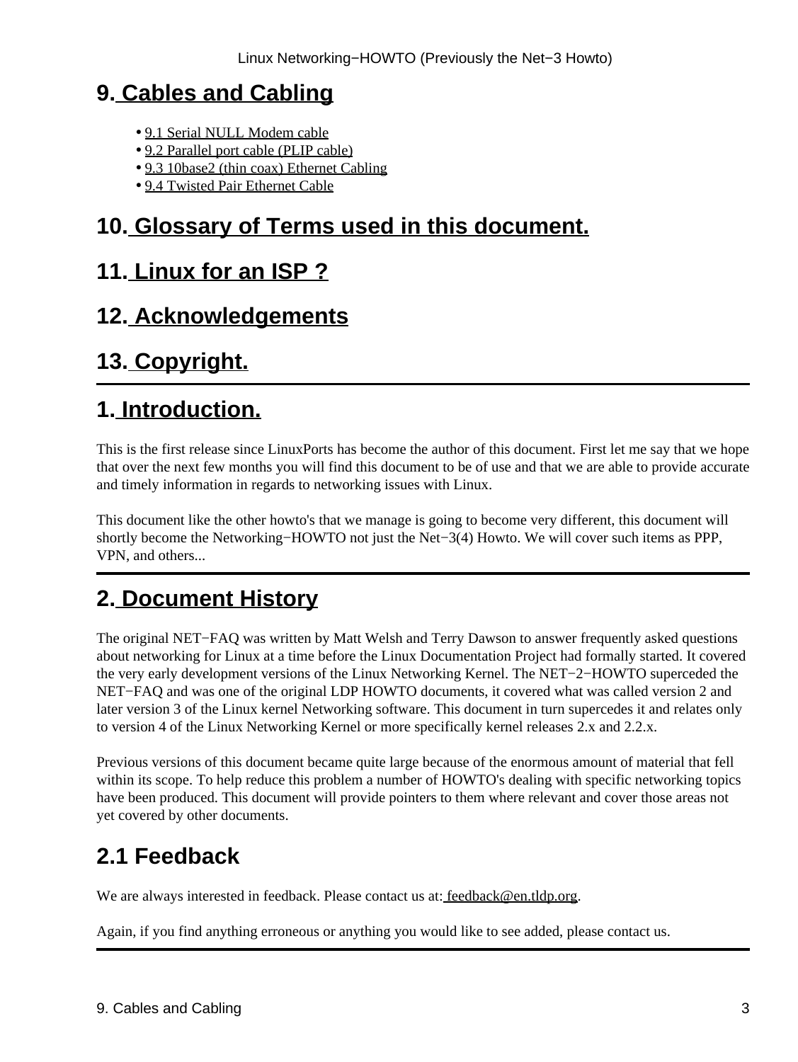## 9. Cables and Cabling

- 9.1 Serial NULL Modem cable
- 9.2 Parallel port cable (PLIP cable)
- 9.3 10base2 (thin coax) Ethernet Cabling
- 9.4 Twisted Pair Ethernet Cable

## 10. Glossary of Terms used in this document.

## 11. Linux for an ISP ?

## 12. Acknowledgements

## 13. Copyright.

---

## 1. Introduction.

This is the first release since LinuxPorts has become the author of this document. First let me say that we hope that over the next few months you will find this document to be of use and that we are able to provide accurate and timely information in regards to networking issues with Linux.

This document like the other howto's that we manage is going to become very different, this document will shortly become the Networking−HOWTO not just the Net−3(4) Howto. We will cover such items as PPP, VPN, and others...

---

## 2. Document History

The original NET−FAQ was written by Matt Welsh and Terry Dawson to answer frequently asked questions about networking for Linux at a time before the Linux Documentation Project had formally started. It covered the very early development versions of the Linux Networking Kernel. The NET−2−HOWTO superceded the NET−FAQ and was one of the original LDP HOWTO documents, it covered what was called version 2 and later version 3 of the Linux kernel Networking software. This document in turn supercedes it and relates only to version 4 of the Linux Networking Kernel or more specifically kernel releases 2.x and 2.2.x.

Previous versions of this document became quite large because of the enormous amount of material that fell within its scope. To help reduce this problem a number of HOWTO's dealing with specific networking topics have been produced. This document will provide pointers to them where relevant and cover those areas not yet covered by other documents.

## 2.1 Feedback

We are always interested in feedback. Please contact us at: feedback@en.tldp.org.

Again, if you find anything erroneous or anything you would like to see added, please contact us.

---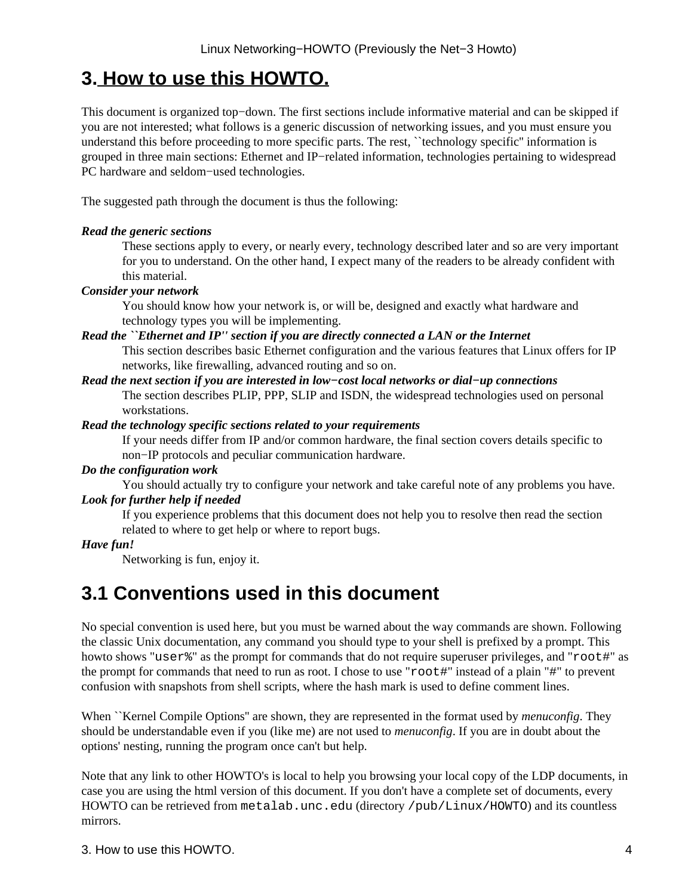# 3. How to use this HOWTO.

This document is organized top−down. The first sections include informative material and can be skipped if you are not interested; what follows is a generic discussion of networking issues, and you must ensure you understand this before proceeding to more specific parts. The rest, ``technology specific'' information is grouped in three main sections: Ethernet and IP−related information, technologies pertaining to widespread PC hardware and seldom−used technologies.

The suggested path through the document is thus the following:

***Read the generic sections***
: These sections apply to every, or nearly every, technology described later and so are very important for you to understand. On the other hand, I expect many of the readers to be already confident with this material.

***Consider your network***
: You should know how your network is, or will be, designed and exactly what hardware and technology types you will be implementing.

***Read the ``Ethernet and IP'' section if you are directly connected a LAN or the Internet***
: This section describes basic Ethernet configuration and the various features that Linux offers for IP networks, like firewalling, advanced routing and so on.

***Read the next section if you are interested in low−cost local networks or dial−up connections***
: The section describes PLIP, PPP, SLIP and ISDN, the widespread technologies used on personal workstations.

***Read the technology specific sections related to your requirements***
: If your needs differ from IP and/or common hardware, the final section covers details specific to non−IP protocols and peculiar communication hardware.

***Do the configuration work***
: You should actually try to configure your network and take careful note of any problems you have.

***Look for further help if needed***
: If you experience problems that this document does not help you to resolve then read the section related to where to get help or where to report bugs.

***Have fun!***
: Networking is fun, enjoy it.

## 3.1 Conventions used in this document

No special convention is used here, but you must be warned about the way commands are shown. Following the classic Unix documentation, any command you should type to your shell is prefixed by a prompt. This howto shows "`user%`" as the prompt for commands that do not require superuser privileges, and "`root#`" as the prompt for commands that need to run as root. I chose to use "`root#`" instead of a plain "#" to prevent confusion with snapshots from shell scripts, where the hash mark is used to define comment lines.

When ``Kernel Compile Options'' are shown, they are represented in the format used by *menuconfig*. They should be understandable even if you (like me) are not used to *menuconfig*. If you are in doubt about the options' nesting, running the program once can't but help.

Note that any link to other HOWTO's is local to help you browsing your local copy of the LDP documents, in case you are using the html version of this document. If you don't have a complete set of documents, every HOWTO can be retrieved from `metalab.unc.edu` (directory `/pub/Linux/HOWTO`) and its countless mirrors.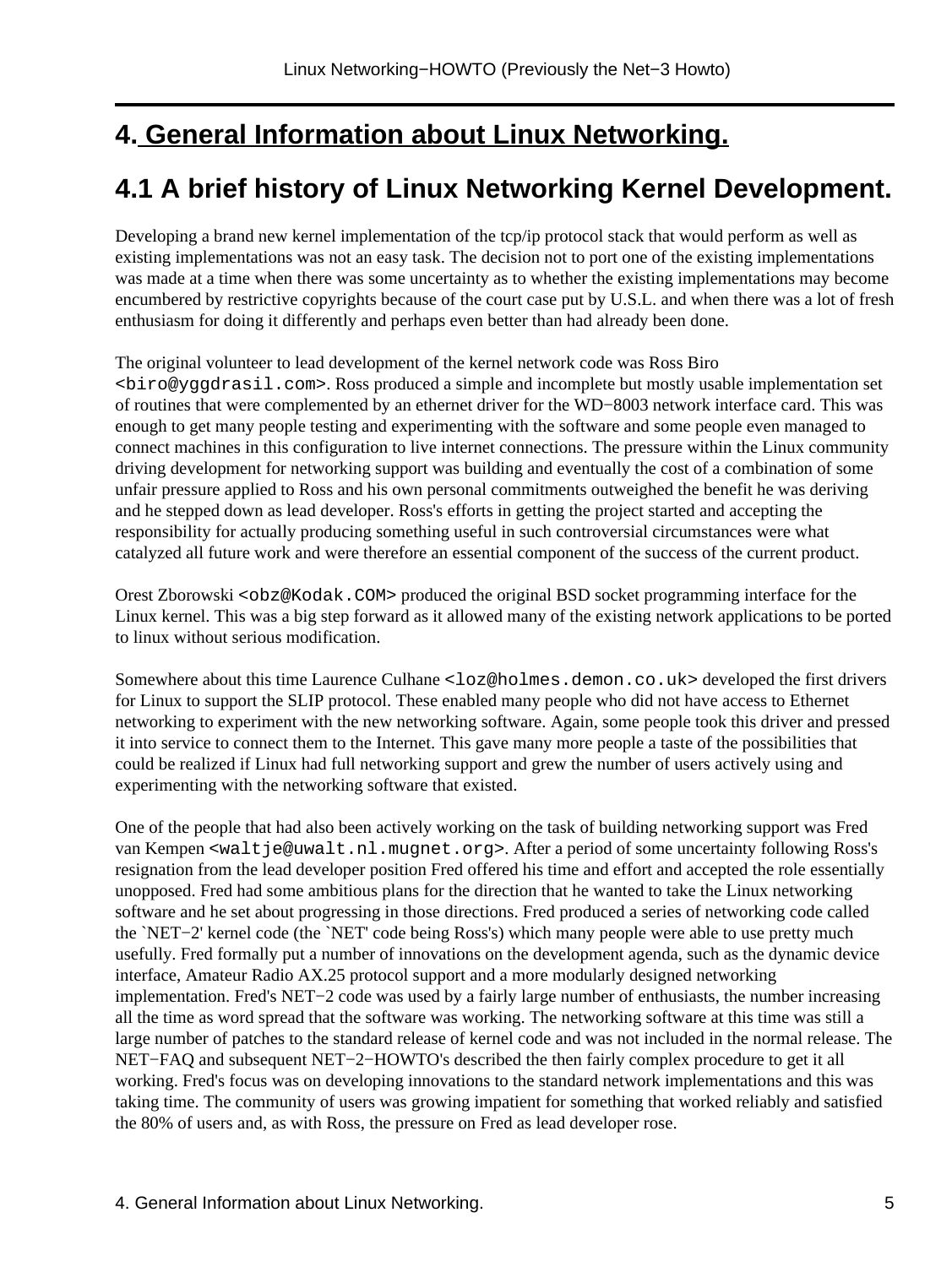# 4. General Information about Linux Networking.

## 4.1 A brief history of Linux Networking Kernel Development.

Developing a brand new kernel implementation of the tcp/ip protocol stack that would perform as well as existing implementations was not an easy task. The decision not to port one of the existing implementations was made at a time when there was some uncertainty as to whether the existing implementations may become encumbered by restrictive copyrights because of the court case put by U.S.L. and when there was a lot of fresh enthusiasm for doing it differently and perhaps even better than had already been done.

The original volunteer to lead development of the kernel network code was Ross Biro `<biro@yggdrasil.com>`. Ross produced a simple and incomplete but mostly usable implementation set of routines that were complemented by an ethernet driver for the WD−8003 network interface card. This was enough to get many people testing and experimenting with the software and some people even managed to connect machines in this configuration to live internet connections. The pressure within the Linux community driving development for networking support was building and eventually the cost of a combination of some unfair pressure applied to Ross and his own personal commitments outweighed the benefit he was deriving and he stepped down as lead developer. Ross's efforts in getting the project started and accepting the responsibility for actually producing something useful in such controversial circumstances were what catalyzed all future work and were therefore an essential component of the success of the current product.

Orest Zborowski `<obz@Kodak.COM>` produced the original BSD socket programming interface for the Linux kernel. This was a big step forward as it allowed many of the existing network applications to be ported to linux without serious modification.

Somewhere about this time Laurence Culhane `<loz@holmes.demon.co.uk>` developed the first drivers for Linux to support the SLIP protocol. These enabled many people who did not have access to Ethernet networking to experiment with the new networking software. Again, some people took this driver and pressed it into service to connect them to the Internet. This gave many more people a taste of the possibilities that could be realized if Linux had full networking support and grew the number of users actively using and experimenting with the networking software that existed.

One of the people that had also been actively working on the task of building networking support was Fred van Kempen `<waltje@uwalt.nl.mugnet.org>`. After a period of some uncertainty following Ross's resignation from the lead developer position Fred offered his time and effort and accepted the role essentially unopposed. Fred had some ambitious plans for the direction that he wanted to take the Linux networking software and he set about progressing in those directions. Fred produced a series of networking code called the `NET−2' kernel code (the `NET' code being Ross's) which many people were able to use pretty much usefully. Fred formally put a number of innovations on the development agenda, such as the dynamic device interface, Amateur Radio AX.25 protocol support and a more modularly designed networking implementation. Fred's NET−2 code was used by a fairly large number of enthusiasts, the number increasing all the time as word spread that the software was working. The networking software at this time was still a large number of patches to the standard release of kernel code and was not included in the normal release. The NET−FAQ and subsequent NET−2−HOWTO's described the then fairly complex procedure to get it all working. Fred's focus was on developing innovations to the standard network implementations and this was taking time. The community of users was growing impatient for something that worked reliably and satisfied the 80% of users and, as with Ross, the pressure on Fred as lead developer rose.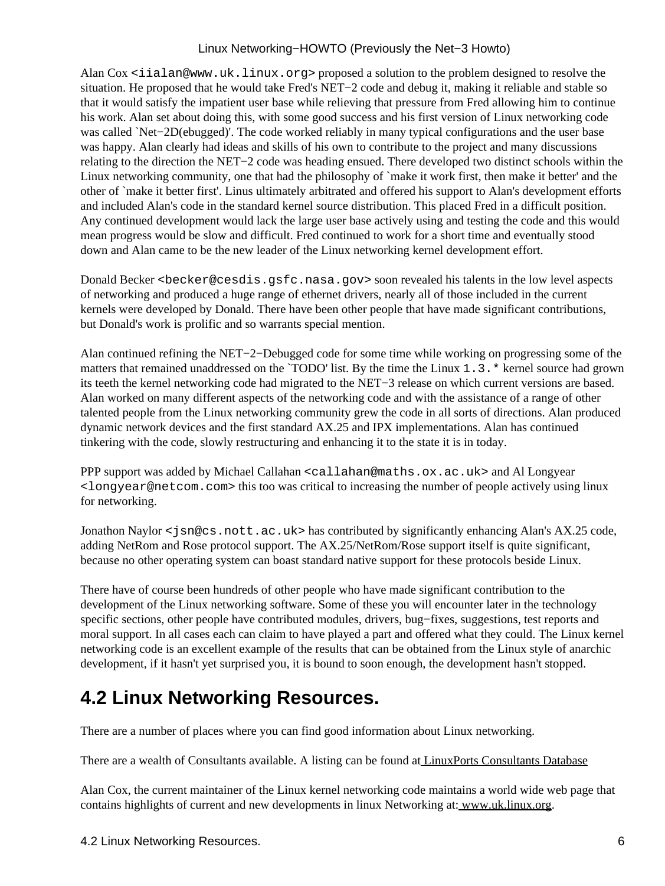Alan Cox `<iialan@www.uk.linux.org>` proposed a solution to the problem designed to resolve the situation. He proposed that he would take Fred's NET−2 code and debug it, making it reliable and stable so that it would satisfy the impatient user base while relieving that pressure from Fred allowing him to continue his work. Alan set about doing this, with some good success and his first version of Linux networking code was called `Net−2D(ebugged)'. The code worked reliably in many typical configurations and the user base was happy. Alan clearly had ideas and skills of his own to contribute to the project and many discussions relating to the direction the NET−2 code was heading ensued. There developed two distinct schools within the Linux networking community, one that had the philosophy of `make it work first, then make it better' and the other of `make it better first'. Linus ultimately arbitrated and offered his support to Alan's development efforts and included Alan's code in the standard kernel source distribution. This placed Fred in a difficult position. Any continued development would lack the large user base actively using and testing the code and this would mean progress would be slow and difficult. Fred continued to work for a short time and eventually stood down and Alan came to be the new leader of the Linux networking kernel development effort.

Donald Becker `<becker@cesdis.gsfc.nasa.gov>` soon revealed his talents in the low level aspects of networking and produced a huge range of ethernet drivers, nearly all of those included in the current kernels were developed by Donald. There have been other people that have made significant contributions, but Donald's work is prolific and so warrants special mention.

Alan continued refining the NET−2−Debugged code for some time while working on progressing some of the matters that remained unaddressed on the `TODO' list. By the time the Linux `1.3.*` kernel source had grown its teeth the kernel networking code had migrated to the NET−3 release on which current versions are based. Alan worked on many different aspects of the networking code and with the assistance of a range of other talented people from the Linux networking community grew the code in all sorts of directions. Alan produced dynamic network devices and the first standard AX.25 and IPX implementations. Alan has continued tinkering with the code, slowly restructuring and enhancing it to the state it is in today.

PPP support was added by Michael Callahan `<callahan@maths.ox.ac.uk>` and Al Longyear `<longyear@netcom.com>` this too was critical to increasing the number of people actively using linux for networking.

Jonathon Naylor `<jsn@cs.nott.ac.uk>` has contributed by significantly enhancing Alan's AX.25 code, adding NetRom and Rose protocol support. The AX.25/NetRom/Rose support itself is quite significant, because no other operating system can boast standard native support for these protocols beside Linux.

There have of course been hundreds of other people who have made significant contribution to the development of the Linux networking software. Some of these you will encounter later in the technology specific sections, other people have contributed modules, drivers, bug−fixes, suggestions, test reports and moral support. In all cases each can claim to have played a part and offered what they could. The Linux kernel networking code is an excellent example of the results that can be obtained from the Linux style of anarchic development, if it hasn't yet surprised you, it is bound to soon enough, the development hasn't stopped.

## 4.2 Linux Networking Resources.

There are a number of places where you can find good information about Linux networking.

There are a wealth of Consultants available. A listing can be found at LinuxPorts Consultants Database

Alan Cox, the current maintainer of the Linux kernel networking code maintains a world wide web page that contains highlights of current and new developments in linux Networking at: www.uk.linux.org.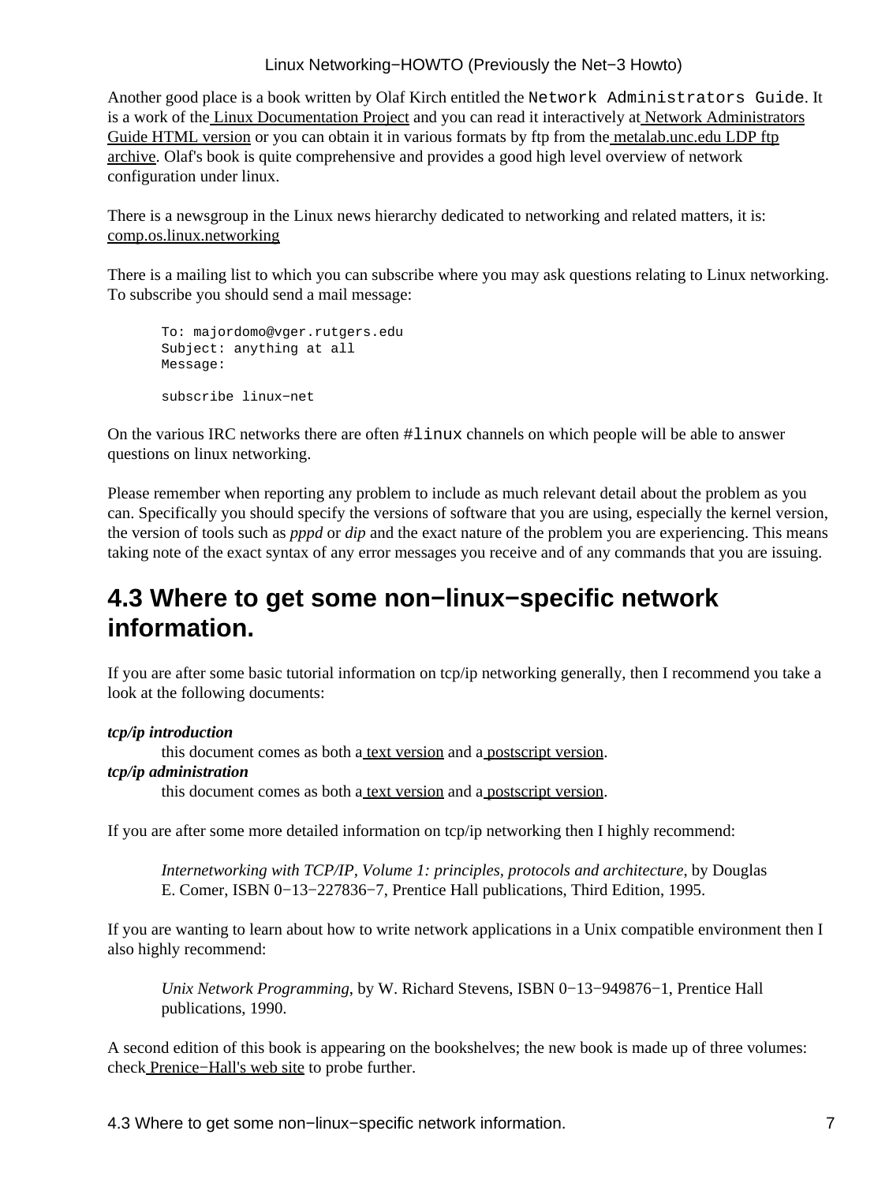Another good place is a book written by Olaf Kirch entitled the `Network Administrators Guide`. It is a work of the Linux Documentation Project and you can read it interactively at Network Administrators Guide HTML version or you can obtain it in various formats by ftp from the metalab.unc.edu LDP ftp archive. Olaf's book is quite comprehensive and provides a good high level overview of network configuration under linux.

There is a newsgroup in the Linux news hierarchy dedicated to networking and related matters, it is: comp.os.linux.networking

There is a mailing list to which you can subscribe where you may ask questions relating to Linux networking. To subscribe you should send a mail message:

```
To: majordomo@vger.rutgers.edu
Subject: anything at all
Message:

subscribe linux-net
```

On the various IRC networks there are often `#linux` channels on which people will be able to answer questions on linux networking.

Please remember when reporting any problem to include as much relevant detail about the problem as you can. Specifically you should specify the versions of software that you are using, especially the kernel version, the version of tools such as *pppd* or *dip* and the exact nature of the problem you are experiencing. This means taking note of the exact syntax of any error messages you receive and of any commands that you are issuing.

## 4.3 Where to get some non-linux-specific network information.

If you are after some basic tutorial information on tcp/ip networking generally, then I recommend you take a look at the following documents:

***tcp/ip introduction***
: this document comes as both a text version and a postscript version.

***tcp/ip administration***
: this document comes as both a text version and a postscript version.

If you are after some more detailed information on tcp/ip networking then I highly recommend:

> *Internetworking with TCP/IP, Volume 1: principles, protocols and architecture*, by Douglas E. Comer, ISBN 0-13-227836-7, Prentice Hall publications, Third Edition, 1995.

If you are wanting to learn about how to write network applications in a Unix compatible environment then I also highly recommend:

> *Unix Network Programming*, by W. Richard Stevens, ISBN 0-13-949876-1, Prentice Hall publications, 1990.

A second edition of this book is appearing on the bookshelves; the new book is made up of three volumes: check Prenice-Hall's web site to probe further.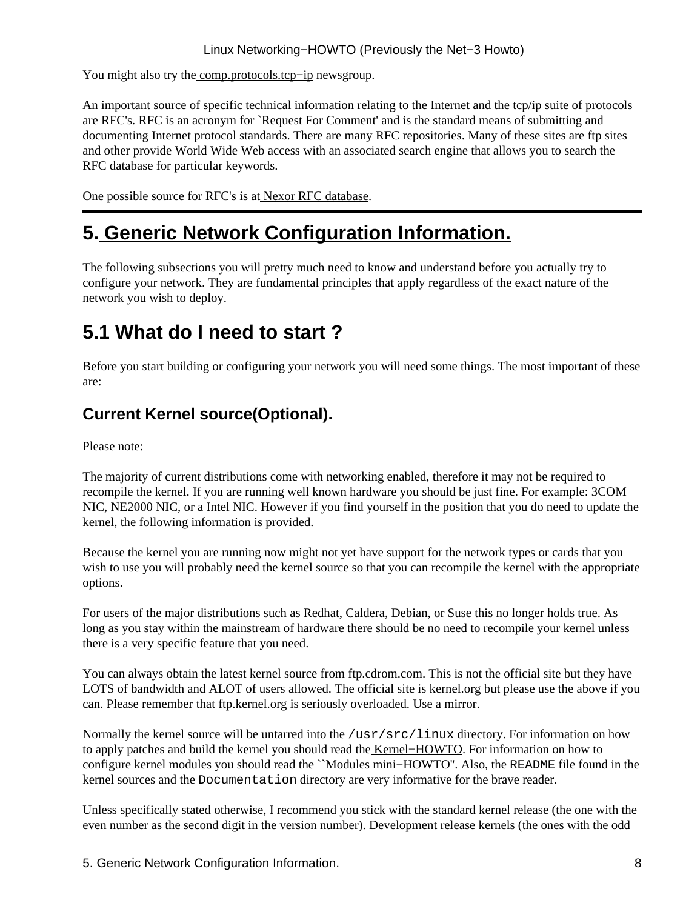You might also try the comp.protocols.tcp−ip newsgroup.

An important source of specific technical information relating to the Internet and the tcp/ip suite of protocols are RFC's. RFC is an acronym for `Request For Comment' and is the standard means of submitting and documenting Internet protocol standards. There are many RFC repositories. Many of these sites are ftp sites and other provide World Wide Web access with an associated search engine that allows you to search the RFC database for particular keywords.

One possible source for RFC's is at Nexor RFC database.

---

# 5. Generic Network Configuration Information.

The following subsections you will pretty much need to know and understand before you actually try to configure your network. They are fundamental principles that apply regardless of the exact nature of the network you wish to deploy.

## 5.1 What do I need to start ?

Before you start building or configuring your network you will need some things. The most important of these are:

### Current Kernel source(Optional).

Please note:

The majority of current distributions come with networking enabled, therefore it may not be required to recompile the kernel. If you are running well known hardware you should be just fine. For example: 3COM NIC, NE2000 NIC, or a Intel NIC. However if you find yourself in the position that you do need to update the kernel, the following information is provided.

Because the kernel you are running now might not yet have support for the network types or cards that you wish to use you will probably need the kernel source so that you can recompile the kernel with the appropriate options.

For users of the major distributions such as Redhat, Caldera, Debian, or Suse this no longer holds true. As long as you stay within the mainstream of hardware there should be no need to recompile your kernel unless there is a very specific feature that you need.

You can always obtain the latest kernel source from ftp.cdrom.com. This is not the official site but they have LOTS of bandwidth and ALOT of users allowed. The official site is kernel.org but please use the above if you can. Please remember that ftp.kernel.org is seriously overloaded. Use a mirror.

Normally the kernel source will be untarred into the `/usr/src/linux` directory. For information on how to apply patches and build the kernel you should read the Kernel−HOWTO. For information on how to configure kernel modules you should read the ``Modules mini−HOWTO''. Also, the `README` file found in the kernel sources and the `Documentation` directory are very informative for the brave reader.

Unless specifically stated otherwise, I recommend you stick with the standard kernel release (the one with the even number as the second digit in the version number). Development release kernels (the ones with the odd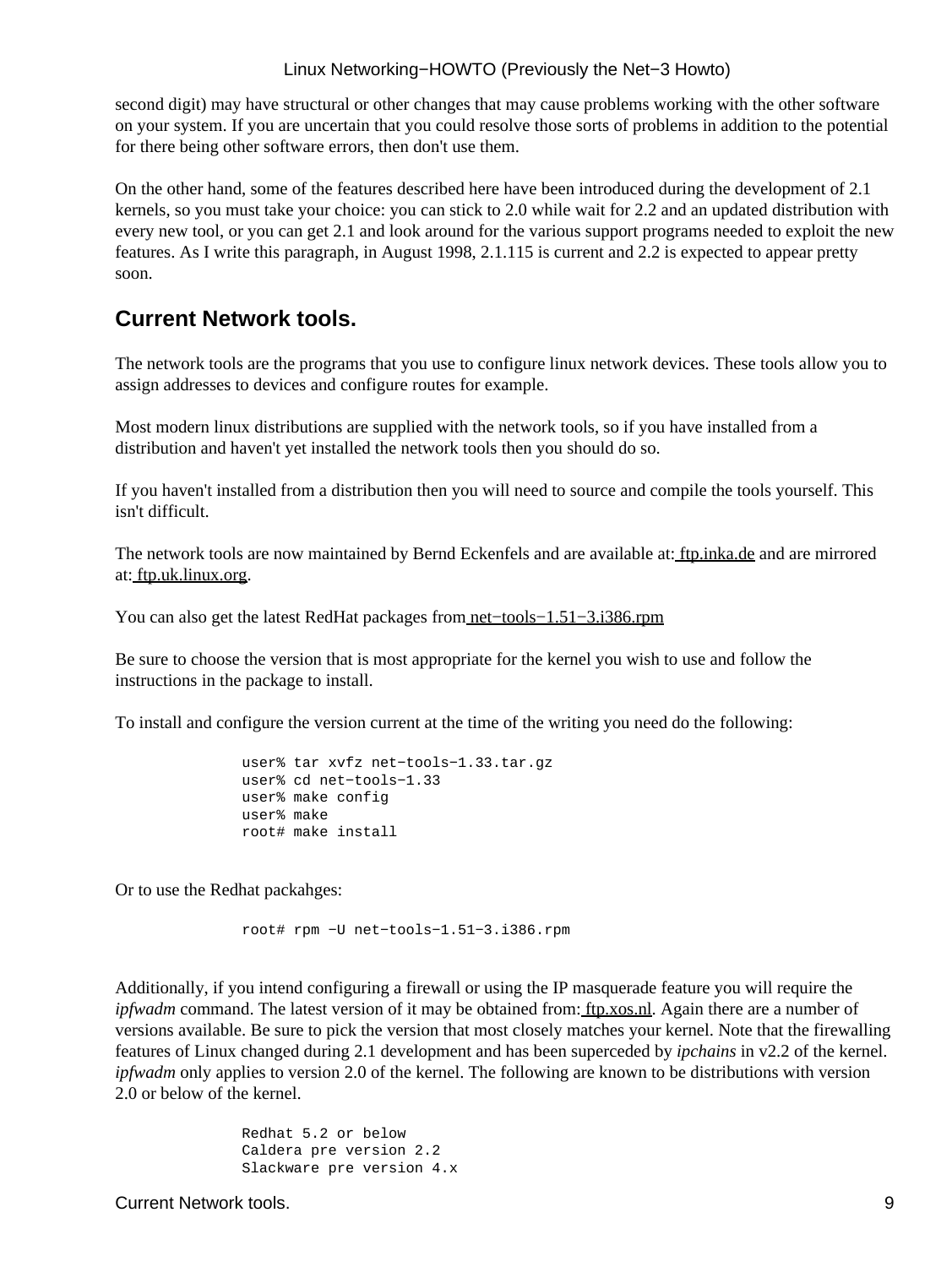second digit) may have structural or other changes that may cause problems working with the other software on your system. If you are uncertain that you could resolve those sorts of problems in addition to the potential for there being other software errors, then don't use them.

On the other hand, some of the features described here have been introduced during the development of 2.1 kernels, so you must take your choice: you can stick to 2.0 while wait for 2.2 and an updated distribution with every new tool, or you can get 2.1 and look around for the various support programs needed to exploit the new features. As I write this paragraph, in August 1998, 2.1.115 is current and 2.2 is expected to appear pretty soon.

## Current Network tools.

The network tools are the programs that you use to configure linux network devices. These tools allow you to assign addresses to devices and configure routes for example.

Most modern linux distributions are supplied with the network tools, so if you have installed from a distribution and haven't yet installed the network tools then you should do so.

If you haven't installed from a distribution then you will need to source and compile the tools yourself. This isn't difficult.

The network tools are now maintained by Bernd Eckenfels and are available at: ftp.inka.de and are mirrored at: ftp.uk.linux.org.

You can also get the latest RedHat packages from net−tools−1.51−3.i386.rpm

Be sure to choose the version that is most appropriate for the kernel you wish to use and follow the instructions in the package to install.

To install and configure the version current at the time of the writing you need do the following:

```
user% tar xvfz net−tools−1.33.tar.gz
user% cd net−tools−1.33
user% make config
user% make
root# make install
```

Or to use the Redhat packahges:

```
root# rpm −U net−tools−1.51−3.i386.rpm
```

Additionally, if you intend configuring a firewall or using the IP masquerade feature you will require the *ipfwadm* command. The latest version of it may be obtained from: ftp.xos.nl. Again there are a number of versions available. Be sure to pick the version that most closely matches your kernel. Note that the firewalling features of Linux changed during 2.1 development and has been superceded by *ipchains* in v2.2 of the kernel. *ipfwadm* only applies to version 2.0 of the kernel. The following are known to be distributions with version 2.0 or below of the kernel.

```
Redhat 5.2 or below
Caldera pre version 2.2
Slackware pre version 4.x
```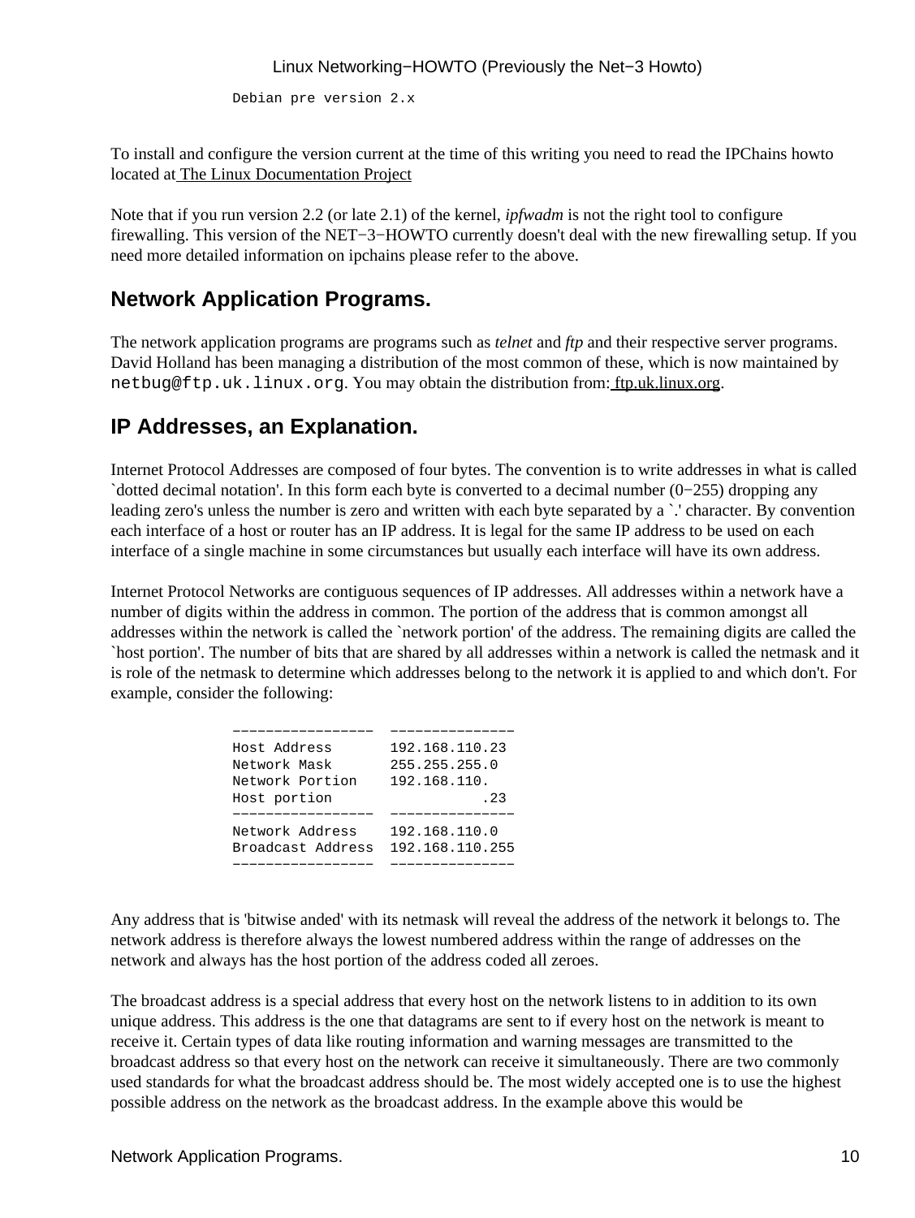```
Debian pre version 2.x
```

To install and configure the version current at the time of this writing you need to read the IPChains howto located at The Linux Documentation Project

Note that if you run version 2.2 (or late 2.1) of the kernel, *ipfwadm* is not the right tool to configure firewalling. This version of the NET−3−HOWTO currently doesn't deal with the new firewalling setup. If you need more detailed information on ipchains please refer to the above.

## Network Application Programs.

The network application programs are programs such as *telnet* and *ftp* and their respective server programs. David Holland has been managing a distribution of the most common of these, which is now maintained by `netbug@ftp.uk.linux.org`. You may obtain the distribution from: ftp.uk.linux.org.

## IP Addresses, an Explanation.

Internet Protocol Addresses are composed of four bytes. The convention is to write addresses in what is called `dotted decimal notation'. In this form each byte is converted to a decimal number (0−255) dropping any leading zero's unless the number is zero and written with each byte separated by a `.' character. By convention each interface of a host or router has an IP address. It is legal for the same IP address to be used on each interface of a single machine in some circumstances but usually each interface will have its own address.

Internet Protocol Networks are contiguous sequences of IP addresses. All addresses within a network have a number of digits within the address in common. The portion of the address that is common amongst all addresses within the network is called the `network portion' of the address. The remaining digits are called the `host portion'. The number of bits that are shared by all addresses within a network is called the netmask and it is role of the netmask to determine which addresses belong to the network it is applied to and which don't. For example, consider the following:

```
-----------------  ---------------
Host Address       192.168.110.23
Network Mask       255.255.255.0
Network Portion    192.168.110.
Host portion                  .23
-----------------  ---------------
Network Address    192.168.110.0
Broadcast Address  192.168.110.255
-----------------  ---------------
```

Any address that is 'bitwise anded' with its netmask will reveal the address of the network it belongs to. The network address is therefore always the lowest numbered address within the range of addresses on the network and always has the host portion of the address coded all zeroes.

The broadcast address is a special address that every host on the network listens to in addition to its own unique address. This address is the one that datagrams are sent to if every host on the network is meant to receive it. Certain types of data like routing information and warning messages are transmitted to the broadcast address so that every host on the network can receive it simultaneously. There are two commonly used standards for what the broadcast address should be. The most widely accepted one is to use the highest possible address on the network as the broadcast address. In the example above this would be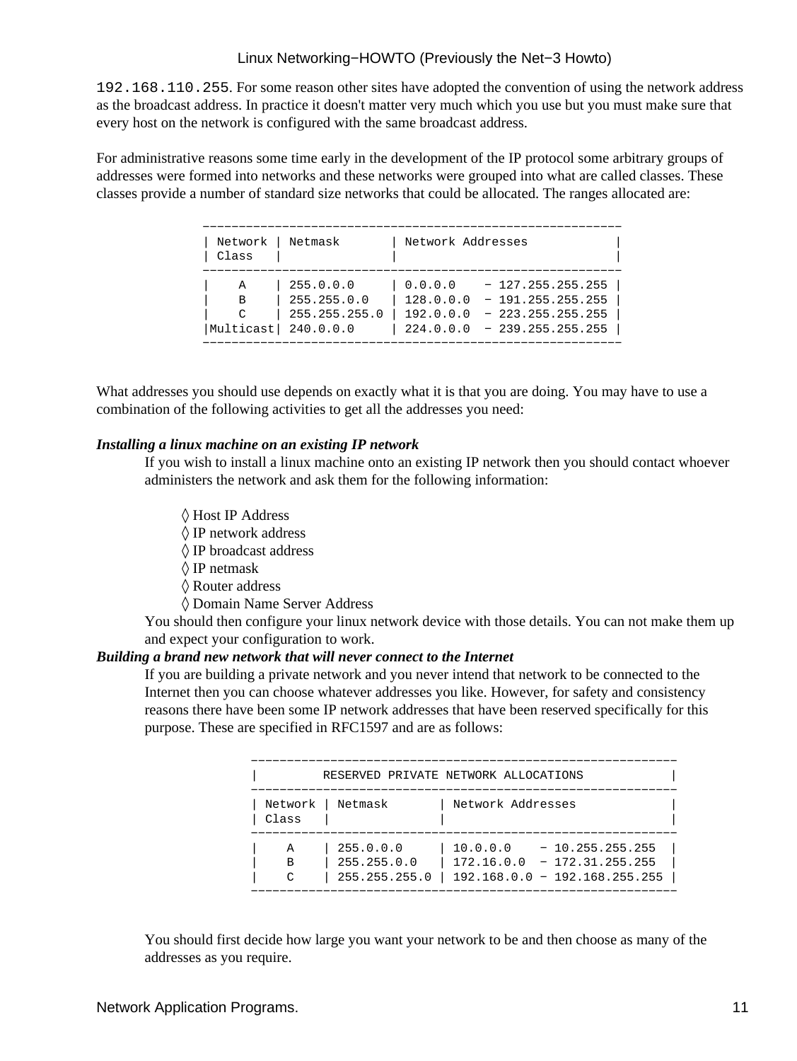192.168.110.255. For some reason other sites have adopted the convention of using the network address as the broadcast address. In practice it doesn't matter very much which you use but you must make sure that every host on the network is configured with the same broadcast address.

For administrative reasons some time early in the development of the IP protocol some arbitrary groups of addresses were formed into networks and these networks were grouped into what are called classes. These classes provide a number of standard size networks that could be allocated. The ranges allocated are:

| Network Class | Netmask | Network Addresses |
|---|---|---|
| A | 255.0.0.0 | 0.0.0.0 − 127.255.255.255 |
| B | 255.255.0.0 | 128.0.0.0 − 191.255.255.255 |
| C | 255.255.255.0 | 192.0.0.0 − 223.255.255.255 |
| Multicast | 240.0.0.0 | 224.0.0.0 − 239.255.255.255 |

What addresses you should use depends on exactly what it is that you are doing. You may have to use a combination of the following activities to get all the addresses you need:

***Installing a linux machine on an existing IP network***

If you wish to install a linux machine onto an existing IP network then you should contact whoever administers the network and ask them for the following information:

- Host IP Address
- IP network address
- IP broadcast address
- IP netmask
- Router address
- Domain Name Server Address

You should then configure your linux network device with those details. You can not make them up and expect your configuration to work.

***Building a brand new network that will never connect to the Internet***

If you are building a private network and you never intend that network to be connected to the Internet then you can choose whatever addresses you like. However, for safety and consistency reasons there have been some IP network addresses that have been reserved specifically for this purpose. These are specified in RFC1597 and are as follows:

| RESERVED PRIVATE NETWORK ALLOCATIONS | | |
|---|---|---|
| **Network Class** | **Netmask** | **Network Addresses** |
| A | 255.0.0.0 | 10.0.0.0 − 10.255.255.255 |
| B | 255.255.0.0 | 172.16.0.0 − 172.31.255.255 |
| C | 255.255.255.0 | 192.168.0.0 − 192.168.255.255 |

You should first decide how large you want your network to be and then choose as many of the addresses as you require.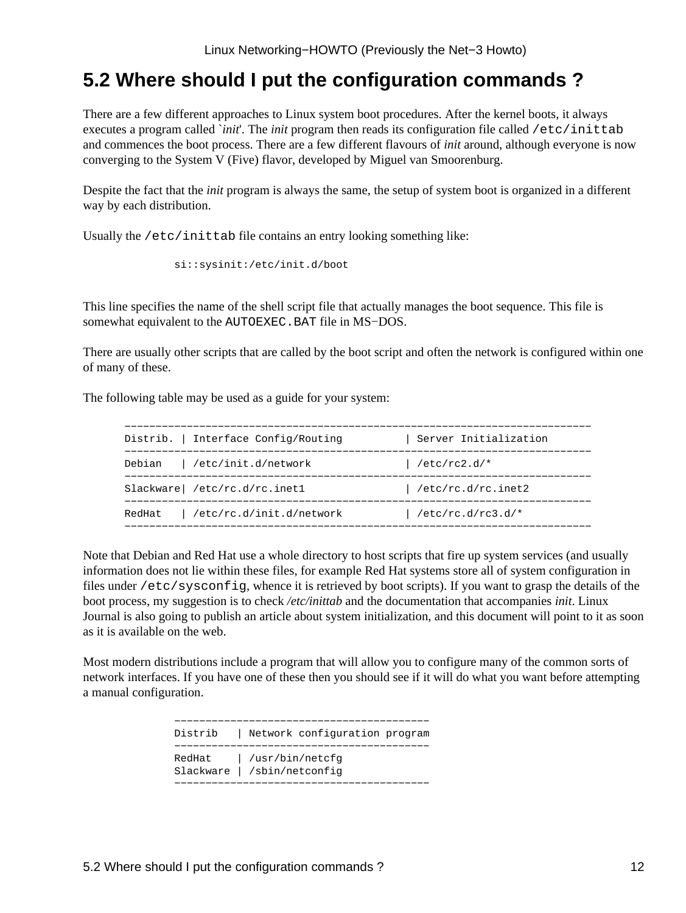## 5.2 Where should I put the configuration commands ?

There are a few different approaches to Linux system boot procedures. After the kernel boots, it always executes a program called `*init*'. The *init* program then reads its configuration file called `/etc/inittab` and commences the boot process. There are a few different flavours of *init* around, although everyone is now converging to the System V (Five) flavor, developed by Miguel van Smoorenburg.

Despite the fact that the *init* program is always the same, the setup of system boot is organized in a different way by each distribution.

Usually the `/etc/inittab` file contains an entry looking something like:

```
si::sysinit:/etc/init.d/boot
```

This line specifies the name of the shell script file that actually manages the boot sequence. This file is somewhat equivalent to the `AUTOEXEC.BAT` file in MS−DOS.

There are usually other scripts that are called by the boot script and often the network is configured within one of many of these.

The following table may be used as a guide for your system:

```
---------------------------------------------------------------------------
Distrib. | Interface Config/Routing          | Server Initialization
---------------------------------------------------------------------------
Debian   | /etc/init.d/network               | /etc/rc2.d/*
---------------------------------------------------------------------------
Slackware| /etc/rc.d/rc.inet1                | /etc/rc.d/rc.inet2
---------------------------------------------------------------------------
RedHat   | /etc/rc.d/init.d/network          | /etc/rc.d/rc3.d/*
---------------------------------------------------------------------------
```

Note that Debian and Red Hat use a whole directory to host scripts that fire up system services (and usually information does not lie within these files, for example Red Hat systems store all of system configuration in files under `/etc/sysconfig`, whence it is retrieved by boot scripts). If you want to grasp the details of the boot process, my suggestion is to check */etc/inittab* and the documentation that accompanies *init*. Linux Journal is also going to publish an article about system initialization, and this document will point to it as soon as it is available on the web.

Most modern distributions include a program that will allow you to configure many of the common sorts of network interfaces. If you have one of these then you should see if it will do what you want before attempting a manual configuration.

```
-----------------------------------------
Distrib   | Network configuration program
-----------------------------------------
RedHat    | /usr/bin/netcfg
Slackware | /sbin/netconfig
-----------------------------------------
```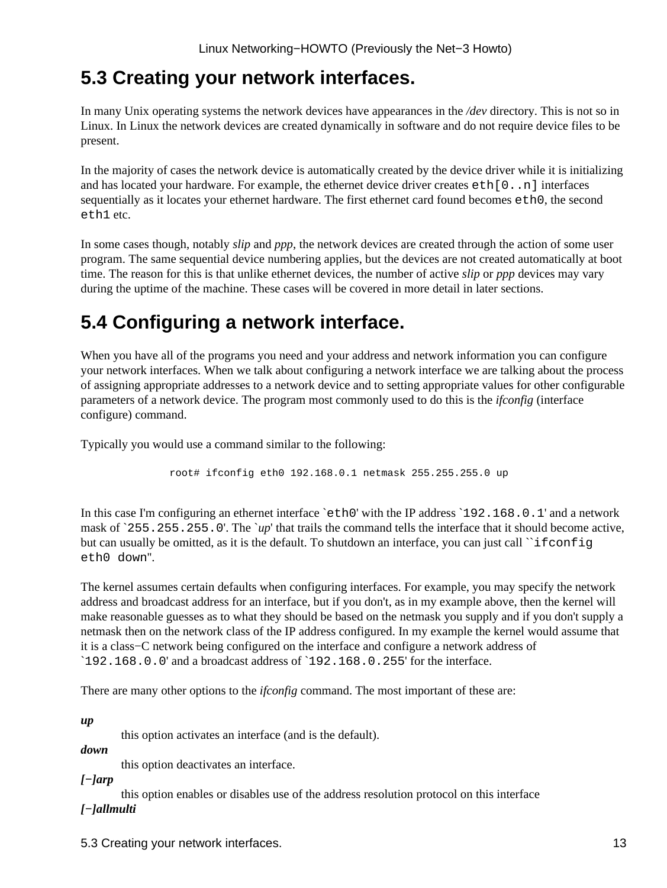## 5.3 Creating your network interfaces.

In many Unix operating systems the network devices have appearances in the */dev* directory. This is not so in Linux. In Linux the network devices are created dynamically in software and do not require device files to be present.

In the majority of cases the network device is automatically created by the device driver while it is initializing and has located your hardware. For example, the ethernet device driver creates `eth[0..n]` interfaces sequentially as it locates your ethernet hardware. The first ethernet card found becomes `eth0`, the second `eth1` etc.

In some cases though, notably *slip* and *ppp*, the network devices are created through the action of some user program. The same sequential device numbering applies, but the devices are not created automatically at boot time. The reason for this is that unlike ethernet devices, the number of active *slip* or *ppp* devices may vary during the uptime of the machine. These cases will be covered in more detail in later sections.

## 5.4 Configuring a network interface.

When you have all of the programs you need and your address and network information you can configure your network interfaces. When we talk about configuring a network interface we are talking about the process of assigning appropriate addresses to a network device and to setting appropriate values for other configurable parameters of a network device. The program most commonly used to do this is the *ifconfig* (interface configure) command.

Typically you would use a command similar to the following:

```
root# ifconfig eth0 192.168.0.1 netmask 255.255.255.0 up
```

In this case I'm configuring an ethernet interface `` `eth0' `` with the IP address `` `192.168.0.1' `` and a network mask of `` `255.255.255.0' ``. The `*up*' that trails the command tells the interface that it should become active, but can usually be omitted, as it is the default. To shutdown an interface, you can just call ``` ``ifconfig eth0 down'' ```.

The kernel assumes certain defaults when configuring interfaces. For example, you may specify the network address and broadcast address for an interface, but if you don't, as in my example above, then the kernel will make reasonable guesses as to what they should be based on the netmask you supply and if you don't supply a netmask then on the network class of the IP address configured. In my example the kernel would assume that it is a class−C network being configured on the interface and configure a network address of `` `192.168.0.0' `` and a broadcast address of `` `192.168.0.255' `` for the interface.

There are many other options to the *ifconfig* command. The most important of these are:

***up***
: this option activates an interface (and is the default).

***down***
: this option deactivates an interface.

***[−]arp***
: this option enables or disables use of the address resolution protocol on this interface

***[−]allmulti***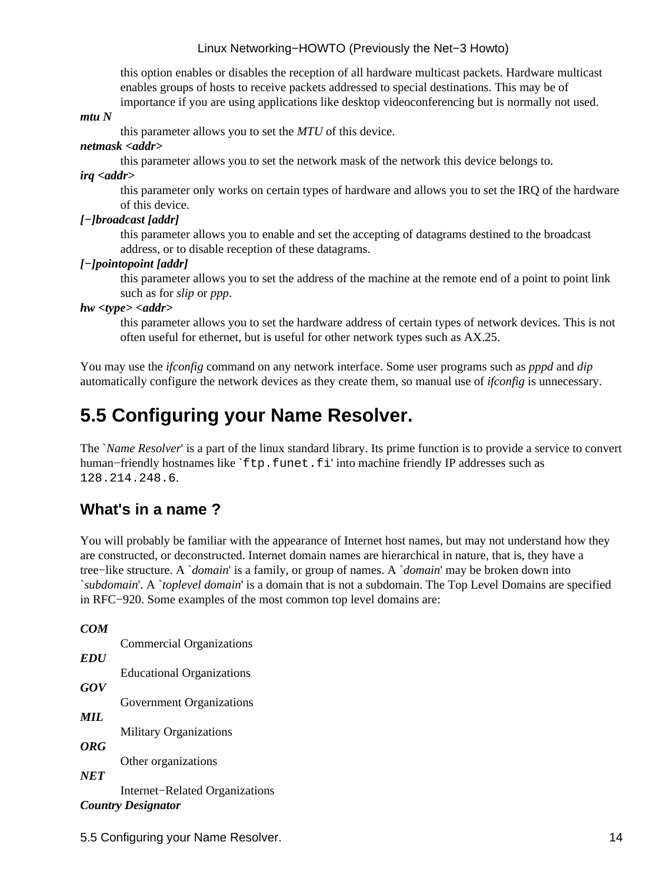this option enables or disables the reception of all hardware multicast packets. Hardware multicast enables groups of hosts to receive packets addressed to special destinations. This may be of importance if you are using applications like desktop videoconferencing but is normally not used.

***mtu N***

this parameter allows you to set the *MTU* of this device.

***netmask <addr>***

this parameter allows you to set the network mask of the network this device belongs to.

***irq <addr>***

this parameter only works on certain types of hardware and allows you to set the IRQ of the hardware of this device.

***[−]broadcast [addr]***

this parameter allows you to enable and set the accepting of datagrams destined to the broadcast address, or to disable reception of these datagrams.

***[−]pointopoint [addr]***

this parameter allows you to set the address of the machine at the remote end of a point to point link such as for *slip* or *ppp*.

***hw <type> <addr>***

this parameter allows you to set the hardware address of certain types of network devices. This is not often useful for ethernet, but is useful for other network types such as AX.25.

You may use the *ifconfig* command on any network interface. Some user programs such as *pppd* and *dip* automatically configure the network devices as they create them, so manual use of *ifconfig* is unnecessary.

## 5.5 Configuring your Name Resolver.

The `*Name Resolver*' is a part of the linux standard library. Its prime function is to provide a service to convert human−friendly hostnames like `ftp.funet.fi' into machine friendly IP addresses such as 128.214.248.6.

### What's in a name ?

You will probably be familiar with the appearance of Internet host names, but may not understand how they are constructed, or deconstructed. Internet domain names are hierarchical in nature, that is, they have a tree−like structure. A `*domain*' is a family, or group of names. A `*domain*' may be broken down into `*subdomain*'. A `*toplevel domain*' is a domain that is not a subdomain. The Top Level Domains are specified in RFC−920. Some examples of the most common top level domains are:

***COM***

Commercial Organizations

***EDU***

Educational Organizations

***GOV***

Government Organizations

***MIL***

Military Organizations

***ORG***

Other organizations

***NET***

Internet−Related Organizations

***Country Designator***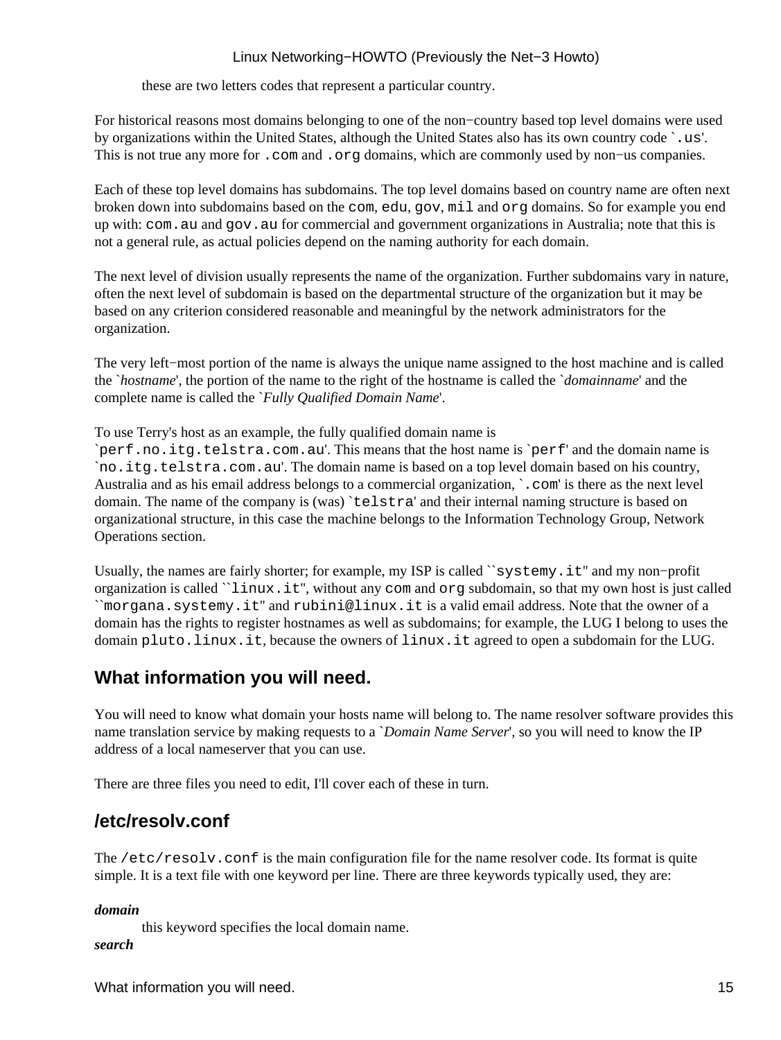these are two letters codes that represent a particular country.

For historical reasons most domains belonging to one of the non−country based top level domains were used by organizations within the United States, although the United States also has its own country code `.us'. This is not true any more for .com and .org domains, which are commonly used by non−us companies.

Each of these top level domains has subdomains. The top level domains based on country name are often next broken down into subdomains based on the com, edu, gov, mil and org domains. So for example you end up with: com.au and gov.au for commercial and government organizations in Australia; note that this is not a general rule, as actual policies depend on the naming authority for each domain.

The next level of division usually represents the name of the organization. Further subdomains vary in nature, often the next level of subdomain is based on the departmental structure of the organization but it may be based on any criterion considered reasonable and meaningful by the network administrators for the organization.

The very left−most portion of the name is always the unique name assigned to the host machine and is called the `*hostname*', the portion of the name to the right of the hostname is called the `*domainname*' and the complete name is called the `*Fully Qualified Domain Name*'.

To use Terry's host as an example, the fully qualified domain name is `perf.no.itg.telstra.com.au'. This means that the host name is `perf' and the domain name is `no.itg.telstra.com.au'. The domain name is based on a top level domain based on his country, Australia and as his email address belongs to a commercial organization, `.com' is there as the next level domain. The name of the company is (was) `telstra' and their internal naming structure is based on organizational structure, in this case the machine belongs to the Information Technology Group, Network Operations section.

Usually, the names are fairly shorter; for example, my ISP is called ``systemy.it'' and my non−profit organization is called ``linux.it'', without any com and org subdomain, so that my own host is just called ``morgana.systemy.it'' and rubini@linux.it is a valid email address. Note that the owner of a domain has the rights to register hostnames as well as subdomains; for example, the LUG I belong to uses the domain pluto.linux.it, because the owners of linux.it agreed to open a subdomain for the LUG.

## What information you will need.

You will need to know what domain your hosts name will belong to. The name resolver software provides this name translation service by making requests to a `*Domain Name Server*', so you will need to know the IP address of a local nameserver that you can use.

There are three files you need to edit, I'll cover each of these in turn.

## /etc/resolv.conf

The /etc/resolv.conf is the main configuration file for the name resolver code. Its format is quite simple. It is a text file with one keyword per line. There are three keywords typically used, they are:

***domain***
: this keyword specifies the local domain name.

***search***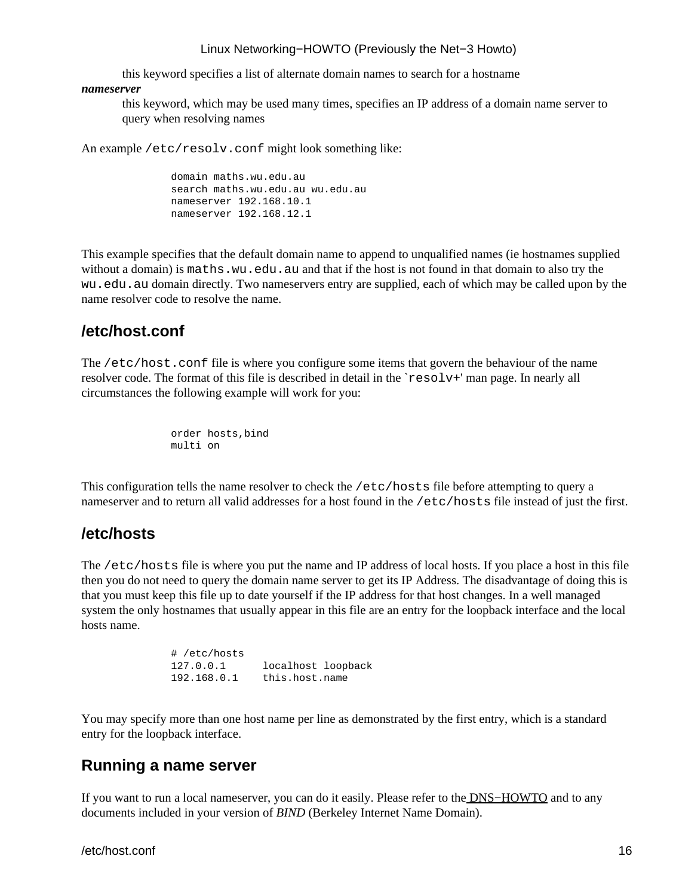this keyword specifies a list of alternate domain names to search for a hostname

***nameserver***

this keyword, which may be used many times, specifies an IP address of a domain name server to query when resolving names

An example `/etc/resolv.conf` might look something like:

```
domain maths.wu.edu.au
search maths.wu.edu.au wu.edu.au
nameserver 192.168.10.1
nameserver 192.168.12.1
```

This example specifies that the default domain name to append to unqualified names (ie hostnames supplied without a domain) is `maths.wu.edu.au` and that if the host is not found in that domain to also try the `wu.edu.au` domain directly. Two nameservers entry are supplied, each of which may be called upon by the name resolver code to resolve the name.

## /etc/host.conf

The `/etc/host.conf` file is where you configure some items that govern the behaviour of the name resolver code. The format of this file is described in detail in the `` `resolv+' `` man page. In nearly all circumstances the following example will work for you:

```
order hosts,bind
multi on
```

This configuration tells the name resolver to check the `/etc/hosts` file before attempting to query a nameserver and to return all valid addresses for a host found in the `/etc/hosts` file instead of just the first.

## /etc/hosts

The `/etc/hosts` file is where you put the name and IP address of local hosts. If you place a host in this file then you do not need to query the domain name server to get its IP Address. The disadvantage of doing this is that you must keep this file up to date yourself if the IP address for that host changes. In a well managed system the only hostnames that usually appear in this file are an entry for the loopback interface and the local hosts name.

```
# /etc/hosts
127.0.0.1      localhost loopback
192.168.0.1    this.host.name
```

You may specify more than one host name per line as demonstrated by the first entry, which is a standard entry for the loopback interface.

## Running a name server

If you want to run a local nameserver, you can do it easily. Please refer to the DNS−HOWTO and to any documents included in your version of *BIND* (Berkeley Internet Name Domain).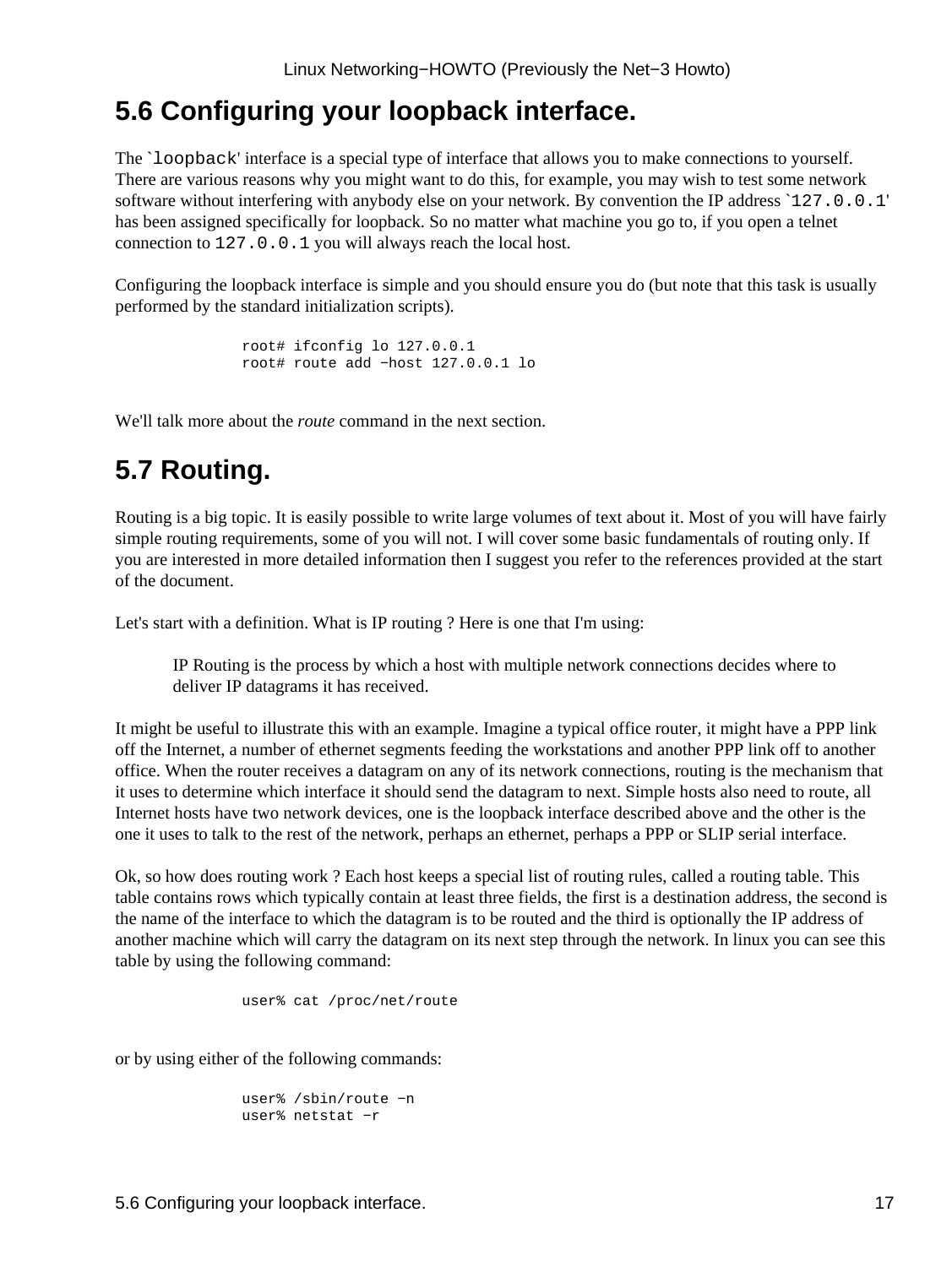## 5.6 Configuring your loopback interface.

The `loopback' interface is a special type of interface that allows you to make connections to yourself. There are various reasons why you might want to do this, for example, you may wish to test some network software without interfering with anybody else on your network. By convention the IP address `127.0.0.1' has been assigned specifically for loopback. So no matter what machine you go to, if you open a telnet connection to 127.0.0.1 you will always reach the local host.

Configuring the loopback interface is simple and you should ensure you do (but note that this task is usually performed by the standard initialization scripts).

```
root# ifconfig lo 127.0.0.1
root# route add −host 127.0.0.1 lo
```

We'll talk more about the *route* command in the next section.

## 5.7 Routing.

Routing is a big topic. It is easily possible to write large volumes of text about it. Most of you will have fairly simple routing requirements, some of you will not. I will cover some basic fundamentals of routing only. If you are interested in more detailed information then I suggest you refer to the references provided at the start of the document.

Let's start with a definition. What is IP routing ? Here is one that I'm using:

> IP Routing is the process by which a host with multiple network connections decides where to deliver IP datagrams it has received.

It might be useful to illustrate this with an example. Imagine a typical office router, it might have a PPP link off the Internet, a number of ethernet segments feeding the workstations and another PPP link off to another office. When the router receives a datagram on any of its network connections, routing is the mechanism that it uses to determine which interface it should send the datagram to next. Simple hosts also need to route, all Internet hosts have two network devices, one is the loopback interface described above and the other is the one it uses to talk to the rest of the network, perhaps an ethernet, perhaps a PPP or SLIP serial interface.

Ok, so how does routing work ? Each host keeps a special list of routing rules, called a routing table. This table contains rows which typically contain at least three fields, the first is a destination address, the second is the name of the interface to which the datagram is to be routed and the third is optionally the IP address of another machine which will carry the datagram on its next step through the network. In linux you can see this table by using the following command:

```
user% cat /proc/net/route
```

or by using either of the following commands:

```
user% /sbin/route −n
user% netstat −r
```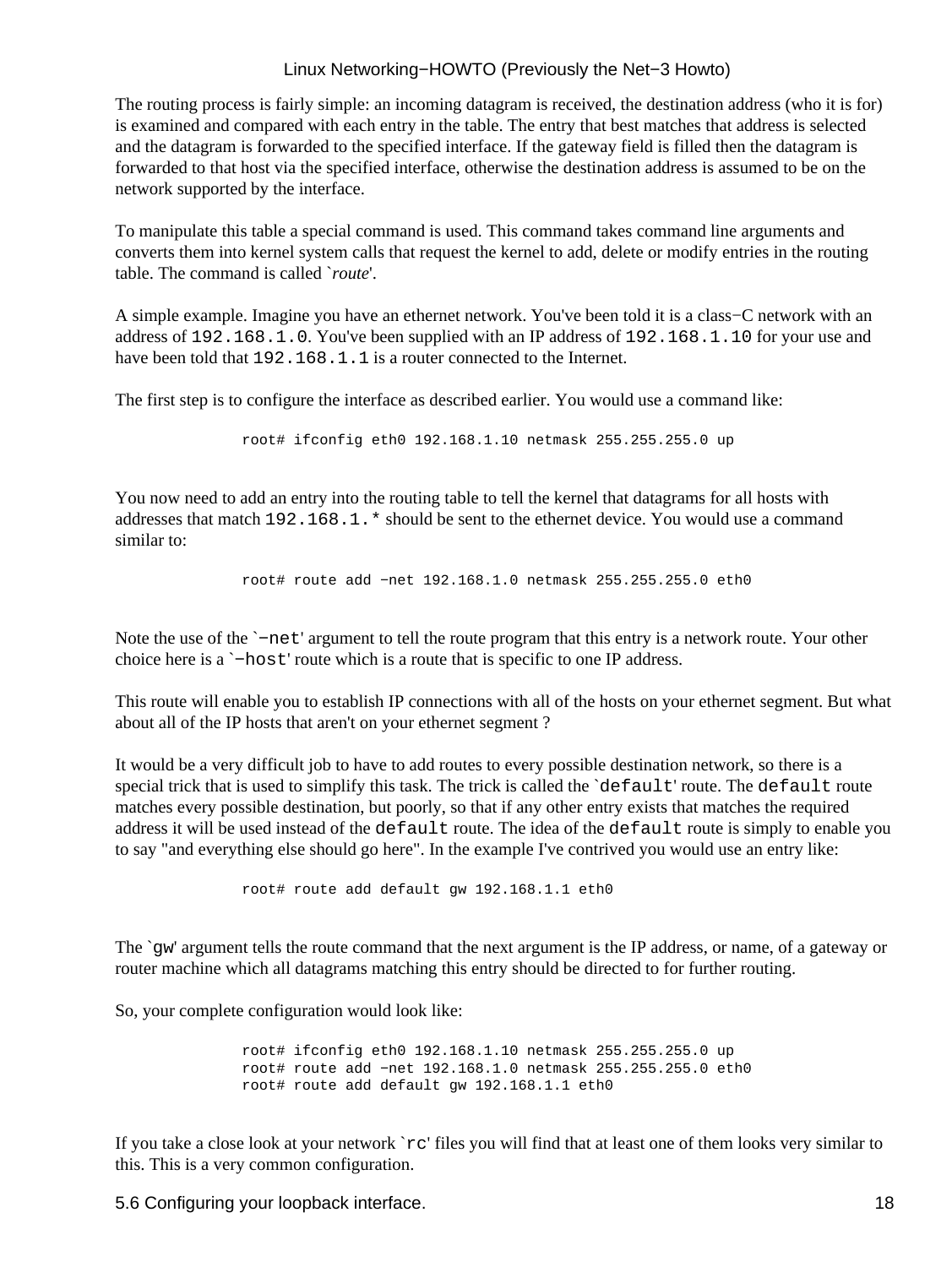The routing process is fairly simple: an incoming datagram is received, the destination address (who it is for) is examined and compared with each entry in the table. The entry that best matches that address is selected and the datagram is forwarded to the specified interface. If the gateway field is filled then the datagram is forwarded to that host via the specified interface, otherwise the destination address is assumed to be on the network supported by the interface.

To manipulate this table a special command is used. This command takes command line arguments and converts them into kernel system calls that request the kernel to add, delete or modify entries in the routing table. The command is called `*route*'.

A simple example. Imagine you have an ethernet network. You've been told it is a class−C network with an address of `192.168.1.0`. You've been supplied with an IP address of `192.168.1.10` for your use and have been told that `192.168.1.1` is a router connected to the Internet.

The first step is to configure the interface as described earlier. You would use a command like:

```
root# ifconfig eth0 192.168.1.10 netmask 255.255.255.0 up
```

You now need to add an entry into the routing table to tell the kernel that datagrams for all hosts with addresses that match `192.168.1.*` should be sent to the ethernet device. You would use a command similar to:

```
root# route add −net 192.168.1.0 netmask 255.255.255.0 eth0
```

Note the use of the `−net' argument to tell the route program that this entry is a network route. Your other choice here is a `−host' route which is a route that is specific to one IP address.

This route will enable you to establish IP connections with all of the hosts on your ethernet segment. But what about all of the IP hosts that aren't on your ethernet segment ?

It would be a very difficult job to have to add routes to every possible destination network, so there is a special trick that is used to simplify this task. The trick is called the `default' route. The `default` route matches every possible destination, but poorly, so that if any other entry exists that matches the required address it will be used instead of the `default` route. The idea of the `default` route is simply to enable you to say "and everything else should go here". In the example I've contrived you would use an entry like:

```
root# route add default gw 192.168.1.1 eth0
```

The `gw' argument tells the route command that the next argument is the IP address, or name, of a gateway or router machine which all datagrams matching this entry should be directed to for further routing.

So, your complete configuration would look like:

```
root# ifconfig eth0 192.168.1.10 netmask 255.255.255.0 up
root# route add −net 192.168.1.0 netmask 255.255.255.0 eth0
root# route add default gw 192.168.1.1 eth0
```

If you take a close look at your network `rc' files you will find that at least one of them looks very similar to this. This is a very common configuration.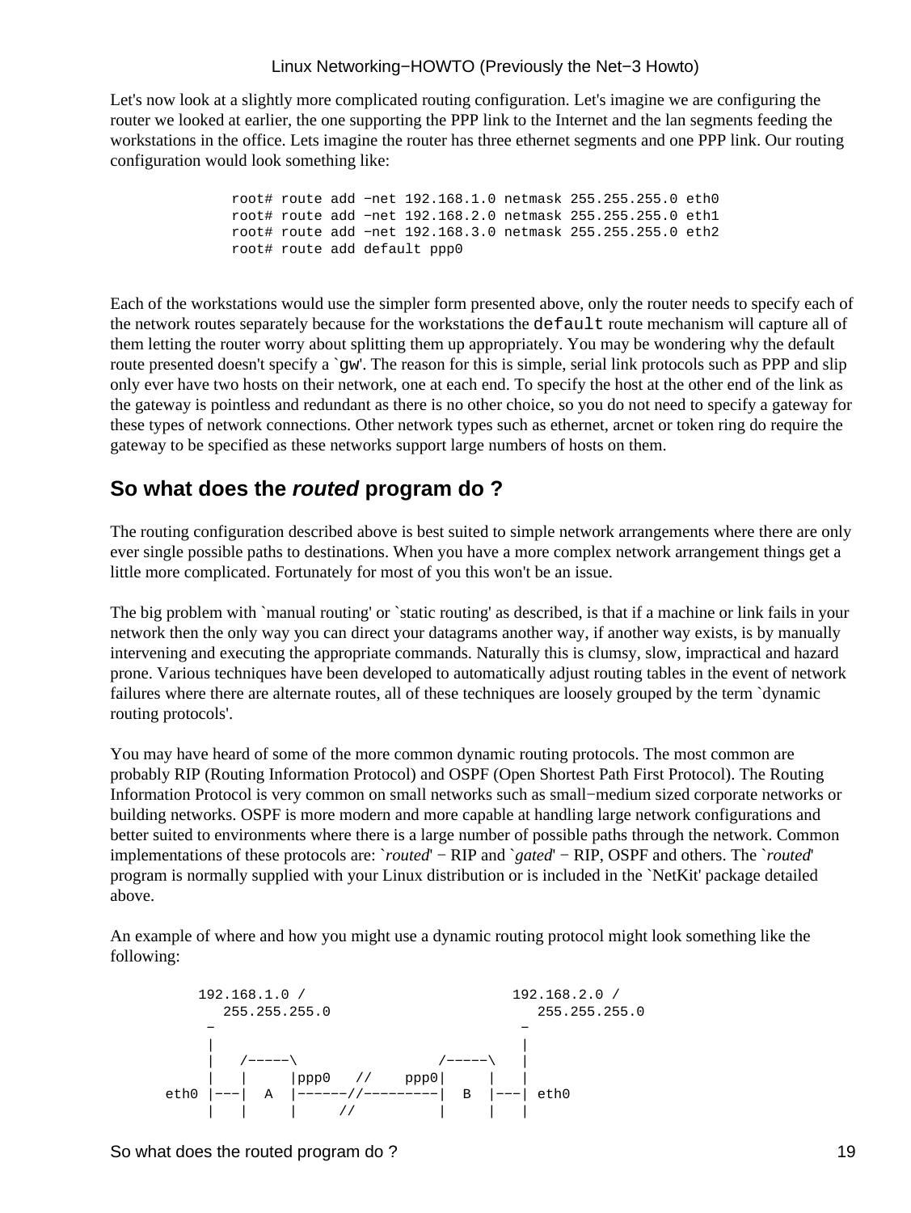Let's now look at a slightly more complicated routing configuration. Let's imagine we are configuring the router we looked at earlier, the one supporting the PPP link to the Internet and the lan segments feeding the workstations in the office. Lets imagine the router has three ethernet segments and one PPP link. Our routing configuration would look something like:

```
root# route add −net 192.168.1.0 netmask 255.255.255.0 eth0
root# route add −net 192.168.2.0 netmask 255.255.255.0 eth1
root# route add −net 192.168.3.0 netmask 255.255.255.0 eth2
root# route add default ppp0
```

Each of the workstations would use the simpler form presented above, only the router needs to specify each of the network routes separately because for the workstations the `default` route mechanism will capture all of them letting the router worry about splitting them up appropriately. You may be wondering why the default route presented doesn't specify a `` `gw' ``. The reason for this is simple, serial link protocols such as PPP and slip only ever have two hosts on their network, one at each end. To specify the host at the other end of the link as the gateway is pointless and redundant as there is no other choice, so you do not need to specify a gateway for these types of network connections. Other network types such as ethernet, arcnet or token ring do require the gateway to be specified as these networks support large numbers of hosts on them.

## So what does the *routed* program do ?

The routing configuration described above is best suited to simple network arrangements where there are only ever single possible paths to destinations. When you have a more complex network arrangement things get a little more complicated. Fortunately for most of you this won't be an issue.

The big problem with `manual routing' or `static routing' as described, is that if a machine or link fails in your network then the only way you can direct your datagrams another way, if another way exists, is by manually intervening and executing the appropriate commands. Naturally this is clumsy, slow, impractical and hazard prone. Various techniques have been developed to automatically adjust routing tables in the event of network failures where there are alternate routes, all of these techniques are loosely grouped by the term `dynamic routing protocols'.

You may have heard of some of the more common dynamic routing protocols. The most common are probably RIP (Routing Information Protocol) and OSPF (Open Shortest Path First Protocol). The Routing Information Protocol is very common on small networks such as small−medium sized corporate networks or building networks. OSPF is more modern and more capable at handling large network configurations and better suited to environments where there is a large number of possible paths through the network. Common implementations of these protocols are: `*routed*' − RIP and `*gated*' − RIP, OSPF and others. The `*routed*' program is normally supplied with your Linux distribution or is included in the `NetKit' package detailed above.

An example of where and how you might use a dynamic routing protocol might look something like the following:

```
          192.168.1.0 /                         192.168.2.0 /
             255.255.255.0                         255.255.255.0
           −                                     −
           |                                     |
           |   /−−−−−\                 /−−−−−\   |
           |   |     |ppp0   //    ppp0|     |   |
      eth0 |−−−|  A  |−−−−−−//−−−−−−−−−|  B  |−−−| eth0
           |   |     |     //          |     |   |
```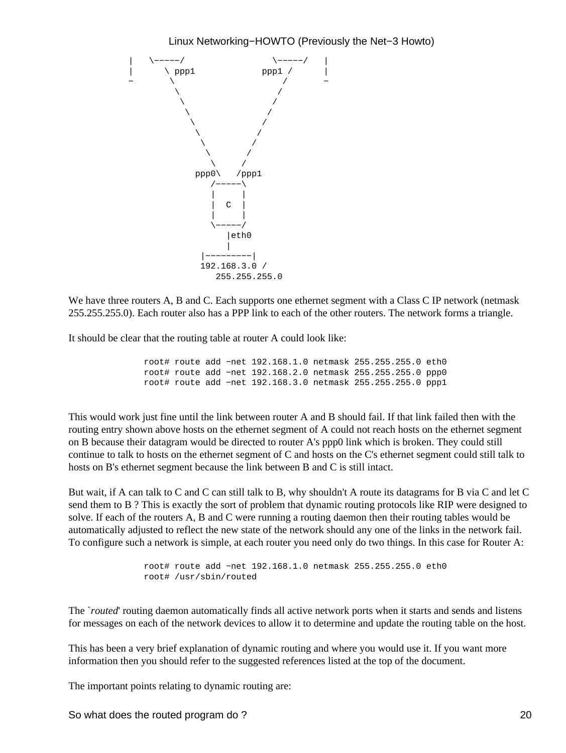```
 |    \-----/                 \-----/    |
 |       \ ppp1            ppp1 /        |
 -        \                    /         -
           \                  /
            \                /
             \              /
              \            /
               \          /
                \        /
                 \      /
                  \    /
              ppp0\    /ppp1
                  /-----\
                  |     |
                  |  C  |
                  |     |
                  \-----/
                     |eth0
                     |
               |---------|
               192.168.3.0 /
                  255.255.255.0
```

We have three routers A, B and C. Each supports one ethernet segment with a Class C IP network (netmask 255.255.255.0). Each router also has a PPP link to each of the other routers. The network forms a triangle.

It should be clear that the routing table at router A could look like:

```
root# route add -net 192.168.1.0 netmask 255.255.255.0 eth0
root# route add -net 192.168.2.0 netmask 255.255.255.0 ppp0
root# route add -net 192.168.3.0 netmask 255.255.255.0 ppp1
```

This would work just fine until the link between router A and B should fail. If that link failed then with the routing entry shown above hosts on the ethernet segment of A could not reach hosts on the ethernet segment on B because their datagram would be directed to router A's ppp0 link which is broken. They could still continue to talk to hosts on the ethernet segment of C and hosts on the C's ethernet segment could still talk to hosts on B's ethernet segment because the link between B and C is still intact.

But wait, if A can talk to C and C can still talk to B, why shouldn't A route its datagrams for B via C and let C send them to B ? This is exactly the sort of problem that dynamic routing protocols like RIP were designed to solve. If each of the routers A, B and C were running a routing daemon then their routing tables would be automatically adjusted to reflect the new state of the network should any one of the links in the network fail. To configure such a network is simple, at each router you need only do two things. In this case for Router A:

```
root# route add -net 192.168.1.0 netmask 255.255.255.0 eth0
root# /usr/sbin/routed
```

The `*routed*' routing daemon automatically finds all active network ports when it starts and sends and listens for messages on each of the network devices to allow it to determine and update the routing table on the host.

This has been a very brief explanation of dynamic routing and where you would use it. If you want more information then you should refer to the suggested references listed at the top of the document.

The important points relating to dynamic routing are: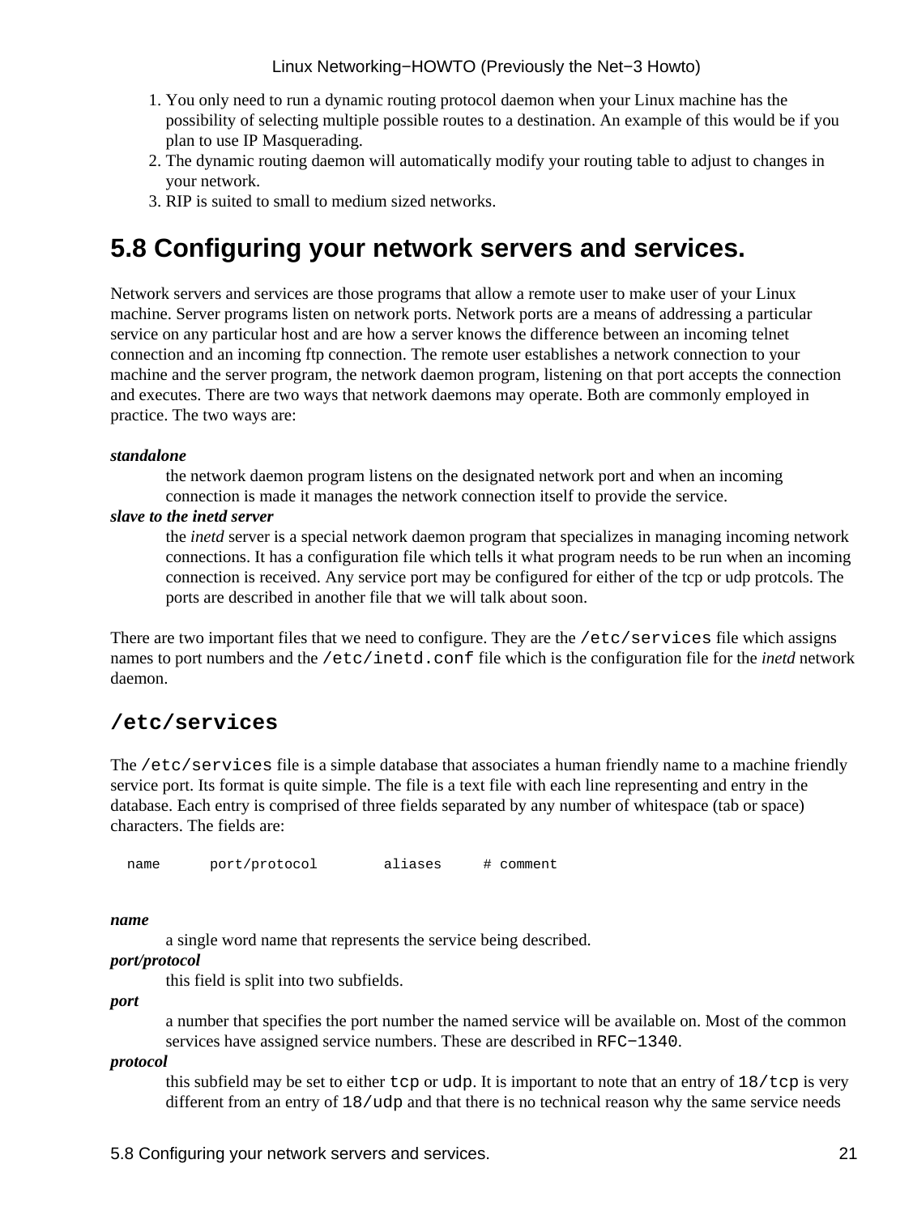1. You only need to run a dynamic routing protocol daemon when your Linux machine has the possibility of selecting multiple possible routes to a destination. An example of this would be if you plan to use IP Masquerading.
2. The dynamic routing daemon will automatically modify your routing table to adjust to changes in your network.
3. RIP is suited to small to medium sized networks.

## 5.8 Configuring your network servers and services.

Network servers and services are those programs that allow a remote user to make user of your Linux machine. Server programs listen on network ports. Network ports are a means of addressing a particular service on any particular host and are how a server knows the difference between an incoming telnet connection and an incoming ftp connection. The remote user establishes a network connection to your machine and the server program, the network daemon program, listening on that port accepts the connection and executes. There are two ways that network daemons may operate. Both are commonly employed in practice. The two ways are:

***standalone***
: the network daemon program listens on the designated network port and when an incoming connection is made it manages the network connection itself to provide the service.

***slave to the inetd server***
: the *inetd* server is a special network daemon program that specializes in managing incoming network connections. It has a configuration file which tells it what program needs to be run when an incoming connection is received. Any service port may be configured for either of the tcp or udp protcols. The ports are described in another file that we will talk about soon.

There are two important files that we need to configure. They are the `/etc/services` file which assigns names to port numbers and the `/etc/inetd.conf` file which is the configuration file for the *inetd* network daemon.

### /etc/services

The `/etc/services` file is a simple database that associates a human friendly name to a machine friendly service port. Its format is quite simple. The file is a text file with each line representing and entry in the database. Each entry is comprised of three fields separated by any number of whitespace (tab or space) characters. The fields are:

```
name      port/protocol        aliases     # comment
```

***name***
: a single word name that represents the service being described.

***port/protocol***
: this field is split into two subfields.

***port***
: a number that specifies the port number the named service will be available on. Most of the common services have assigned service numbers. These are described in `RFC−1340`.

***protocol***
: this subfield may be set to either `tcp` or `udp`. It is important to note that an entry of `18/tcp` is very different from an entry of `18/udp` and that there is no technical reason why the same service needs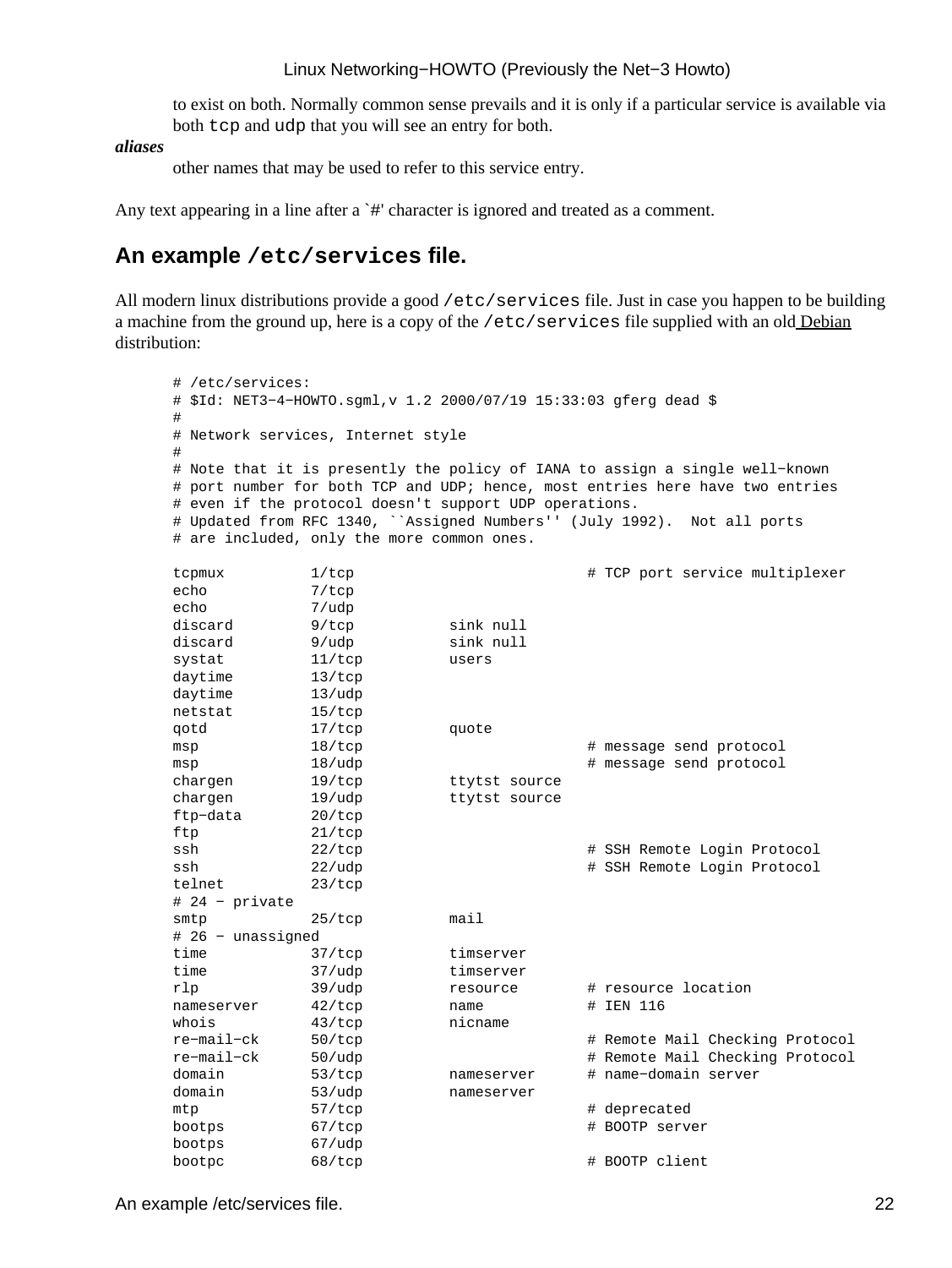to exist on both. Normally common sense prevails and it is only if a particular service is available via both `tcp` and `udp` that you will see an entry for both.

***aliases***

other names that may be used to refer to this service entry.

Any text appearing in a line after a `#' character is ignored and treated as a comment.

## An example `/etc/services` file.

All modern linux distributions provide a good `/etc/services` file. Just in case you happen to be building a machine from the ground up, here is a copy of the `/etc/services` file supplied with an old Debian distribution:

```
# /etc/services:
# $Id: NET3-4-HOWTO.sgml,v 1.2 2000/07/19 15:33:03 gferg dead $
#
# Network services, Internet style
#
# Note that it is presently the policy of IANA to assign a single well-known
# port number for both TCP and UDP; hence, most entries here have two entries
# even if the protocol doesn't support UDP operations.
# Updated from RFC 1340, ``Assigned Numbers'' (July 1992).  Not all ports
# are included, only the more common ones.

tcpmux          1/tcp                           # TCP port service multiplexer
echo            7/tcp
echo            7/udp
discard         9/tcp           sink null
discard         9/udp           sink null
systat          11/tcp          users
daytime         13/tcp
daytime         13/udp
netstat         15/tcp
qotd            17/tcp          quote
msp             18/tcp                          # message send protocol
msp             18/udp                          # message send protocol
chargen         19/tcp          ttytst source
chargen         19/udp          ttytst source
ftp-data        20/tcp
ftp             21/tcp
ssh             22/tcp                          # SSH Remote Login Protocol
ssh             22/udp                          # SSH Remote Login Protocol
telnet          23/tcp
# 24 - private
smtp            25/tcp          mail
# 26 - unassigned
time            37/tcp          timserver
time            37/udp          timserver
rlp             39/udp          resource        # resource location
nameserver      42/tcp          name            # IEN 116
whois           43/tcp          nicname
re-mail-ck      50/tcp                          # Remote Mail Checking Protocol
re-mail-ck      50/udp                          # Remote Mail Checking Protocol
domain          53/tcp          nameserver      # name-domain server
domain          53/udp          nameserver
mtp             57/tcp                          # deprecated
bootps          67/tcp                          # BOOTP server
bootps          67/udp
bootpc          68/tcp                          # BOOTP client
```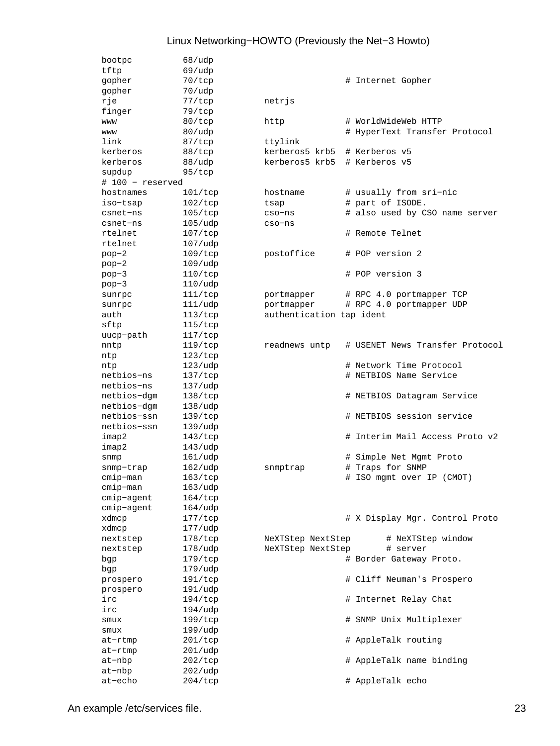```
bootpc          68/udp
tftp            69/udp
gopher          70/tcp                          # Internet Gopher
gopher          70/udp
rje             77/tcp          netrjs
finger          79/tcp
www             80/tcp          http            # WorldWideWeb HTTP
www             80/udp                          # HyperText Transfer Protocol
link            87/tcp          ttylink
kerberos        88/tcp          kerberos5 krb5  # Kerberos v5
kerberos        88/udp          kerberos5 krb5  # Kerberos v5
supdup          95/tcp
# 100 - reserved
hostnames       101/tcp         hostname        # usually from sri-nic
iso-tsap        102/tcp         tsap            # part of ISODE.
csnet-ns        105/tcp         cso-ns          # also used by CSO name server
csnet-ns        105/udp         cso-ns
rtelnet         107/tcp                         # Remote Telnet
rtelnet         107/udp
pop-2           109/tcp         postoffice      # POP version 2
pop-2           109/udp
pop-3           110/tcp                         # POP version 3
pop-3           110/udp
sunrpc          111/tcp         portmapper      # RPC 4.0 portmapper TCP
sunrpc          111/udp         portmapper      # RPC 4.0 portmapper UDP
auth            113/tcp         authentication tap ident
sftp            115/tcp
uucp-path       117/tcp
nntp            119/tcp         readnews untp   # USENET News Transfer Protocol
ntp             123/tcp
ntp             123/udp                         # Network Time Protocol
netbios-ns      137/tcp                         # NETBIOS Name Service
netbios-ns      137/udp
netbios-dgm     138/tcp                         # NETBIOS Datagram Service
netbios-dgm     138/udp
netbios-ssn     139/tcp                         # NETBIOS session service
netbios-ssn     139/udp
imap2           143/tcp                         # Interim Mail Access Proto v2
imap2           143/udp
snmp            161/udp                         # Simple Net Mgmt Proto
snmp-trap       162/udp         snmptrap        # Traps for SNMP
cmip-man        163/tcp                         # ISO mgmt over IP (CMOT)
cmip-man        163/udp
cmip-agent      164/tcp
cmip-agent      164/udp
xdmcp           177/tcp                         # X Display Mgr. Control Proto
xdmcp           177/udp
nextstep        178/tcp         NeXTStep NextStep       # NeXTStep window
nextstep        178/udp         NeXTStep NextStep       # server
bgp             179/tcp                         # Border Gateway Proto.
bgp             179/udp
prospero        191/tcp                         # Cliff Neuman's Prospero
prospero        191/udp
irc             194/tcp                         # Internet Relay Chat
irc             194/udp
smux            199/tcp                         # SNMP Unix Multiplexer
smux            199/udp
at-rtmp         201/tcp                         # AppleTalk routing
at-rtmp         201/udp
at-nbp          202/tcp                         # AppleTalk name binding
at-nbp          202/udp
at-echo         204/tcp                         # AppleTalk echo
```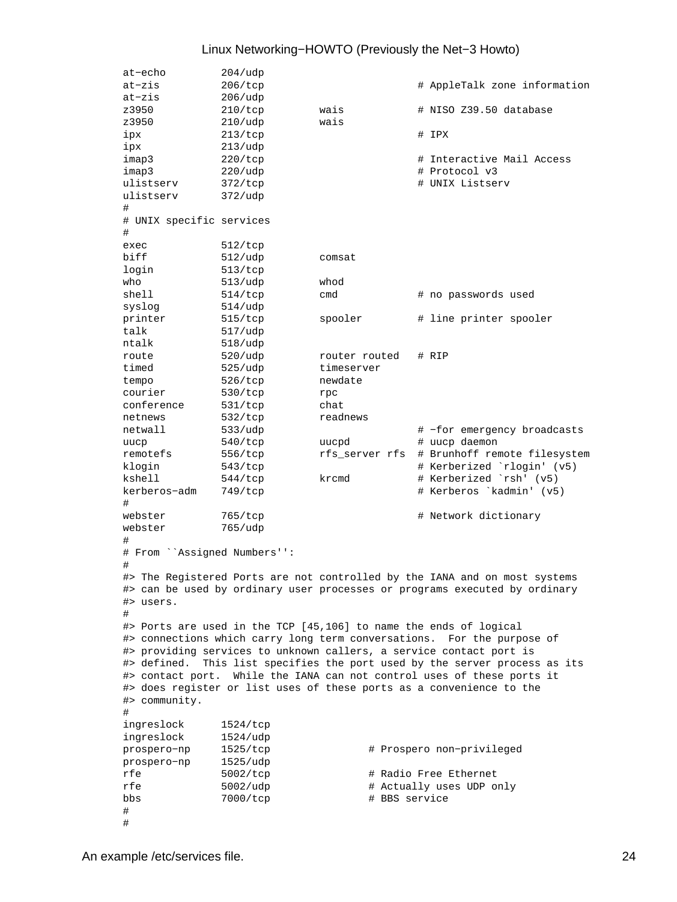```
at-echo         204/udp
at-zis          206/tcp                         # AppleTalk zone information
at-zis          206/udp
z3950           210/tcp         wais            # NISO Z39.50 database
z3950           210/udp         wais
ipx             213/tcp                         # IPX
ipx             213/udp
imap3           220/tcp                         # Interactive Mail Access
imap3           220/udp                         # Protocol v3
ulistserv       372/tcp                         # UNIX Listserv
ulistserv       372/udp
#
# UNIX specific services
#
exec            512/tcp
biff            512/udp         comsat
login           513/tcp
who             513/udp         whod
shell           514/tcp         cmd             # no passwords used
syslog          514/udp
printer         515/tcp         spooler         # line printer spooler
talk            517/udp
ntalk           518/udp
route           520/udp         router routed   # RIP
timed           525/udp         timeserver
tempo           526/tcp         newdate
courier         530/tcp         rpc
conference      531/tcp         chat
netnews         532/tcp         readnews
netwall         533/udp                         # -for emergency broadcasts
uucp            540/tcp         uucpd           # uucp daemon
remotefs        556/tcp         rfs_server rfs  # Brunhoff remote filesystem
klogin          543/tcp                         # Kerberized `rlogin' (v5)
kshell          544/tcp         krcmd           # Kerberized `rsh' (v5)
kerberos-adm    749/tcp                         # Kerberos `kadmin' (v5)
#
webster         765/tcp                         # Network dictionary
webster         765/udp
#
# From ``Assigned Numbers'':
#
#> The Registered Ports are not controlled by the IANA and on most systems
#> can be used by ordinary user processes or programs executed by ordinary
#> users.
#
#> Ports are used in the TCP [45,106] to name the ends of logical
#> connections which carry long term conversations.  For the purpose of
#> providing services to unknown callers, a service contact port is
#> defined.  This list specifies the port used by the server process as its
#> contact port.  While the IANA can not control uses of these ports it
#> does register or list uses of these ports as a convenience to the
#> community.
#
ingreslock      1524/tcp
ingreslock      1524/udp
prospero-np     1525/tcp                # Prospero non-privileged
prospero-np     1525/udp
rfe             5002/tcp                # Radio Free Ethernet
rfe             5002/udp                # Actually uses UDP only
bbs             7000/tcp                # BBS service
#
#
```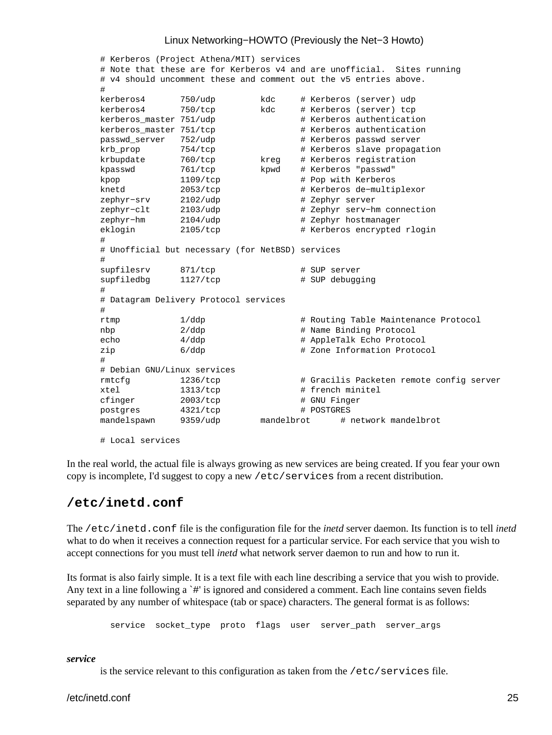```
# Kerberos (Project Athena/MIT) services
# Note that these are for Kerberos v4 and are unofficial.  Sites running
# v4 should uncomment these and comment out the v5 entries above.
#
kerberos4       750/udp         kdc     # Kerberos (server) udp
kerberos4       750/tcp         kdc     # Kerberos (server) tcp
kerberos_master 751/udp                 # Kerberos authentication
kerberos_master 751/tcp                 # Kerberos authentication
passwd_server   752/udp                 # Kerberos passwd server
krb_prop        754/tcp                 # Kerberos slave propagation
krbupdate       760/tcp         kreg    # Kerberos registration
kpasswd         761/tcp         kpwd    # Kerberos "passwd"
kpop            1109/tcp                # Pop with Kerberos
knetd           2053/tcp                # Kerberos de-multiplexor
zephyr-srv      2102/udp                # Zephyr server
zephyr-clt      2103/udp                # Zephyr serv-hm connection
zephyr-hm       2104/udp                # Zephyr hostmanager
eklogin         2105/tcp                # Kerberos encrypted rlogin
#
# Unofficial but necessary (for NetBSD) services
#
supfilesrv      871/tcp                 # SUP server
supfiledbg      1127/tcp                # SUP debugging
#
# Datagram Delivery Protocol services
#
rtmp            1/ddp                   # Routing Table Maintenance Protocol
nbp             2/ddp                   # Name Binding Protocol
echo            4/ddp                   # AppleTalk Echo Protocol
zip             6/ddp                   # Zone Information Protocol
#
# Debian GNU/Linux services
rmtcfg          1236/tcp                # Gracilis Packeten remote config server
xtel            1313/tcp                # french minitel
cfinger         2003/tcp                # GNU Finger
postgres        4321/tcp                # POSTGRES
mandelspawn     9359/udp        mandelbrot      # network mandelbrot

# Local services
```

In the real world, the actual file is always growing as new services are being created. If you fear your own copy is incomplete, I'd suggest to copy a new `/etc/services` from a recent distribution.

## /etc/inetd.conf

The `/etc/inetd.conf` file is the configuration file for the *inetd* server daemon. Its function is to tell *inetd* what to do when it receives a connection request for a particular service. For each service that you wish to accept connections for you must tell *inetd* what network server daemon to run and how to run it.

Its format is also fairly simple. It is a text file with each line describing a service that you wish to provide. Any text in a line following a `#' is ignored and considered a comment. Each line contains seven fields separated by any number of whitespace (tab or space) characters. The general format is as follows:

```
service  socket_type  proto  flags  user  server_path  server_args
```

***service***

is the service relevant to this configuration as taken from the `/etc/services` file.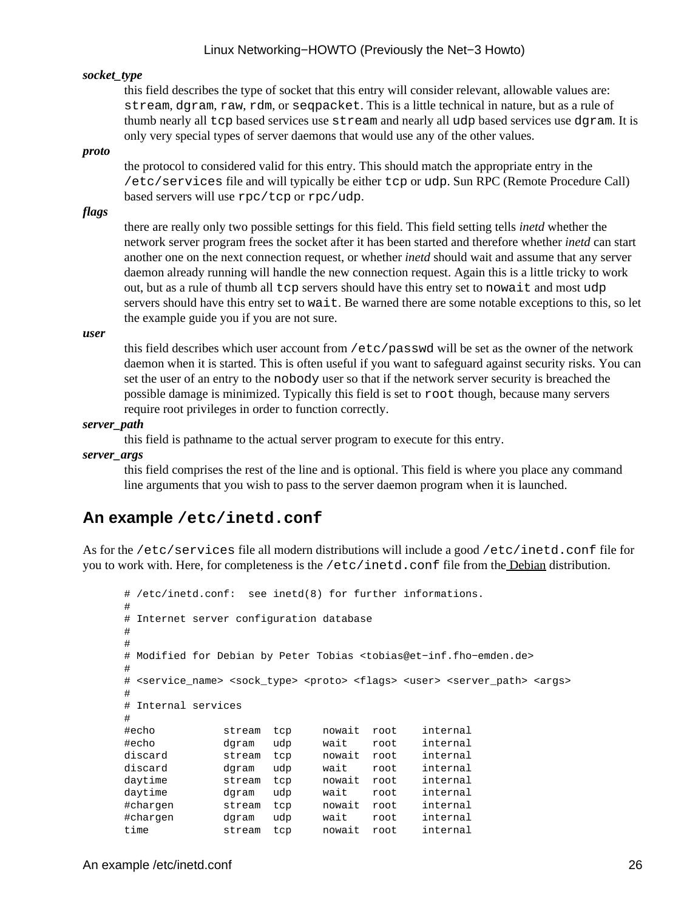***socket_type***

this field describes the type of socket that this entry will consider relevant, allowable values are: `stream`, `dgram`, `raw`, `rdm`, or `seqpacket`. This is a little technical in nature, but as a rule of thumb nearly all `tcp` based services use `stream` and nearly all `udp` based services use `dgram`. It is only very special types of server daemons that would use any of the other values.

***proto***

the protocol to considered valid for this entry. This should match the appropriate entry in the `/etc/services` file and will typically be either `tcp` or `udp`. Sun RPC (Remote Procedure Call) based servers will use `rpc/tcp` or `rpc/udp`.

***flags***

there are really only two possible settings for this field. This field setting tells *inetd* whether the network server program frees the socket after it has been started and therefore whether *inetd* can start another one on the next connection request, or whether *inetd* should wait and assume that any server daemon already running will handle the new connection request. Again this is a little tricky to work out, but as a rule of thumb all `tcp` servers should have this entry set to `nowait` and most `udp` servers should have this entry set to `wait`. Be warned there are some notable exceptions to this, so let the example guide you if you are not sure.

***user***

this field describes which user account from `/etc/passwd` will be set as the owner of the network daemon when it is started. This is often useful if you want to safeguard against security risks. You can set the user of an entry to the `nobody` user so that if the network server security is breached the possible damage is minimized. Typically this field is set to `root` though, because many servers require root privileges in order to function correctly.

***server_path***

this field is pathname to the actual server program to execute for this entry.

***server_args***

this field comprises the rest of the line and is optional. This field is where you place any command line arguments that you wish to pass to the server daemon program when it is launched.

## An example `/etc/inetd.conf`

As for the `/etc/services` file all modern distributions will include a good `/etc/inetd.conf` file for you to work with. Here, for completeness is the `/etc/inetd.conf` file from the Debian distribution.

```
# /etc/inetd.conf:  see inetd(8) for further informations.
#
# Internet server configuration database
#
#
# Modified for Debian by Peter Tobias <tobias@et−inf.fho−emden.de>
#
# <service_name> <sock_type> <proto> <flags> <user> <server_path> <args>
#
# Internal services
#
#echo           stream  tcp     nowait  root    internal
#echo           dgram   udp     wait    root    internal
discard         stream  tcp     nowait  root    internal
discard         dgram   udp     wait    root    internal
daytime         stream  tcp     nowait  root    internal
daytime         dgram   udp     wait    root    internal
#chargen        stream  tcp     nowait  root    internal
#chargen        dgram   udp     wait    root    internal
time            stream  tcp     nowait  root    internal
```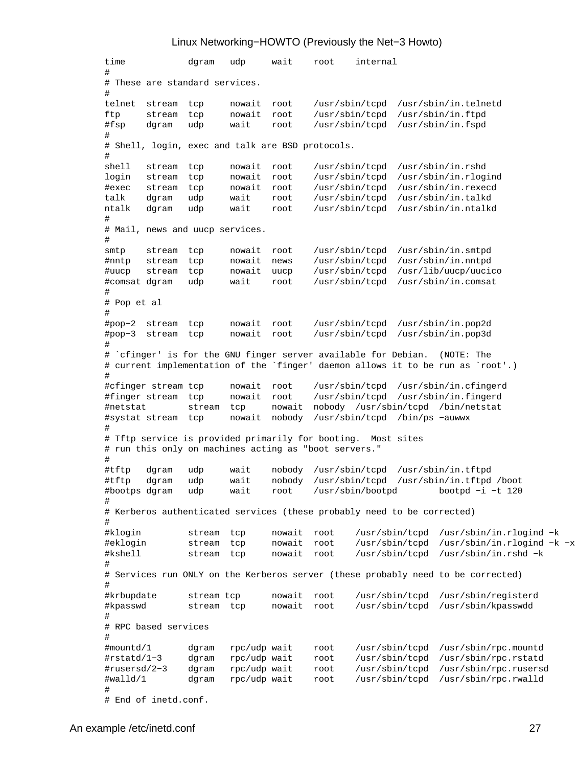```
time            dgram   udp     wait    root    internal
#
# These are standard services.
#
telnet  stream  tcp     nowait  root    /usr/sbin/tcpd  /usr/sbin/in.telnetd
ftp     stream  tcp     nowait  root    /usr/sbin/tcpd  /usr/sbin/in.ftpd
#fsp    dgram   udp     wait    root    /usr/sbin/tcpd  /usr/sbin/in.fspd
#
# Shell, login, exec and talk are BSD protocols.
#
shell   stream  tcp     nowait  root    /usr/sbin/tcpd  /usr/sbin/in.rshd
login   stream  tcp     nowait  root    /usr/sbin/tcpd  /usr/sbin/in.rlogind
#exec   stream  tcp     nowait  root    /usr/sbin/tcpd  /usr/sbin/in.rexecd
talk    dgram   udp     wait    root    /usr/sbin/tcpd  /usr/sbin/in.talkd
ntalk   dgram   udp     wait    root    /usr/sbin/tcpd  /usr/sbin/in.ntalkd
#
# Mail, news and uucp services.
#
smtp    stream  tcp     nowait  root    /usr/sbin/tcpd  /usr/sbin/in.smtpd
#nntp   stream  tcp     nowait  news    /usr/sbin/tcpd  /usr/sbin/in.nntpd
#uucp   stream  tcp     nowait  uucp    /usr/sbin/tcpd  /usr/lib/uucp/uucico
#comsat dgram   udp     wait    root    /usr/sbin/tcpd  /usr/sbin/in.comsat
#
# Pop et al
#
#pop-2  stream  tcp     nowait  root    /usr/sbin/tcpd  /usr/sbin/in.pop2d
#pop-3  stream  tcp     nowait  root    /usr/sbin/tcpd  /usr/sbin/in.pop3d
#
# `cfinger' is for the GNU finger server available for Debian.  (NOTE: The
# current implementation of the `finger' daemon allows it to be run as `root'.)
#
#cfinger stream tcp     nowait  root    /usr/sbin/tcpd  /usr/sbin/in.cfingerd
#finger stream  tcp     nowait  root    /usr/sbin/tcpd  /usr/sbin/in.fingerd
#netstat        stream  tcp     nowait  nobody  /usr/sbin/tcpd  /bin/netstat
#systat stream  tcp     nowait  nobody  /usr/sbin/tcpd  /bin/ps -auwwx
#
# Tftp service is provided primarily for booting.  Most sites
# run this only on machines acting as "boot servers."
#
#tftp   dgram   udp     wait    nobody  /usr/sbin/tcpd  /usr/sbin/in.tftpd
#tftp   dgram   udp     wait    nobody  /usr/sbin/tcpd  /usr/sbin/in.tftpd /boot
#bootps dgram   udp     wait    root    /usr/sbin/bootpd        bootpd -i -t 120
#
# Kerberos authenticated services (these probably need to be corrected)
#
#klogin         stream  tcp     nowait  root    /usr/sbin/tcpd  /usr/sbin/in.rlogind -k
#eklogin        stream  tcp     nowait  root    /usr/sbin/tcpd  /usr/sbin/in.rlogind -k -x
#kshell         stream  tcp     nowait  root    /usr/sbin/tcpd  /usr/sbin/in.rshd -k
#
# Services run ONLY on the Kerberos server (these probably need to be corrected)
#
#krbupdate      stream tcp      nowait  root    /usr/sbin/tcpd  /usr/sbin/registerd
#kpasswd        stream  tcp     nowait  root    /usr/sbin/tcpd  /usr/sbin/kpasswdd
#
# RPC based services
#
#mountd/1       dgram   rpc/udp wait    root    /usr/sbin/tcpd  /usr/sbin/rpc.mountd
#rstatd/1-3     dgram   rpc/udp wait    root    /usr/sbin/tcpd  /usr/sbin/rpc.rstatd
#rusersd/2-3    dgram   rpc/udp wait    root    /usr/sbin/tcpd  /usr/sbin/rpc.rusersd
#walld/1        dgram   rpc/udp wait    root    /usr/sbin/tcpd  /usr/sbin/rpc.rwalld
#
# End of inetd.conf.
```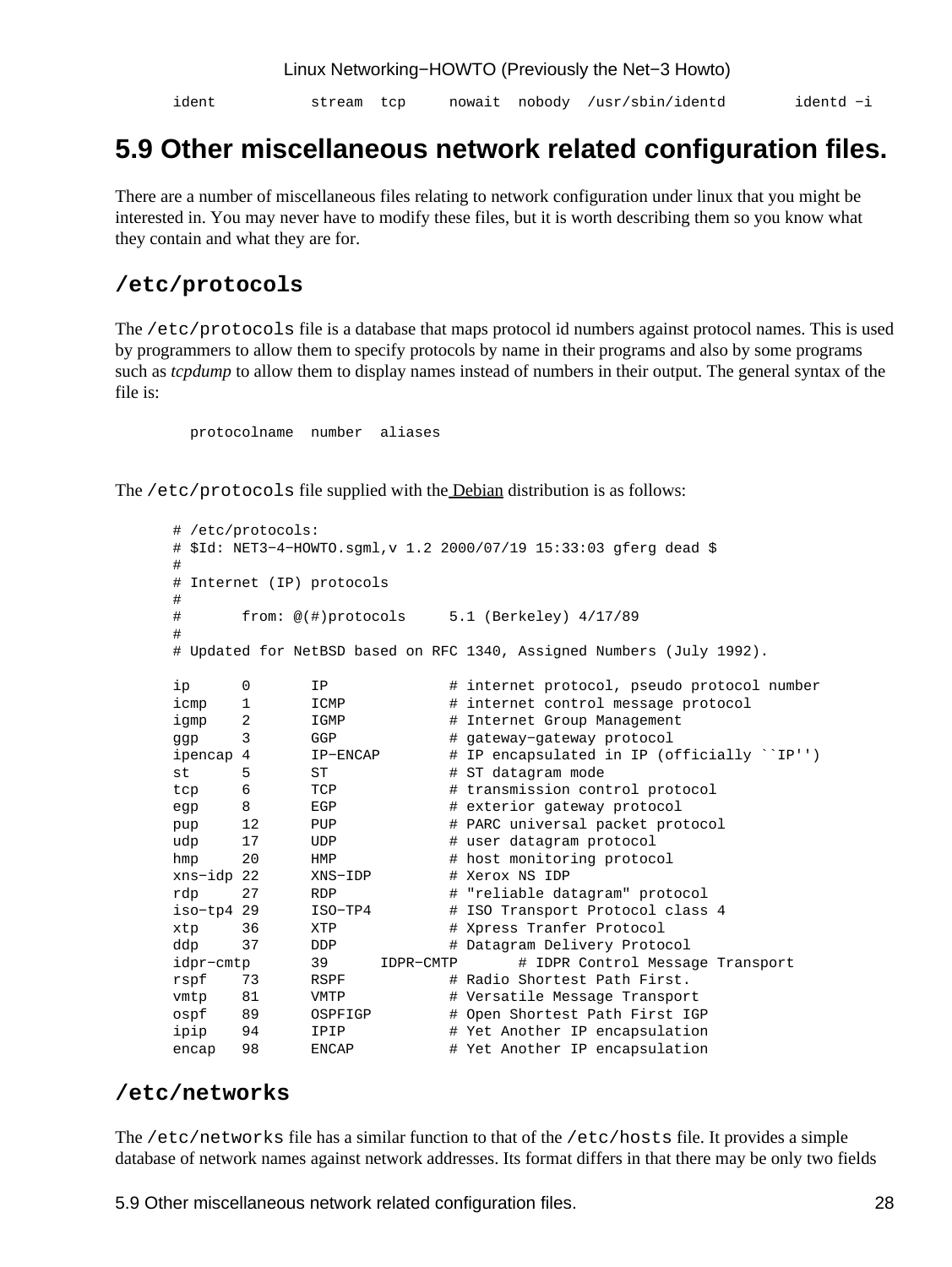```
ident           stream  tcp     nowait  nobody  /usr/sbin/identd        identd -i
```

## 5.9 Other miscellaneous network related configuration files.

There are a number of miscellaneous files relating to network configuration under linux that you might be interested in. You may never have to modify these files, but it is worth describing them so you know what they contain and what they are for.

### /etc/protocols

The `/etc/protocols` file is a database that maps protocol id numbers against protocol names. This is used by programmers to allow them to specify protocols by name in their programs and also by some programs such as *tcpdump* to allow them to display names instead of numbers in their output. The general syntax of the file is:

```
protocolname  number  aliases
```

The `/etc/protocols` file supplied with the Debian distribution is as follows:

```
# /etc/protocols:
# $Id: NET3-4-HOWTO.sgml,v 1.2 2000/07/19 15:33:03 gferg dead $
#
# Internet (IP) protocols
#
#       from: @(#)protocols     5.1 (Berkeley) 4/17/89
#
# Updated for NetBSD based on RFC 1340, Assigned Numbers (July 1992).

ip      0       IP              # internet protocol, pseudo protocol number
icmp    1       ICMP            # internet control message protocol
igmp    2       IGMP            # Internet Group Management
ggp     3       GGP             # gateway-gateway protocol
ipencap 4       IP-ENCAP        # IP encapsulated in IP (officially ``IP'')
st      5       ST              # ST datagram mode
tcp     6       TCP             # transmission control protocol
egp     8       EGP             # exterior gateway protocol
pup     12      PUP             # PARC universal packet protocol
udp     17      UDP             # user datagram protocol
hmp     20      HMP             # host monitoring protocol
xns-idp 22      XNS-IDP         # Xerox NS IDP
rdp     27      RDP             # "reliable datagram" protocol
iso-tp4 29      ISO-TP4         # ISO Transport Protocol class 4
xtp     36      XTP             # Xpress Tranfer Protocol
ddp     37      DDP             # Datagram Delivery Protocol
idpr-cmtp       39      IDPR-CMTP       # IDPR Control Message Transport
rspf    73      RSPF            # Radio Shortest Path First.
vmtp    81      VMTP            # Versatile Message Transport
ospf    89      OSPFIGP         # Open Shortest Path First IGP
ipip    94      IPIP            # Yet Another IP encapsulation
encap   98      ENCAP           # Yet Another IP encapsulation
```

### /etc/networks

The `/etc/networks` file has a similar function to that of the `/etc/hosts` file. It provides a simple database of network names against network addresses. Its format differs in that there may be only two fields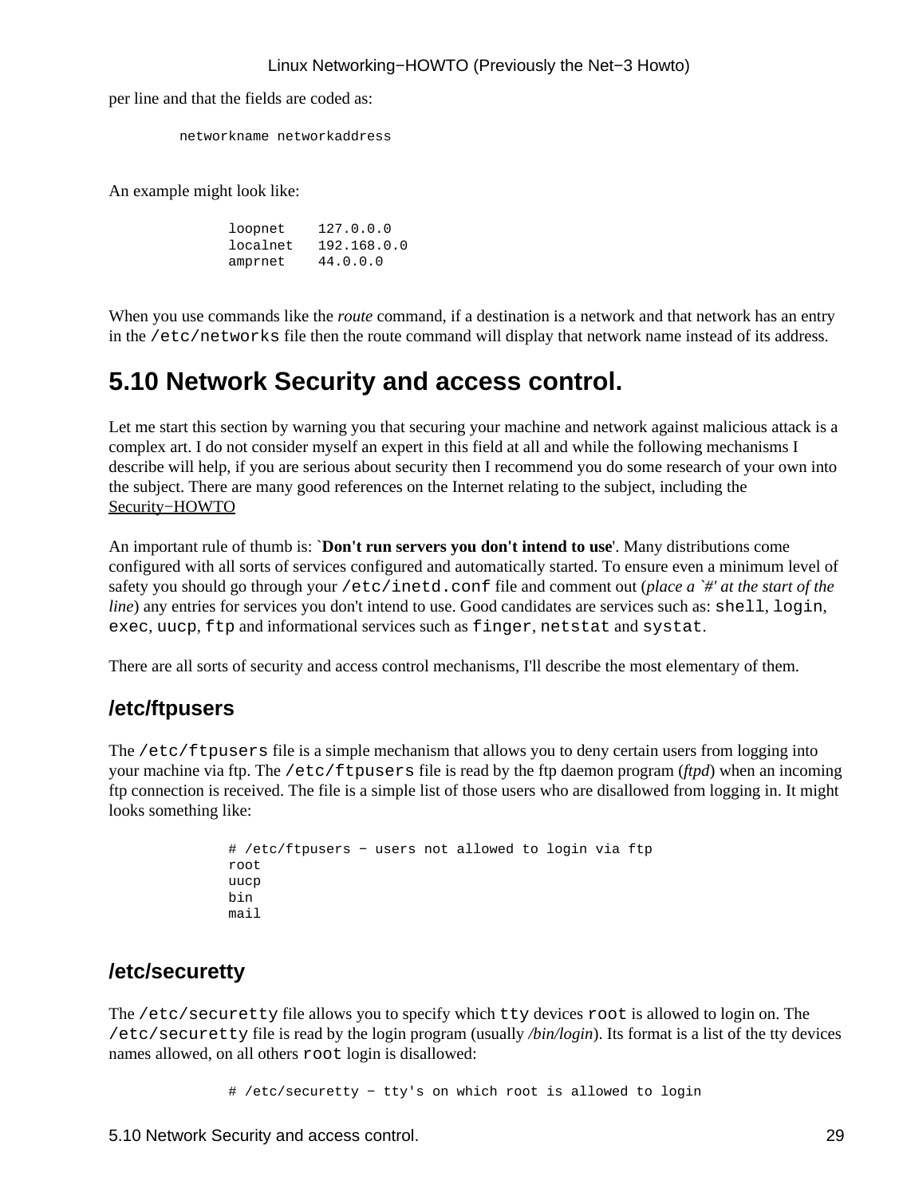per line and that the fields are coded as:

```
networkname networkaddress
```

An example might look like:

```
loopnet    127.0.0.0
localnet   192.168.0.0
amprnet    44.0.0.0
```

When you use commands like the *route* command, if a destination is a network and that network has an entry in the `/etc/networks` file then the route command will display that network name instead of its address.

## 5.10 Network Security and access control.

Let me start this section by warning you that securing your machine and network against malicious attack is a complex art. I do not consider myself an expert in this field at all and while the following mechanisms I describe will help, if you are serious about security then I recommend you do some research of your own into the subject. There are many good references on the Internet relating to the subject, including the Security−HOWTO

An important rule of thumb is: `**Don't run servers you don't intend to use**'. Many distributions come configured with all sorts of services configured and automatically started. To ensure even a minimum level of safety you should go through your `/etc/inetd.conf` file and comment out (*place a `#' at the start of the line*) any entries for services you don't intend to use. Good candidates are services such as: `shell`, `login`, `exec`, `uucp`, `ftp` and informational services such as `finger`, `netstat` and `systat`.

There are all sorts of security and access control mechanisms, I'll describe the most elementary of them.

### /etc/ftpusers

The `/etc/ftpusers` file is a simple mechanism that allows you to deny certain users from logging into your machine via ftp. The `/etc/ftpusers` file is read by the ftp daemon program (*ftpd*) when an incoming ftp connection is received. The file is a simple list of those users who are disallowed from logging in. It might looks something like:

```
# /etc/ftpusers − users not allowed to login via ftp
root
uucp
bin
mail
```

### /etc/securetty

The `/etc/securetty` file allows you to specify which `tty` devices `root` is allowed to login on. The `/etc/securetty` file is read by the login program (usually */bin/login*). Its format is a list of the tty devices names allowed, on all others `root` login is disallowed:

```
# /etc/securetty − tty's on which root is allowed to login
```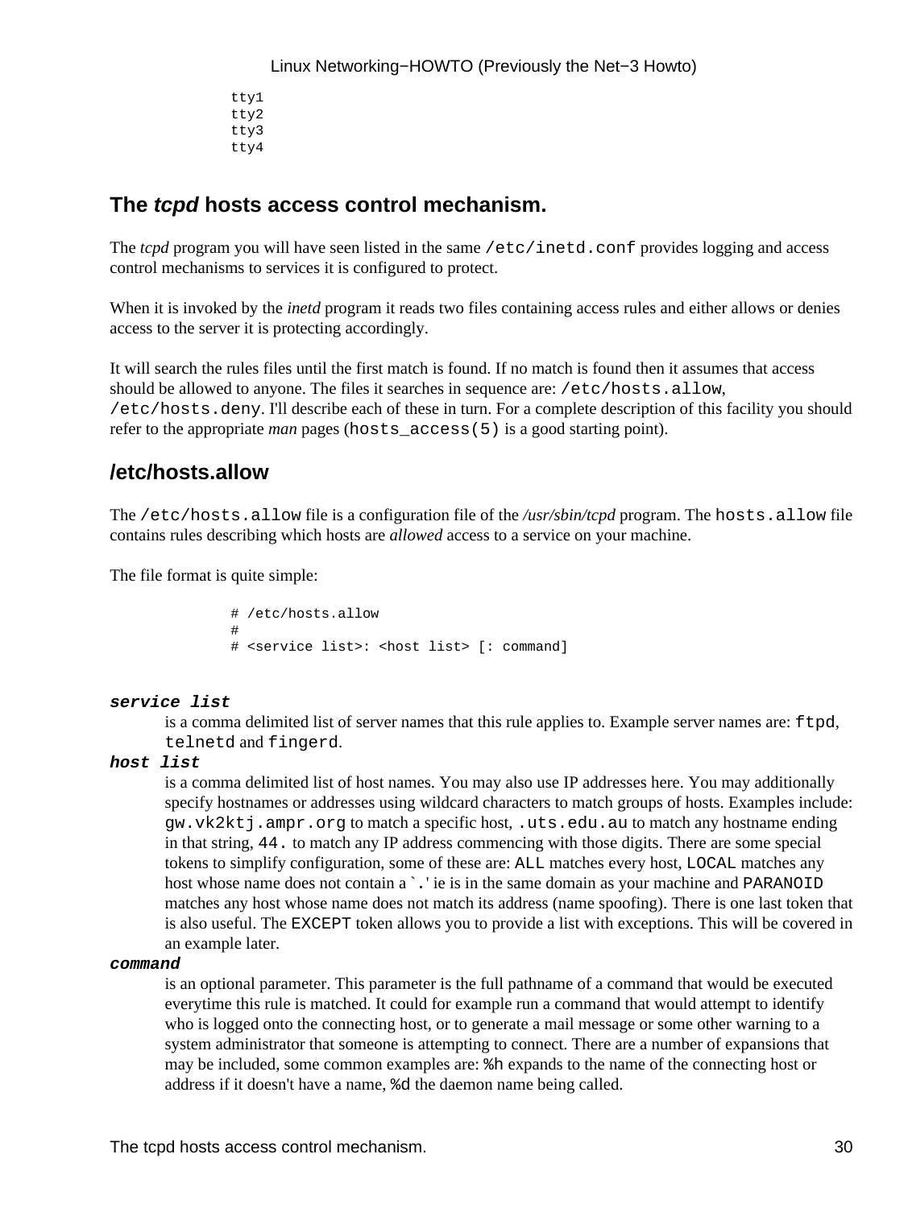```
tty1
tty2
tty3
tty4
```

## The *tcpd* hosts access control mechanism.

The *tcpd* program you will have seen listed in the same `/etc/inetd.conf` provides logging and access control mechanisms to services it is configured to protect.

When it is invoked by the *inetd* program it reads two files containing access rules and either allows or denies access to the server it is protecting accordingly.

It will search the rules files until the first match is found. If no match is found then it assumes that access should be allowed to anyone. The files it searches in sequence are: `/etc/hosts.allow`, `/etc/hosts.deny`. I'll describe each of these in turn. For a complete description of this facility you should refer to the appropriate *man* pages (`hosts_access(5)` is a good starting point).

## /etc/hosts.allow

The `/etc/hosts.allow` file is a configuration file of the */usr/sbin/tcpd* program. The `hosts.allow` file contains rules describing which hosts are *allowed* access to a service on your machine.

The file format is quite simple:

```
# /etc/hosts.allow
#
# <service list>: <host list> [: command]
```

***service list***
: is a comma delimited list of server names that this rule applies to. Example server names are: `ftpd`, `telnetd` and `fingerd`.

***host list***
: is a comma delimited list of host names. You may also use IP addresses here. You may additionally specify hostnames or addresses using wildcard characters to match groups of hosts. Examples include: `gw.vk2ktj.ampr.org` to match a specific host, `.uts.edu.au` to match any hostname ending in that string, `44.` to match any IP address commencing with those digits. There are some special tokens to simplify configuration, some of these are: `ALL` matches every host, `LOCAL` matches any host whose name does not contain a `` `.' `` ie is in the same domain as your machine and `PARANOID` matches any host whose name does not match its address (name spoofing). There is one last token that is also useful. The `EXCEPT` token allows you to provide a list with exceptions. This will be covered in an example later.

***command***
: is an optional parameter. This parameter is the full pathname of a command that would be executed everytime this rule is matched. It could for example run a command that would attempt to identify who is logged onto the connecting host, or to generate a mail message or some other warning to a system administrator that someone is attempting to connect. There are a number of expansions that may be included, some common examples are: `%h` expands to the name of the connecting host or address if it doesn't have a name, `%d` the daemon name being called.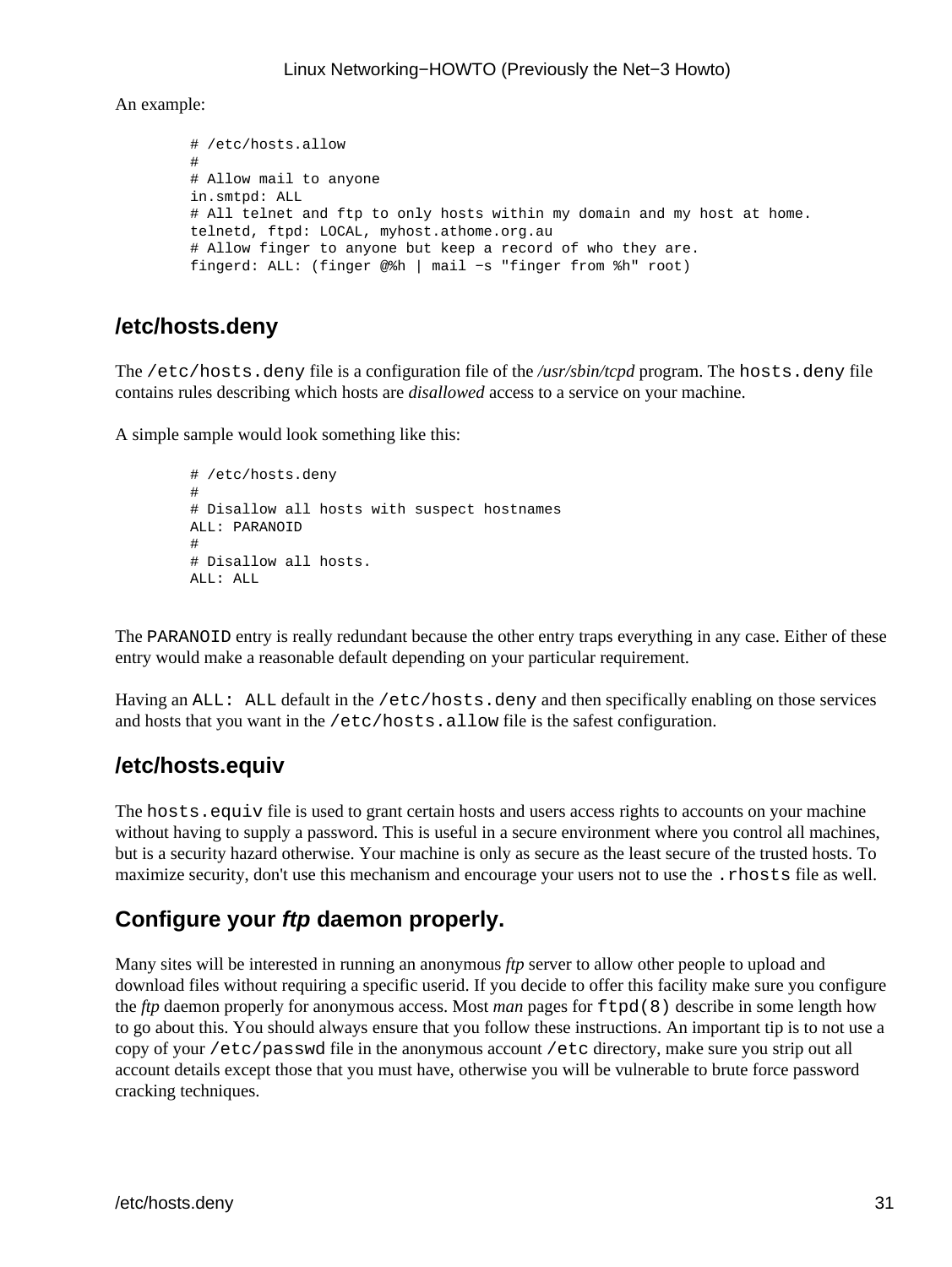An example:

```
# /etc/hosts.allow
#
# Allow mail to anyone
in.smtpd: ALL
# All telnet and ftp to only hosts within my domain and my host at home.
telnetd, ftpd: LOCAL, myhost.athome.org.au
# Allow finger to anyone but keep a record of who they are.
fingerd: ALL: (finger @%h | mail −s "finger from %h" root)
```

## /etc/hosts.deny

The `/etc/hosts.deny` file is a configuration file of the */usr/sbin/tcpd* program. The `hosts.deny` file contains rules describing which hosts are *disallowed* access to a service on your machine.

A simple sample would look something like this:

```
# /etc/hosts.deny
#
# Disallow all hosts with suspect hostnames
ALL: PARANOID
#
# Disallow all hosts.
ALL: ALL
```

The `PARANOID` entry is really redundant because the other entry traps everything in any case. Either of these entry would make a reasonable default depending on your particular requirement.

Having an `ALL: ALL` default in the `/etc/hosts.deny` and then specifically enabling on those services and hosts that you want in the `/etc/hosts.allow` file is the safest configuration.

## /etc/hosts.equiv

The `hosts.equiv` file is used to grant certain hosts and users access rights to accounts on your machine without having to supply a password. This is useful in a secure environment where you control all machines, but is a security hazard otherwise. Your machine is only as secure as the least secure of the trusted hosts. To maximize security, don't use this mechanism and encourage your users not to use the `.rhosts` file as well.

## Configure your *ftp* daemon properly.

Many sites will be interested in running an anonymous *ftp* server to allow other people to upload and download files without requiring a specific userid. If you decide to offer this facility make sure you configure the *ftp* daemon properly for anonymous access. Most *man* pages for `ftpd(8)` describe in some length how to go about this. You should always ensure that you follow these instructions. An important tip is to not use a copy of your `/etc/passwd` file in the anonymous account `/etc` directory, make sure you strip out all account details except those that you must have, otherwise you will be vulnerable to brute force password cracking techniques.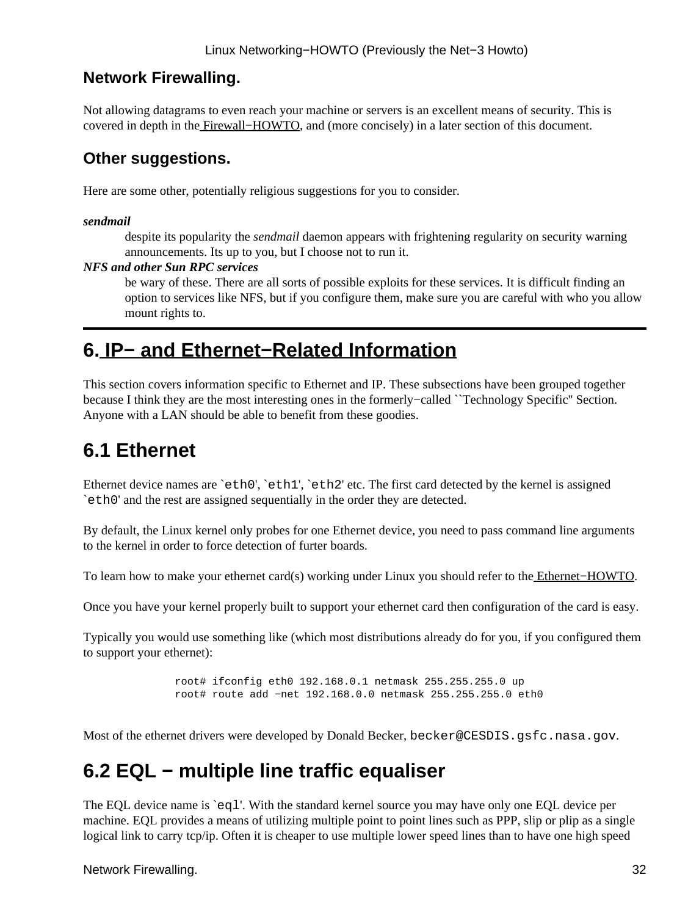### Network Firewalling.

Not allowing datagrams to even reach your machine or servers is an excellent means of security. This is covered in depth in the Firewall−HOWTO, and (more concisely) in a later section of this document.

### Other suggestions.

Here are some other, potentially religious suggestions for you to consider.

***sendmail***
: despite its popularity the *sendmail* daemon appears with frightening regularity on security warning announcements. Its up to you, but I choose not to run it.

***NFS and other Sun RPC services***
: be wary of these. There are all sorts of possible exploits for these services. It is difficult finding an option to services like NFS, but if you configure them, make sure you are careful with who you allow mount rights to.

---

# 6. IP− and Ethernet−Related Information

This section covers information specific to Ethernet and IP. These subsections have been grouped together because I think they are the most interesting ones in the formerly−called ``Technology Specific'' Section. Anyone with a LAN should be able to benefit from these goodies.

## 6.1 Ethernet

Ethernet device names are `` `eth0' ``, `` `eth1' ``, `` `eth2' `` etc. The first card detected by the kernel is assigned `` `eth0' `` and the rest are assigned sequentially in the order they are detected.

By default, the Linux kernel only probes for one Ethernet device, you need to pass command line arguments to the kernel in order to force detection of furter boards.

To learn how to make your ethernet card(s) working under Linux you should refer to the Ethernet−HOWTO.

Once you have your kernel properly built to support your ethernet card then configuration of the card is easy.

Typically you would use something like (which most distributions already do for you, if you configured them to support your ethernet):

```
root# ifconfig eth0 192.168.0.1 netmask 255.255.255.0 up
root# route add −net 192.168.0.0 netmask 255.255.255.0 eth0
```

Most of the ethernet drivers were developed by Donald Becker, `becker@CESDIS.gsfc.nasa.gov`.

## 6.2 EQL − multiple line traffic equaliser

The EQL device name is `` `eql' ``. With the standard kernel source you may have only one EQL device per machine. EQL provides a means of utilizing multiple point to point lines such as PPP, slip or plip as a single logical link to carry tcp/ip. Often it is cheaper to use multiple lower speed lines than to have one high speed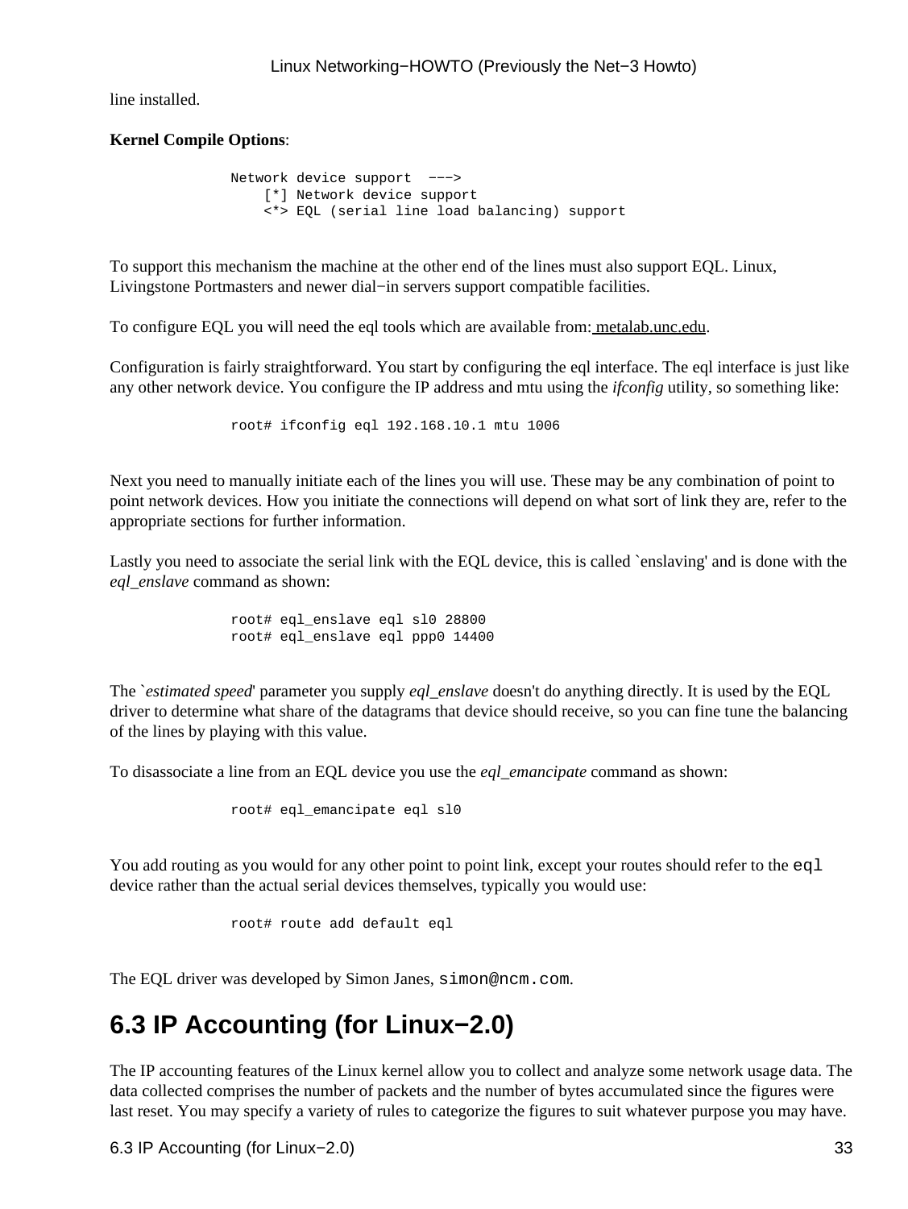line installed.

**Kernel Compile Options**:

```
        Network device support  --->
            [*] Network device support
            <*> EQL (serial line load balancing) support
```

To support this mechanism the machine at the other end of the lines must also support EQL. Linux, Livingstone Portmasters and newer dial−in servers support compatible facilities.

To configure EQL you will need the eql tools which are available from: metalab.unc.edu.

Configuration is fairly straightforward. You start by configuring the eql interface. The eql interface is just like any other network device. You configure the IP address and mtu using the *ifconfig* utility, so something like:

```
        root# ifconfig eql 192.168.10.1 mtu 1006
```

Next you need to manually initiate each of the lines you will use. These may be any combination of point to point network devices. How you initiate the connections will depend on what sort of link they are, refer to the appropriate sections for further information.

Lastly you need to associate the serial link with the EQL device, this is called `enslaving' and is done with the *eql_enslave* command as shown:

```
        root# eql_enslave eql sl0 28800
        root# eql_enslave eql ppp0 14400
```

The `*estimated speed*' parameter you supply *eql_enslave* doesn't do anything directly. It is used by the EQL driver to determine what share of the datagrams that device should receive, so you can fine tune the balancing of the lines by playing with this value.

To disassociate a line from an EQL device you use the *eql_emancipate* command as shown:

```
        root# eql_emancipate eql sl0
```

You add routing as you would for any other point to point link, except your routes should refer to the `eql` device rather than the actual serial devices themselves, typically you would use:

```
        root# route add default eql
```

The EQL driver was developed by Simon Janes, `simon@ncm.com`.

## 6.3 IP Accounting (for Linux−2.0)

The IP accounting features of the Linux kernel allow you to collect and analyze some network usage data. The data collected comprises the number of packets and the number of bytes accumulated since the figures were last reset. You may specify a variety of rules to categorize the figures to suit whatever purpose you may have.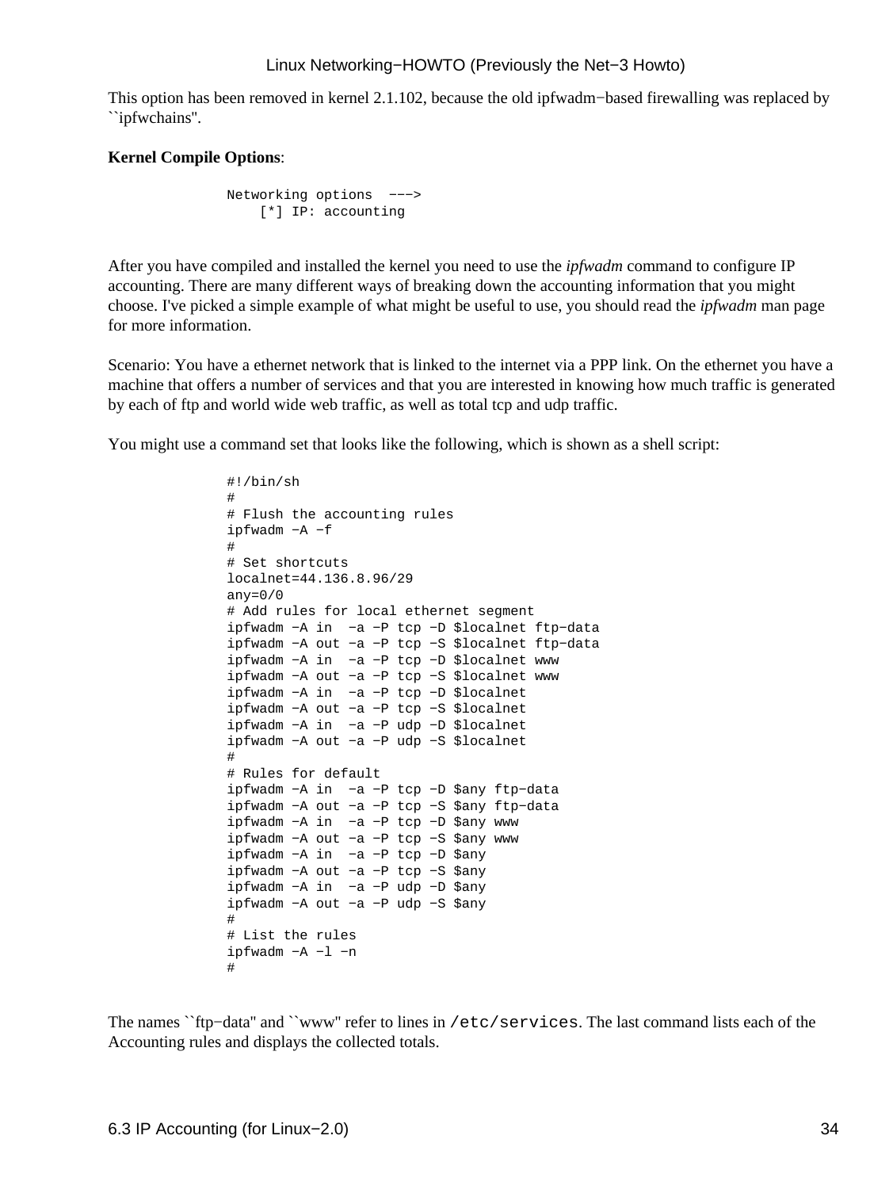This option has been removed in kernel 2.1.102, because the old ipfwadm−based firewalling was replaced by ``ipfwchains''.

**Kernel Compile Options**:

```
Networking options  −−−>
    [*] IP: accounting
```

After you have compiled and installed the kernel you need to use the *ipfwadm* command to configure IP accounting. There are many different ways of breaking down the accounting information that you might choose. I've picked a simple example of what might be useful to use, you should read the *ipfwadm* man page for more information.

Scenario: You have a ethernet network that is linked to the internet via a PPP link. On the ethernet you have a machine that offers a number of services and that you are interested in knowing how much traffic is generated by each of ftp and world wide web traffic, as well as total tcp and udp traffic.

You might use a command set that looks like the following, which is shown as a shell script:

```
#!/bin/sh
#
# Flush the accounting rules
ipfwadm −A −f
#
# Set shortcuts
localnet=44.136.8.96/29
any=0/0
# Add rules for local ethernet segment
ipfwadm −A in  −a −P tcp −D $localnet ftp−data
ipfwadm −A out −a −P tcp −S $localnet ftp−data
ipfwadm −A in  −a −P tcp −D $localnet www
ipfwadm −A out −a −P tcp −S $localnet www
ipfwadm −A in  −a −P tcp −D $localnet
ipfwadm −A out −a −P tcp −S $localnet
ipfwadm −A in  −a −P udp −D $localnet
ipfwadm −A out −a −P udp −S $localnet
#
# Rules for default
ipfwadm −A in  −a −P tcp −D $any ftp−data
ipfwadm −A out −a −P tcp −S $any ftp−data
ipfwadm −A in  −a −P tcp −D $any www
ipfwadm −A out −a −P tcp −S $any www
ipfwadm −A in  −a −P tcp −D $any
ipfwadm −A out −a −P tcp −S $any
ipfwadm −A in  −a −P udp −D $any
ipfwadm −A out −a −P udp −S $any
#
# List the rules
ipfwadm −A −l −n
#
```

The names ``ftp−data'' and ``www'' refer to lines in `/etc/services`. The last command lists each of the Accounting rules and displays the collected totals.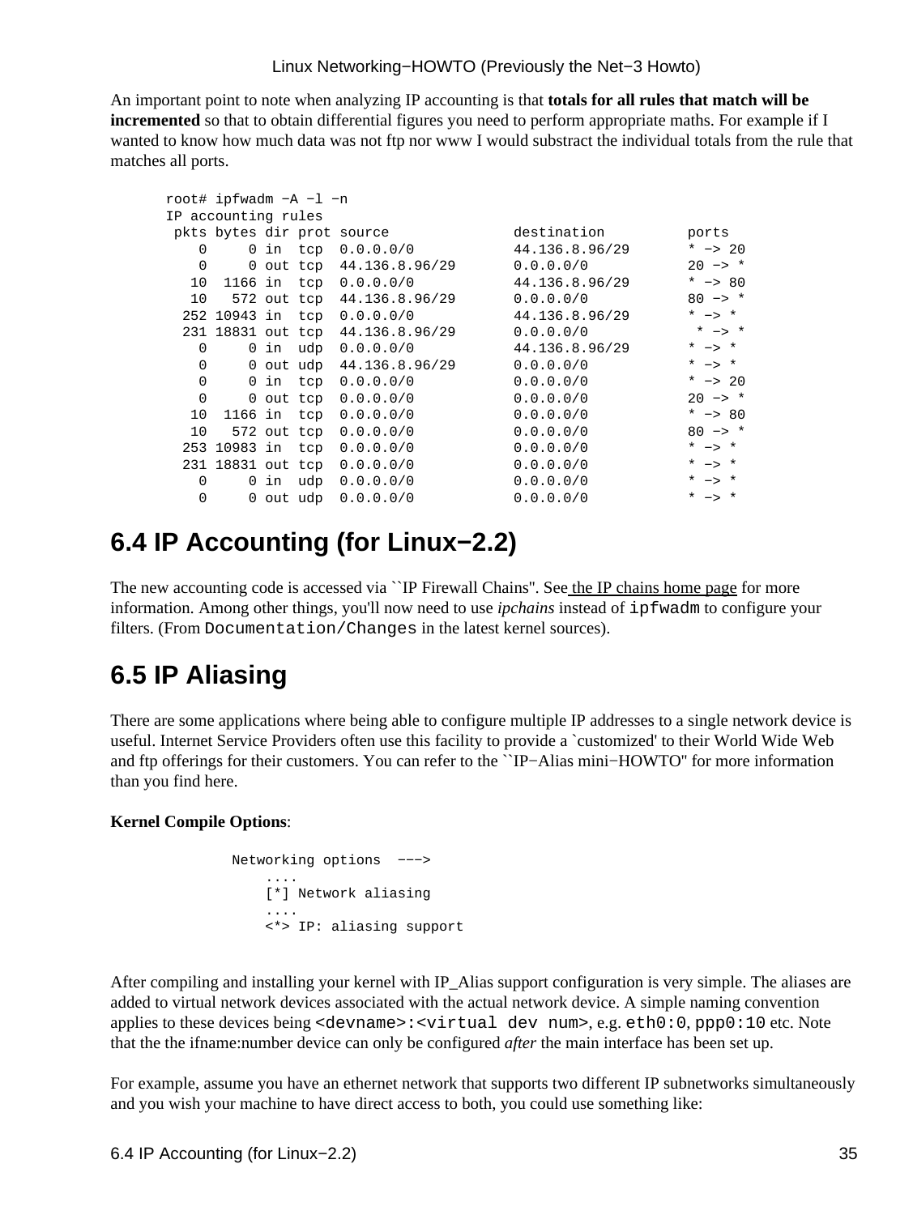An important point to note when analyzing IP accounting is that **totals for all rules that match will be incremented** so that to obtain differential figures you need to perform appropriate maths. For example if I wanted to know how much data was not ftp nor www I would substract the individual totals from the rule that matches all ports.

```
root# ipfwadm -A -l -n
IP accounting rules
 pkts bytes dir prot source               destination          ports
    0     0 in  tcp  0.0.0.0/0            44.136.8.96/29       * -> 20
    0     0 out tcp  44.136.8.96/29       0.0.0.0/0           20 -> *
   10  1166 in  tcp  0.0.0.0/0            44.136.8.96/29       * -> 80
   10   572 out tcp  44.136.8.96/29       0.0.0.0/0           80 -> *
  252 10943 in  tcp  0.0.0.0/0            44.136.8.96/29       * -> *
  231 18831 out tcp  44.136.8.96/29       0.0.0.0/0            * -> *
    0     0 in  udp  0.0.0.0/0            44.136.8.96/29       * -> *
    0     0 out udp  44.136.8.96/29       0.0.0.0/0           * -> *
    0     0 in  tcp  0.0.0.0/0            0.0.0.0/0           * -> 20
    0     0 out tcp  0.0.0.0/0            0.0.0.0/0           20 -> *
   10  1166 in  tcp  0.0.0.0/0            0.0.0.0/0           * -> 80
   10   572 out tcp  0.0.0.0/0            0.0.0.0/0           80 -> *
  253 10983 in  tcp  0.0.0.0/0            0.0.0.0/0           * -> *
  231 18831 out tcp  0.0.0.0/0            0.0.0.0/0           * -> *
    0     0 in  udp  0.0.0.0/0            0.0.0.0/0           * -> *
    0     0 out udp  0.0.0.0/0            0.0.0.0/0           * -> *
```

## 6.4 IP Accounting (for Linux−2.2)

The new accounting code is accessed via ``IP Firewall Chains''. See the IP chains home page for more information. Among other things, you'll now need to use *ipchains* instead of `ipfwadm` to configure your filters. (From `Documentation/Changes` in the latest kernel sources).

## 6.5 IP Aliasing

There are some applications where being able to configure multiple IP addresses to a single network device is useful. Internet Service Providers often use this facility to provide a `customized' to their World Wide Web and ftp offerings for their customers. You can refer to the ``IP−Alias mini−HOWTO'' for more information than you find here.

**Kernel Compile Options**:

```
        Networking options  --->
            ....
            [*] Network aliasing
            ....
            <*> IP: aliasing support
```

After compiling and installing your kernel with IP_Alias support configuration is very simple. The aliases are added to virtual network devices associated with the actual network device. A simple naming convention applies to these devices being `<devname>:<virtual dev num>`, e.g. `eth0:0`, `ppp0:10` etc. Note that the the ifname:number device can only be configured *after* the main interface has been set up.

For example, assume you have an ethernet network that supports two different IP subnetworks simultaneously and you wish your machine to have direct access to both, you could use something like: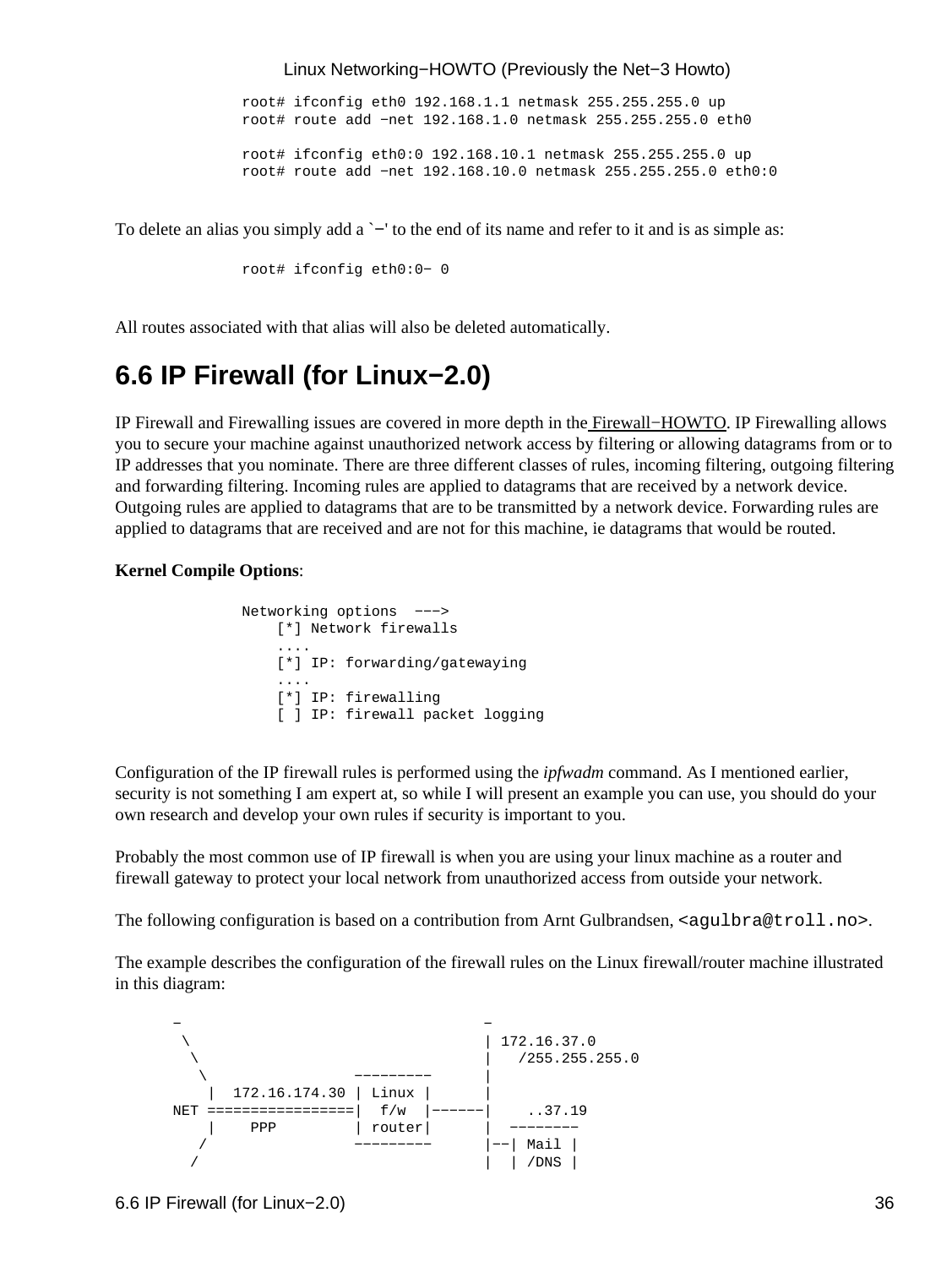```
root# ifconfig eth0 192.168.1.1 netmask 255.255.255.0 up
root# route add −net 192.168.1.0 netmask 255.255.255.0 eth0

root# ifconfig eth0:0 192.168.10.1 netmask 255.255.255.0 up
root# route add −net 192.168.10.0 netmask 255.255.255.0 eth0:0
```

To delete an alias you simply add a `−' to the end of its name and refer to it and is as simple as:

```
root# ifconfig eth0:0− 0
```

All routes associated with that alias will also be deleted automatically.

## 6.6 IP Firewall (for Linux−2.0)

IP Firewall and Firewalling issues are covered in more depth in the Firewall−HOWTO. IP Firewalling allows you to secure your machine against unauthorized network access by filtering or allowing datagrams from or to IP addresses that you nominate. There are three different classes of rules, incoming filtering, outgoing filtering and forwarding filtering. Incoming rules are applied to datagrams that are received by a network device. Outgoing rules are applied to datagrams that are to be transmitted by a network device. Forwarding rules are applied to datagrams that are received and are not for this machine, ie datagrams that would be routed.

**Kernel Compile Options**:

```
Networking options  −−−>
    [*] Network firewalls
    ....
    [*] IP: forwarding/gatewaying
    ....
    [*] IP: firewalling
    [ ] IP: firewall packet logging
```

Configuration of the IP firewall rules is performed using the *ipfwadm* command. As I mentioned earlier, security is not something I am expert at, so while I will present an example you can use, you should do your own research and develop your own rules if security is important to you.

Probably the most common use of IP firewall is when you are using your linux machine as a router and firewall gateway to protect your local network from unauthorized access from outside your network.

The following configuration is based on a contribution from Arnt Gulbrandsen, <agulbra@troll.no>.

The example describes the configuration of the firewall rules on the Linux firewall/router machine illustrated in this diagram:

```
 −                                   −
  \                                  | 172.16.37.0
   \                                 |   /255.255.255.0
    \                 −−−−−−−−−      |
     |  172.16.174.30 | Linux |      |
 NET =================|  f/w  |−−−−−−|    ..37.19
     |    PPP         | router|      |  −−−−−−−−
    /                 −−−−−−−−−      |−−| Mail |
   /                                 |  | /DNS |
```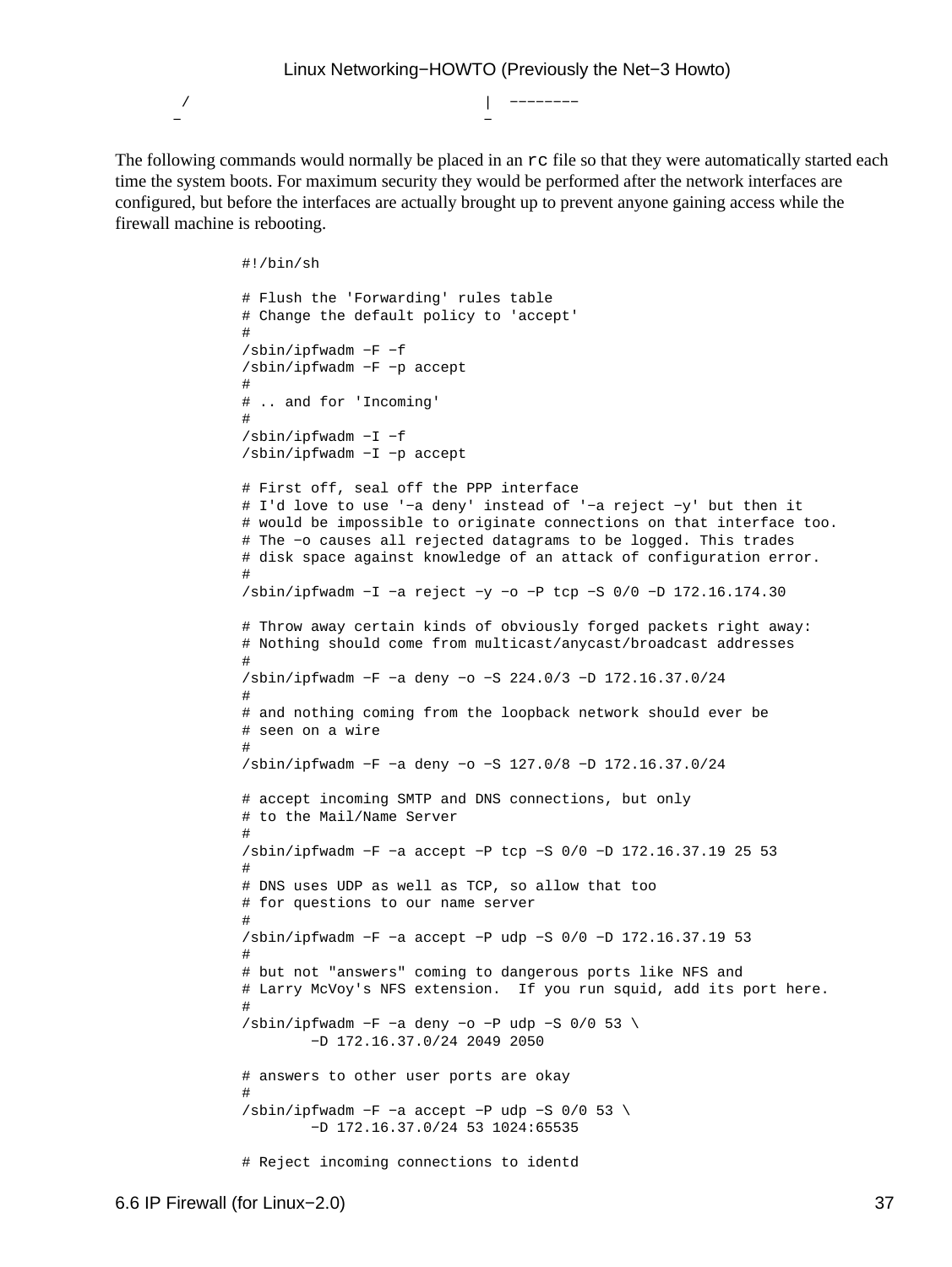```
     /                                  |  --------
    -                                   -
```

The following commands would normally be placed in an `rc` file so that they were automatically started each time the system boots. For maximum security they would be performed after the network interfaces are configured, but before the interfaces are actually brought up to prevent anyone gaining access while the firewall machine is rebooting.

```
#!/bin/sh

# Flush the 'Forwarding' rules table
# Change the default policy to 'accept'
#
/sbin/ipfwadm −F −f
/sbin/ipfwadm −F −p accept
#
# .. and for 'Incoming'
#
/sbin/ipfwadm −I −f
/sbin/ipfwadm −I −p accept

# First off, seal off the PPP interface
# I'd love to use '−a deny' instead of '−a reject −y' but then it
# would be impossible to originate connections on that interface too.
# The −o causes all rejected datagrams to be logged. This trades
# disk space against knowledge of an attack of configuration error.
#
/sbin/ipfwadm −I −a reject −y −o −P tcp −S 0/0 −D 172.16.174.30

# Throw away certain kinds of obviously forged packets right away:
# Nothing should come from multicast/anycast/broadcast addresses
#
/sbin/ipfwadm −F −a deny −o −S 224.0/3 −D 172.16.37.0/24
#
# and nothing coming from the loopback network should ever be
# seen on a wire
#
/sbin/ipfwadm −F −a deny −o −S 127.0/8 −D 172.16.37.0/24

# accept incoming SMTP and DNS connections, but only
# to the Mail/Name Server
#
/sbin/ipfwadm −F −a accept −P tcp −S 0/0 −D 172.16.37.19 25 53
#
# DNS uses UDP as well as TCP, so allow that too
# for questions to our name server
#
/sbin/ipfwadm −F −a accept −P udp −S 0/0 −D 172.16.37.19 53
#
# but not "answers" coming to dangerous ports like NFS and
# Larry McVoy's NFS extension.  If you run squid, add its port here.
#
/sbin/ipfwadm −F −a deny −o −P udp −S 0/0 53 \
        −D 172.16.37.0/24 2049 2050

# answers to other user ports are okay
#
/sbin/ipfwadm −F −a accept −P udp −S 0/0 53 \
        −D 172.16.37.0/24 53 1024:65535

# Reject incoming connections to identd
```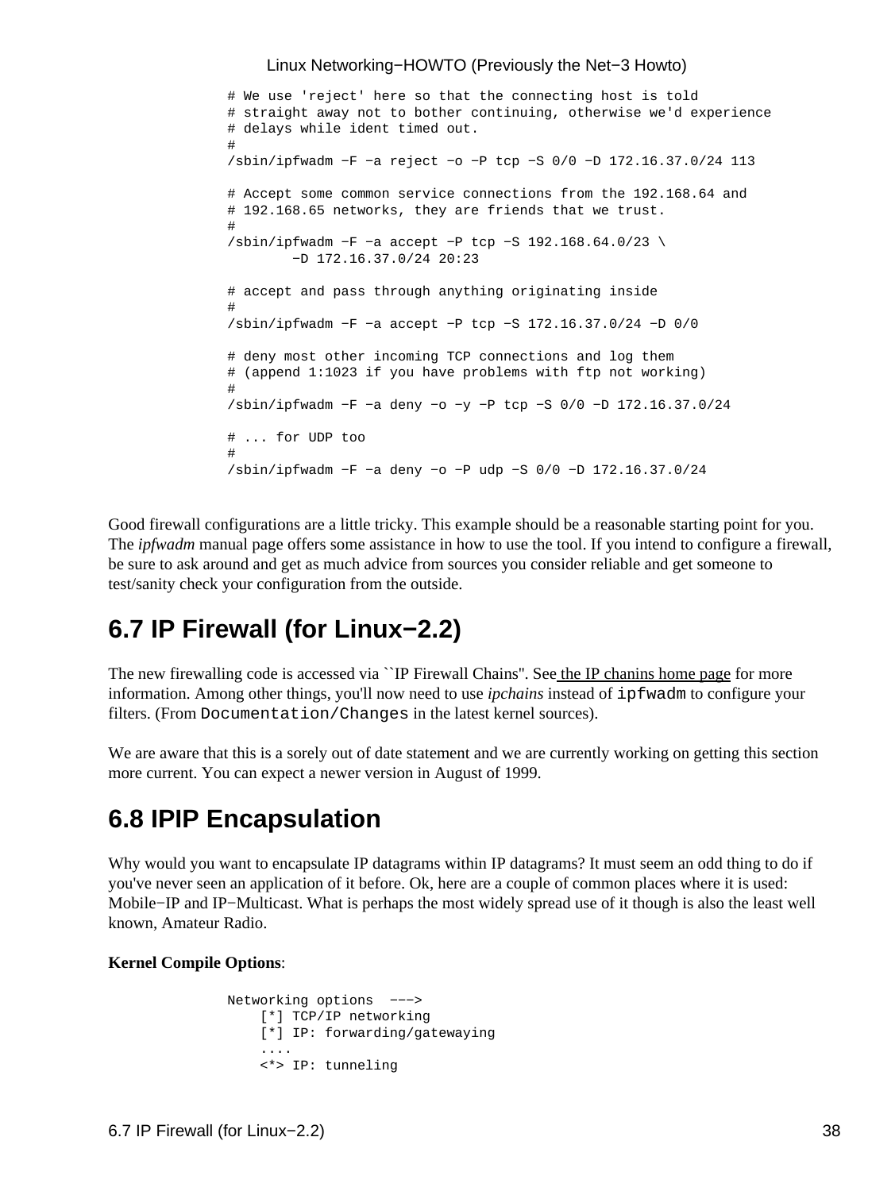```
# We use 'reject' here so that the connecting host is told
# straight away not to bother continuing, otherwise we'd experience
# delays while ident timed out.
#
/sbin/ipfwadm −F −a reject −o −P tcp −S 0/0 −D 172.16.37.0/24 113

# Accept some common service connections from the 192.168.64 and
# 192.168.65 networks, they are friends that we trust.
#
/sbin/ipfwadm −F −a accept −P tcp −S 192.168.64.0/23 \
        −D 172.16.37.0/24 20:23

# accept and pass through anything originating inside
#
/sbin/ipfwadm −F −a accept −P tcp −S 172.16.37.0/24 −D 0/0

# deny most other incoming TCP connections and log them
# (append 1:1023 if you have problems with ftp not working)
#
/sbin/ipfwadm −F −a deny −o −y −P tcp −S 0/0 −D 172.16.37.0/24

# ... for UDP too
#
/sbin/ipfwadm −F −a deny −o −P udp −S 0/0 −D 172.16.37.0/24
```

Good firewall configurations are a little tricky. This example should be a reasonable starting point for you. The *ipfwadm* manual page offers some assistance in how to use the tool. If you intend to configure a firewall, be sure to ask around and get as much advice from sources you consider reliable and get someone to test/sanity check your configuration from the outside.

## 6.7 IP Firewall (for Linux−2.2)

The new firewalling code is accessed via ``IP Firewall Chains''. See the IP chanins home page for more information. Among other things, you'll now need to use *ipchains* instead of `ipfwadm` to configure your filters. (From `Documentation/Changes` in the latest kernel sources).

We are aware that this is a sorely out of date statement and we are currently working on getting this section more current. You can expect a newer version in August of 1999.

## 6.8 IPIP Encapsulation

Why would you want to encapsulate IP datagrams within IP datagrams? It must seem an odd thing to do if you've never seen an application of it before. Ok, here are a couple of common places where it is used: Mobile−IP and IP−Multicast. What is perhaps the most widely spread use of it though is also the least well known, Amateur Radio.

**Kernel Compile Options**:

```
Networking options  −−−>
    [*] TCP/IP networking
    [*] IP: forwarding/gatewaying
    ....
    <*> IP: tunneling
```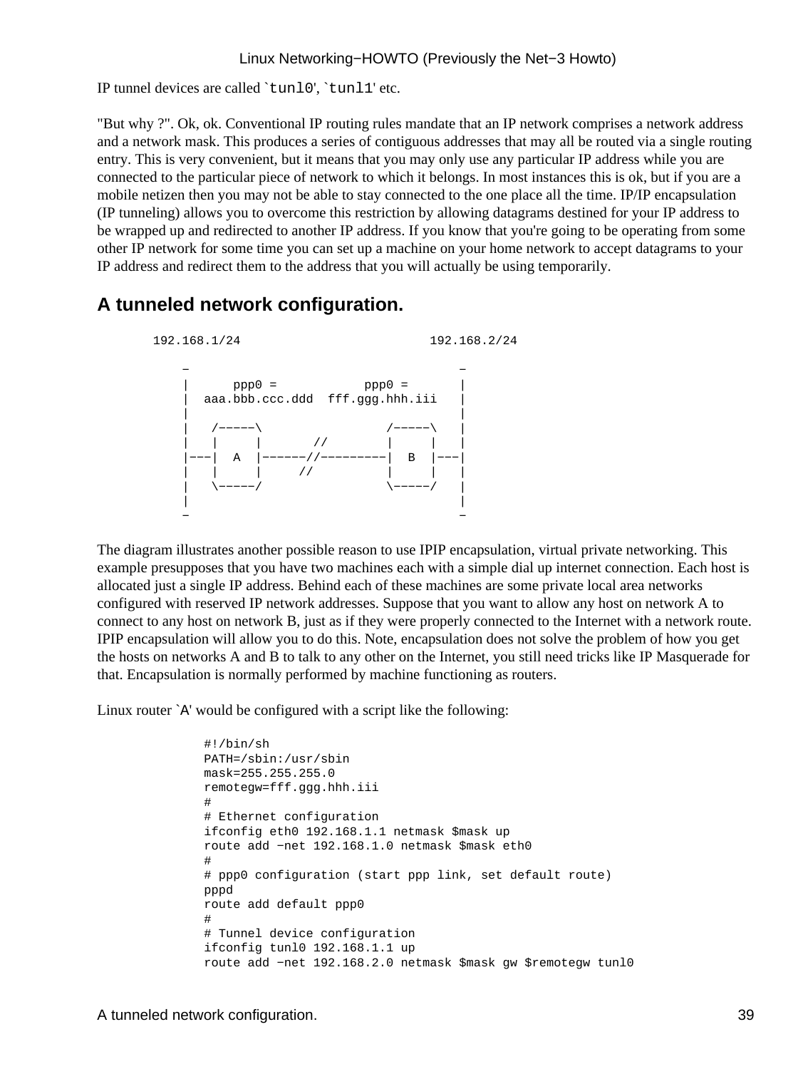IP tunnel devices are called `tunl0', `tunl1' etc.

"But why ?". Ok, ok. Conventional IP routing rules mandate that an IP network comprises a network address and a network mask. This produces a series of contiguous addresses that may all be routed via a single routing entry. This is very convenient, but it means that you may only use any particular IP address while you are connected to the particular piece of network to which it belongs. In most instances this is ok, but if you are a mobile netizen then you may not be able to stay connected to the one place all the time. IP/IP encapsulation (IP tunneling) allows you to overcome this restriction by allowing datagrams destined for your IP address to be wrapped up and redirected to another IP address. If you know that you're going to be operating from some other IP network for some time you can set up a machine on your home network to accept datagrams to your IP address and redirect them to the address that you will actually be using temporarily.

## A tunneled network configuration.

```
 192.168.1/24                          192.168.2/24

     -                                     -
     |      ppp0 =            ppp0 =       |
     |  aaa.bbb.ccc.ddd  fff.ggg.hhh.iii   |
     |                                     |
     |   /-----\                 /-----\   |
     |   |     |       //        |     |   |
     |---|  A  |------//---------|  B  |---|
     |   |     |     //          |     |   |
     |   \-----/                 \-----/   |
     |                                     |
     -                                     -
```

The diagram illustrates another possible reason to use IPIP encapsulation, virtual private networking. This example presupposes that you have two machines each with a simple dial up internet connection. Each host is allocated just a single IP address. Behind each of these machines are some private local area networks configured with reserved IP network addresses. Suppose that you want to allow any host on network A to connect to any host on network B, just as if they were properly connected to the Internet with a network route. IPIP encapsulation will allow you to do this. Note, encapsulation does not solve the problem of how you get the hosts on networks A and B to talk to any other on the Internet, you still need tricks like IP Masquerade for that. Encapsulation is normally performed by machine functioning as routers.

Linux router `A' would be configured with a script like the following:

```
#!/bin/sh
PATH=/sbin:/usr/sbin
mask=255.255.255.0
remotegw=fff.ggg.hhh.iii
#
# Ethernet configuration
ifconfig eth0 192.168.1.1 netmask $mask up
route add -net 192.168.1.0 netmask $mask eth0
#
# ppp0 configuration (start ppp link, set default route)
pppd
route add default ppp0
#
# Tunnel device configuration
ifconfig tunl0 192.168.1.1 up
route add -net 192.168.2.0 netmask $mask gw $remotegw tunl0
```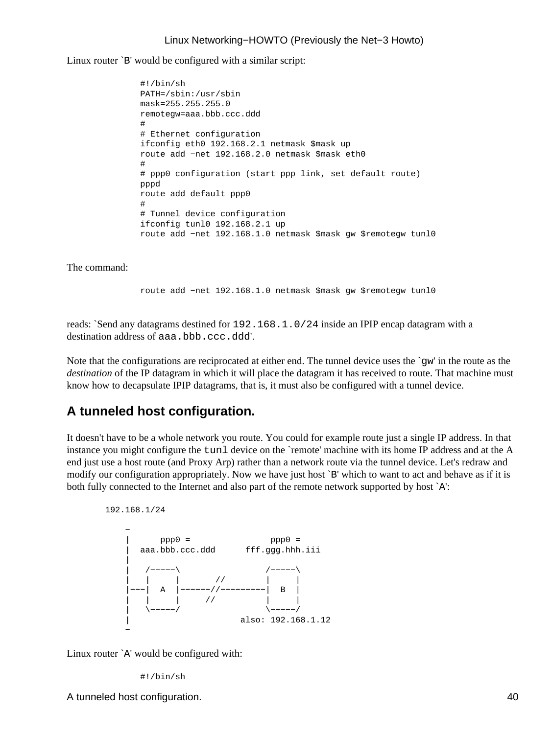Linux router `B' would be configured with a similar script:

```
#!/bin/sh
PATH=/sbin:/usr/sbin
mask=255.255.255.0
remotegw=aaa.bbb.ccc.ddd
#
# Ethernet configuration
ifconfig eth0 192.168.2.1 netmask $mask up
route add −net 192.168.2.0 netmask $mask eth0
#
# ppp0 configuration (start ppp link, set default route)
pppd
route add default ppp0
#
# Tunnel device configuration
ifconfig tunl0 192.168.2.1 up
route add −net 192.168.1.0 netmask $mask gw $remotegw tunl0
```

The command:

```
route add −net 192.168.1.0 netmask $mask gw $remotegw tunl0
```

reads: `Send any datagrams destined for `192.168.1.0/24` inside an IPIP encap datagram with a destination address of `aaa.bbb.ccc.ddd`'.

Note that the configurations are reciprocated at either end. The tunnel device uses the `gw' in the route as the *destination* of the IP datagram in which it will place the datagram it has received to route. That machine must know how to decapsulate IPIP datagrams, that is, it must also be configured with a tunnel device.

## A tunneled host configuration.

It doesn't have to be a whole network you route. You could for example route just a single IP address. In that instance you might configure the `tunl` device on the `remote' machine with its home IP address and at the A end just use a host route (and Proxy Arp) rather than a network route via the tunnel device. Let's redraw and modify our configuration appropriately. Now we have just host `B' which to want to act and behave as if it is both fully connected to the Internet and also part of the remote network supported by host `A':

```
192.168.1/24

    −
    |      ppp0 =                ppp0 =
    |  aaa.bbb.ccc.ddd      fff.ggg.hhh.iii
    |
    |   /−−−−−\                 /−−−−−\
    |   |     |       //        |     |
    |−−−|  A  |−−−−−−//−−−−−−−−−|  B  |
    |   |     |     //          |     |
    |   \−−−−−/                 \−−−−−/
    |                      also: 192.168.1.12
    −
```

Linux router `A' would be configured with:

```
#!/bin/sh
```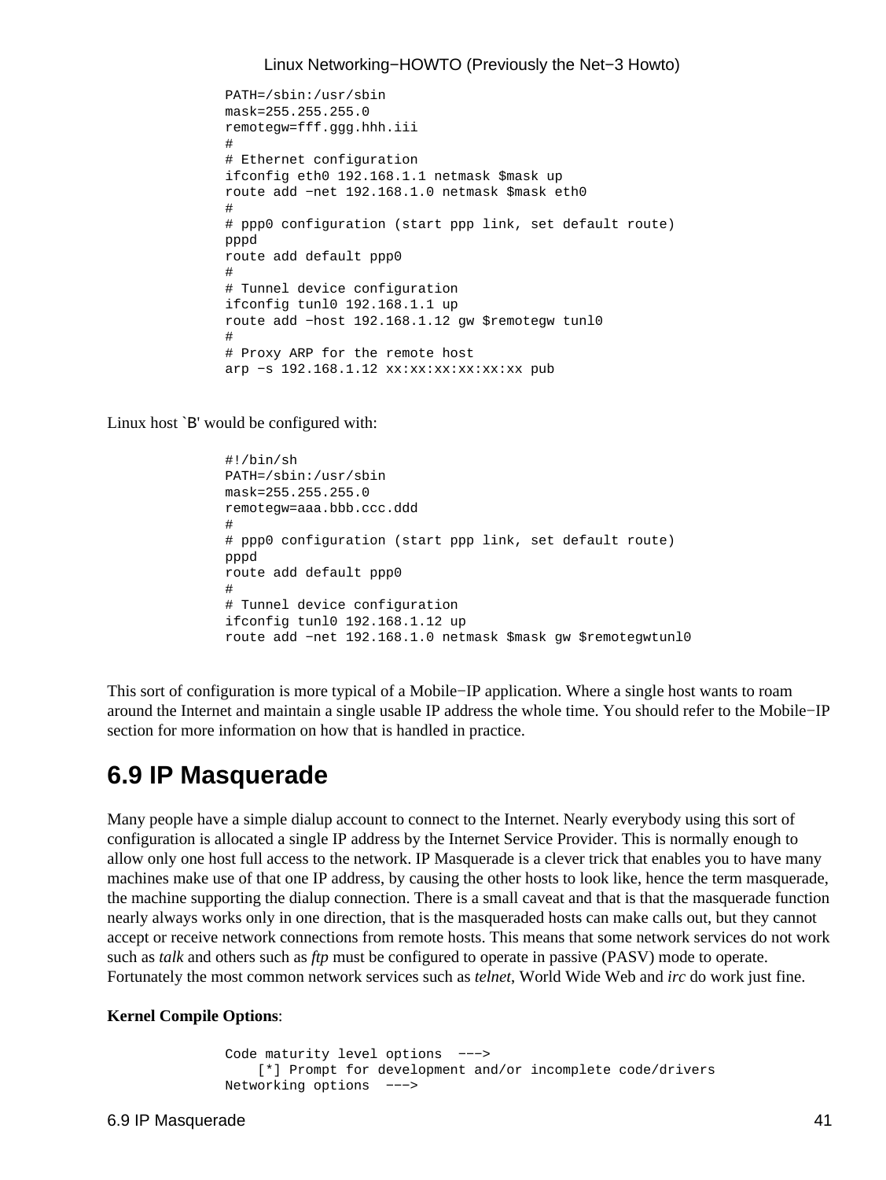```
PATH=/sbin:/usr/sbin
mask=255.255.255.0
remotegw=fff.ggg.hhh.iii
#
# Ethernet configuration
ifconfig eth0 192.168.1.1 netmask $mask up
route add −net 192.168.1.0 netmask $mask eth0
#
# ppp0 configuration (start ppp link, set default route)
pppd
route add default ppp0
#
# Tunnel device configuration
ifconfig tunl0 192.168.1.1 up
route add −host 192.168.1.12 gw $remotegw tunl0
#
# Proxy ARP for the remote host
arp −s 192.168.1.12 xx:xx:xx:xx:xx:xx pub
```

Linux host `B' would be configured with:

```
#!/bin/sh
PATH=/sbin:/usr/sbin
mask=255.255.255.0
remotegw=aaa.bbb.ccc.ddd
#
# ppp0 configuration (start ppp link, set default route)
pppd
route add default ppp0
#
# Tunnel device configuration
ifconfig tunl0 192.168.1.12 up
route add −net 192.168.1.0 netmask $mask gw $remotegwtunl0
```

This sort of configuration is more typical of a Mobile−IP application. Where a single host wants to roam around the Internet and maintain a single usable IP address the whole time. You should refer to the Mobile−IP section for more information on how that is handled in practice.

## 6.9 IP Masquerade

Many people have a simple dialup account to connect to the Internet. Nearly everybody using this sort of configuration is allocated a single IP address by the Internet Service Provider. This is normally enough to allow only one host full access to the network. IP Masquerade is a clever trick that enables you to have many machines make use of that one IP address, by causing the other hosts to look like, hence the term masquerade, the machine supporting the dialup connection. There is a small caveat and that is that the masquerade function nearly always works only in one direction, that is the masqueraded hosts can make calls out, but they cannot accept or receive network connections from remote hosts. This means that some network services do not work such as *talk* and others such as *ftp* must be configured to operate in passive (PASV) mode to operate. Fortunately the most common network services such as *telnet*, World Wide Web and *irc* do work just fine.

**Kernel Compile Options**:

```
Code maturity level options  −−−>
    [*] Prompt for development and/or incomplete code/drivers
Networking options  −−−>
```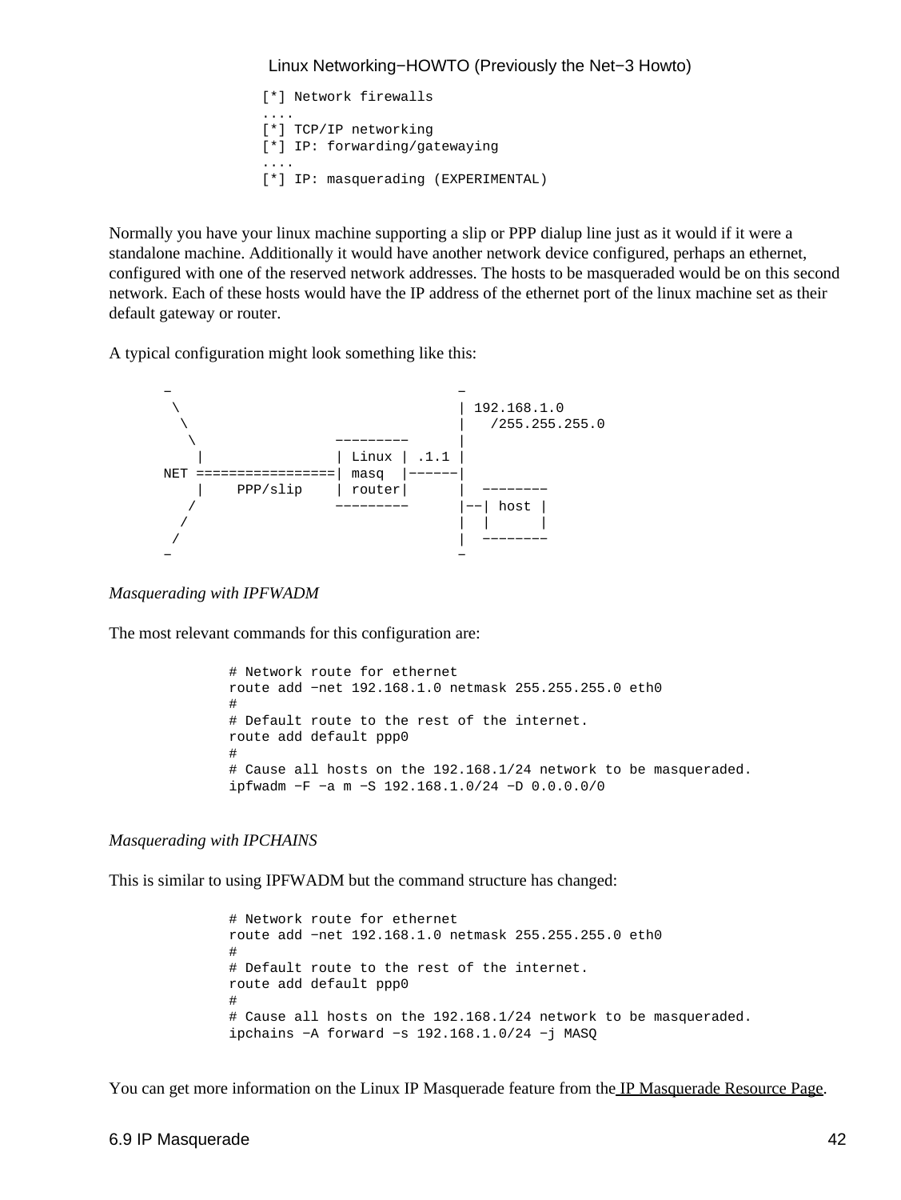```
[*] Network firewalls
....
[*] TCP/IP networking
[*] IP: forwarding/gatewaying
....
[*] IP: masquerading (EXPERIMENTAL)
```

Normally you have your linux machine supporting a slip or PPP dialup line just as it would if it were a standalone machine. Additionally it would have another network device configured, perhaps an ethernet, configured with one of the reserved network addresses. The hosts to be masqueraded would be on this second network. Each of these hosts would have the IP address of the ethernet port of the linux machine set as their default gateway or router.

A typical configuration might look something like this:

```
-                                   -
 \                                  | 192.168.1.0
  \                                 |   /255.255.255.0
   \                 ---------      |
    |                | Linux | .1.1 |
NET =================| masq  |------|
    |    PPP/slip    | router|      |  --------
   /                 ---------      |--| host |
  /                                 |  |      |
 /                                  |  --------
-                                   -
```

*Masquerading with IPFWADM*

The most relevant commands for this configuration are:

```
# Network route for ethernet
route add -net 192.168.1.0 netmask 255.255.255.0 eth0
#
# Default route to the rest of the internet.
route add default ppp0
#
# Cause all hosts on the 192.168.1/24 network to be masqueraded.
ipfwadm -F -a m -S 192.168.1.0/24 -D 0.0.0.0/0
```

*Masquerading with IPCHAINS*

This is similar to using IPFWADM but the command structure has changed:

```
# Network route for ethernet
route add -net 192.168.1.0 netmask 255.255.255.0 eth0
#
# Default route to the rest of the internet.
route add default ppp0
#
# Cause all hosts on the 192.168.1/24 network to be masqueraded.
ipchains -A forward -s 192.168.1.0/24 -j MASQ
```

You can get more information on the Linux IP Masquerade feature from the IP Masquerade Resource Page.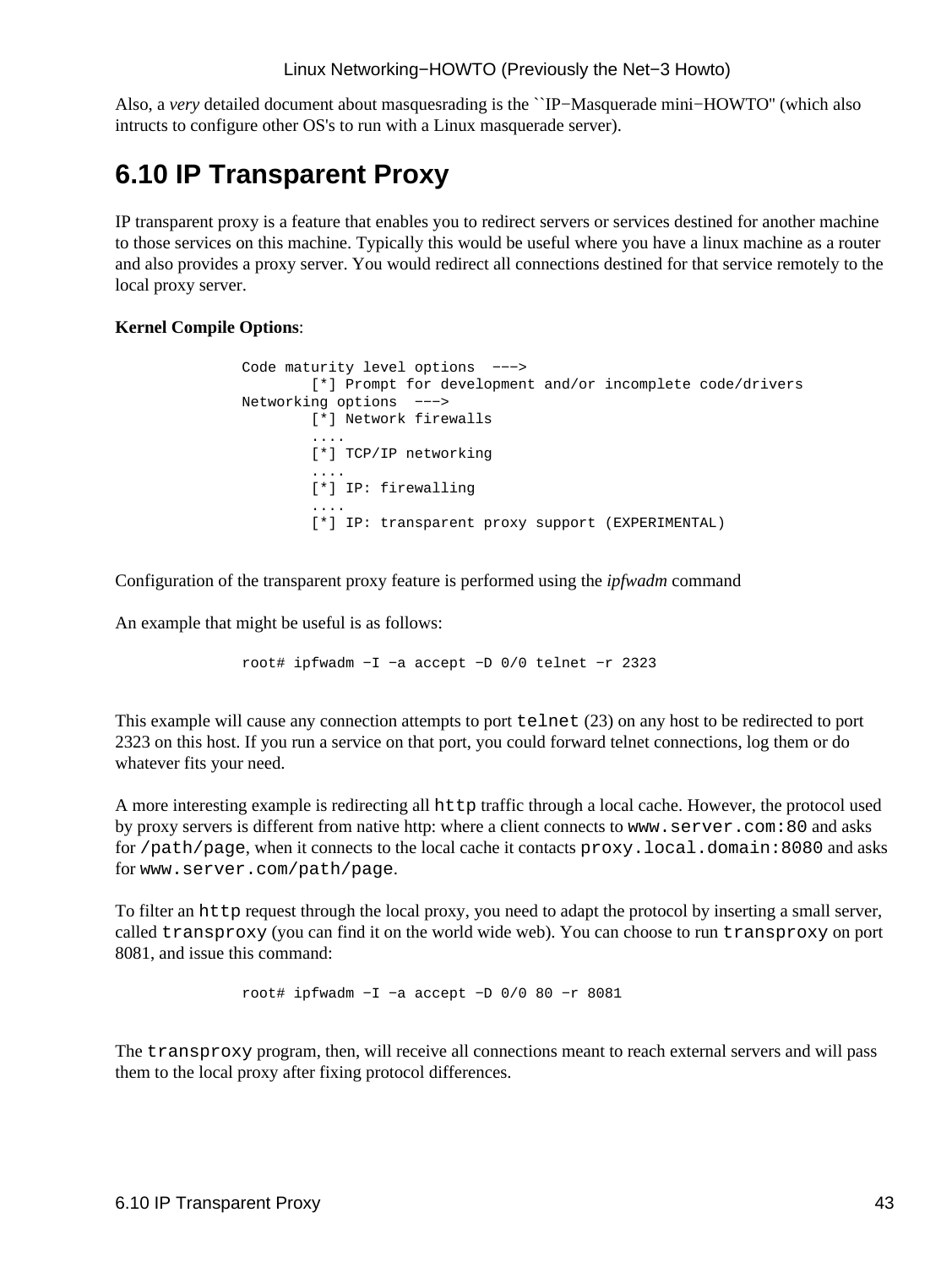Also, a *very* detailed document about masquesrading is the ``IP−Masquerade mini−HOWTO'' (which also intructs to configure other OS's to run with a Linux masquerade server).

## 6.10 IP Transparent Proxy

IP transparent proxy is a feature that enables you to redirect servers or services destined for another machine to those services on this machine. Typically this would be useful where you have a linux machine as a router and also provides a proxy server. You would redirect all connections destined for that service remotely to the local proxy server.

**Kernel Compile Options**:

```
Code maturity level options  −−−>
        [*] Prompt for development and/or incomplete code/drivers
Networking options  −−−>
        [*] Network firewalls
        ....
        [*] TCP/IP networking
        ....
        [*] IP: firewalling
        ....
        [*] IP: transparent proxy support (EXPERIMENTAL)
```

Configuration of the transparent proxy feature is performed using the *ipfwadm* command

An example that might be useful is as follows:

```
root# ipfwadm −I −a accept −D 0/0 telnet −r 2323
```

This example will cause any connection attempts to port `telnet` (23) on any host to be redirected to port 2323 on this host. If you run a service on that port, you could forward telnet connections, log them or do whatever fits your need.

A more interesting example is redirecting all `http` traffic through a local cache. However, the protocol used by proxy servers is different from native http: where a client connects to `www.server.com:80` and asks for `/path/page`, when it connects to the local cache it contacts `proxy.local.domain:8080` and asks for `www.server.com/path/page`.

To filter an `http` request through the local proxy, you need to adapt the protocol by inserting a small server, called `transproxy` (you can find it on the world wide web). You can choose to run `transproxy` on port 8081, and issue this command:

```
root# ipfwadm −I −a accept −D 0/0 80 −r 8081
```

The `transproxy` program, then, will receive all connections meant to reach external servers and will pass them to the local proxy after fixing protocol differences.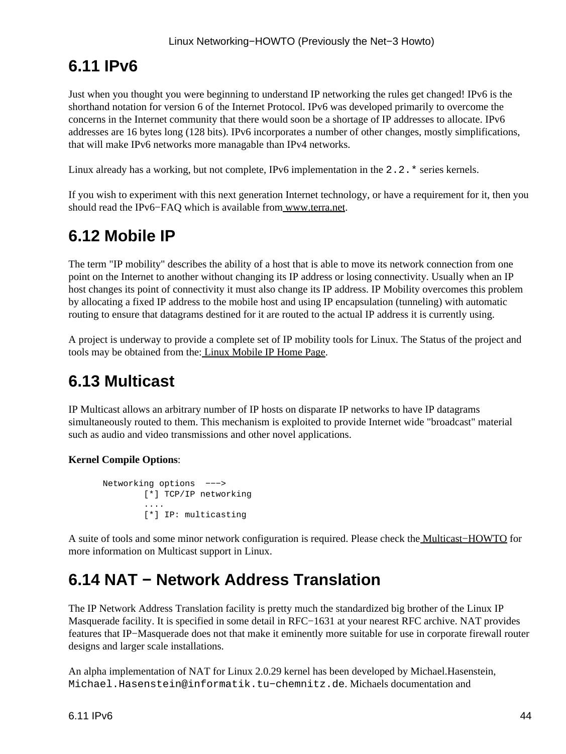## 6.11 IPv6

Just when you thought you were beginning to understand IP networking the rules get changed! IPv6 is the shorthand notation for version 6 of the Internet Protocol. IPv6 was developed primarily to overcome the concerns in the Internet community that there would soon be a shortage of IP addresses to allocate. IPv6 addresses are 16 bytes long (128 bits). IPv6 incorporates a number of other changes, mostly simplifications, that will make IPv6 networks more managable than IPv4 networks.

Linux already has a working, but not complete, IPv6 implementation in the `2.2.*` series kernels.

If you wish to experiment with this next generation Internet technology, or have a requirement for it, then you should read the IPv6−FAQ which is available from www.terra.net.

## 6.12 Mobile IP

The term "IP mobility" describes the ability of a host that is able to move its network connection from one point on the Internet to another without changing its IP address or losing connectivity. Usually when an IP host changes its point of connectivity it must also change its IP address. IP Mobility overcomes this problem by allocating a fixed IP address to the mobile host and using IP encapsulation (tunneling) with automatic routing to ensure that datagrams destined for it are routed to the actual IP address it is currently using.

A project is underway to provide a complete set of IP mobility tools for Linux. The Status of the project and tools may be obtained from the: Linux Mobile IP Home Page.

## 6.13 Multicast

IP Multicast allows an arbitrary number of IP hosts on disparate IP networks to have IP datagrams simultaneously routed to them. This mechanism is exploited to provide Internet wide "broadcast" material such as audio and video transmissions and other novel applications.

**Kernel Compile Options**:

```
Networking options  −−−>
        [*] TCP/IP networking
        ....
        [*] IP: multicasting
```

A suite of tools and some minor network configuration is required. Please check the Multicast−HOWTO for more information on Multicast support in Linux.

## 6.14 NAT − Network Address Translation

The IP Network Address Translation facility is pretty much the standardized big brother of the Linux IP Masquerade facility. It is specified in some detail in RFC−1631 at your nearest RFC archive. NAT provides features that IP−Masquerade does not that make it eminently more suitable for use in corporate firewall router designs and larger scale installations.

An alpha implementation of NAT for Linux 2.0.29 kernel has been developed by Michael.Hasenstein, `Michael.Hasenstein@informatik.tu−chemnitz.de`. Michaels documentation and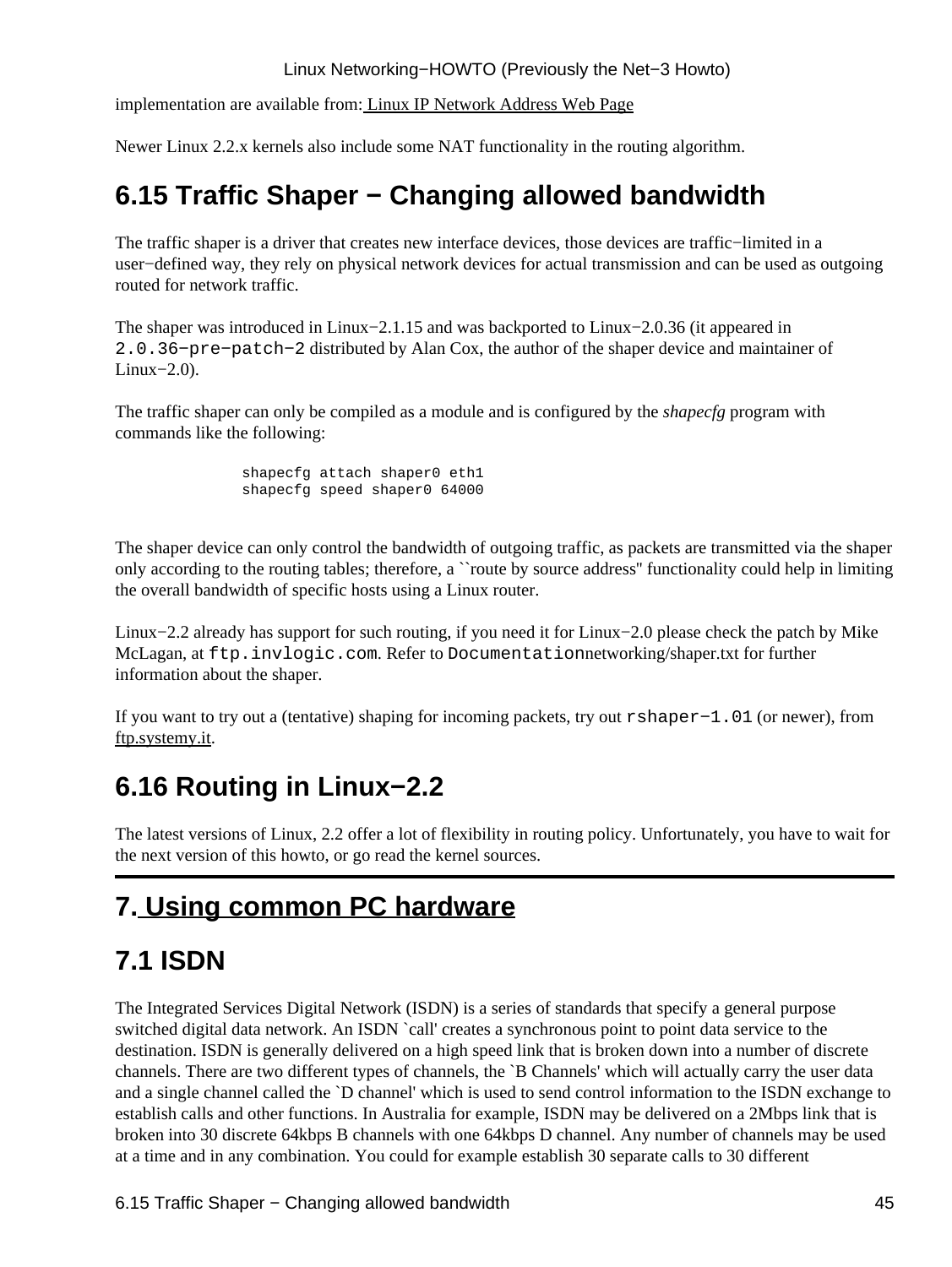implementation are available from: Linux IP Network Address Web Page

Newer Linux 2.2.x kernels also include some NAT functionality in the routing algorithm.

## 6.15 Traffic Shaper − Changing allowed bandwidth

The traffic shaper is a driver that creates new interface devices, those devices are traffic−limited in a user−defined way, they rely on physical network devices for actual transmission and can be used as outgoing routed for network traffic.

The shaper was introduced in Linux−2.1.15 and was backported to Linux−2.0.36 (it appeared in `2.0.36−pre−patch−2` distributed by Alan Cox, the author of the shaper device and maintainer of Linux−2.0).

The traffic shaper can only be compiled as a module and is configured by the *shapecfg* program with commands like the following:

```
shapecfg attach shaper0 eth1
shapecfg speed shaper0 64000
```

The shaper device can only control the bandwidth of outgoing traffic, as packets are transmitted via the shaper only according to the routing tables; therefore, a ``route by source address'' functionality could help in limiting the overall bandwidth of specific hosts using a Linux router.

Linux−2.2 already has support for such routing, if you need it for Linux−2.0 please check the patch by Mike McLagan, at `ftp.invlogic.com`. Refer to `Documentation`networking/shaper.txt for further information about the shaper.

If you want to try out a (tentative) shaping for incoming packets, try out `rshaper−1.01` (or newer), from ftp.systemy.it.

## 6.16 Routing in Linux−2.2

The latest versions of Linux, 2.2 offer a lot of flexibility in routing policy. Unfortunately, you have to wait for the next version of this howto, or go read the kernel sources.

---

# 7. Using common PC hardware

## 7.1 ISDN

The Integrated Services Digital Network (ISDN) is a series of standards that specify a general purpose switched digital data network. An ISDN `call' creates a synchronous point to point data service to the destination. ISDN is generally delivered on a high speed link that is broken down into a number of discrete channels. There are two different types of channels, the `B Channels' which will actually carry the user data and a single channel called the `D channel' which is used to send control information to the ISDN exchange to establish calls and other functions. In Australia for example, ISDN may be delivered on a 2Mbps link that is broken into 30 discrete 64kbps B channels with one 64kbps D channel. Any number of channels may be used at a time and in any combination. You could for example establish 30 separate calls to 30 different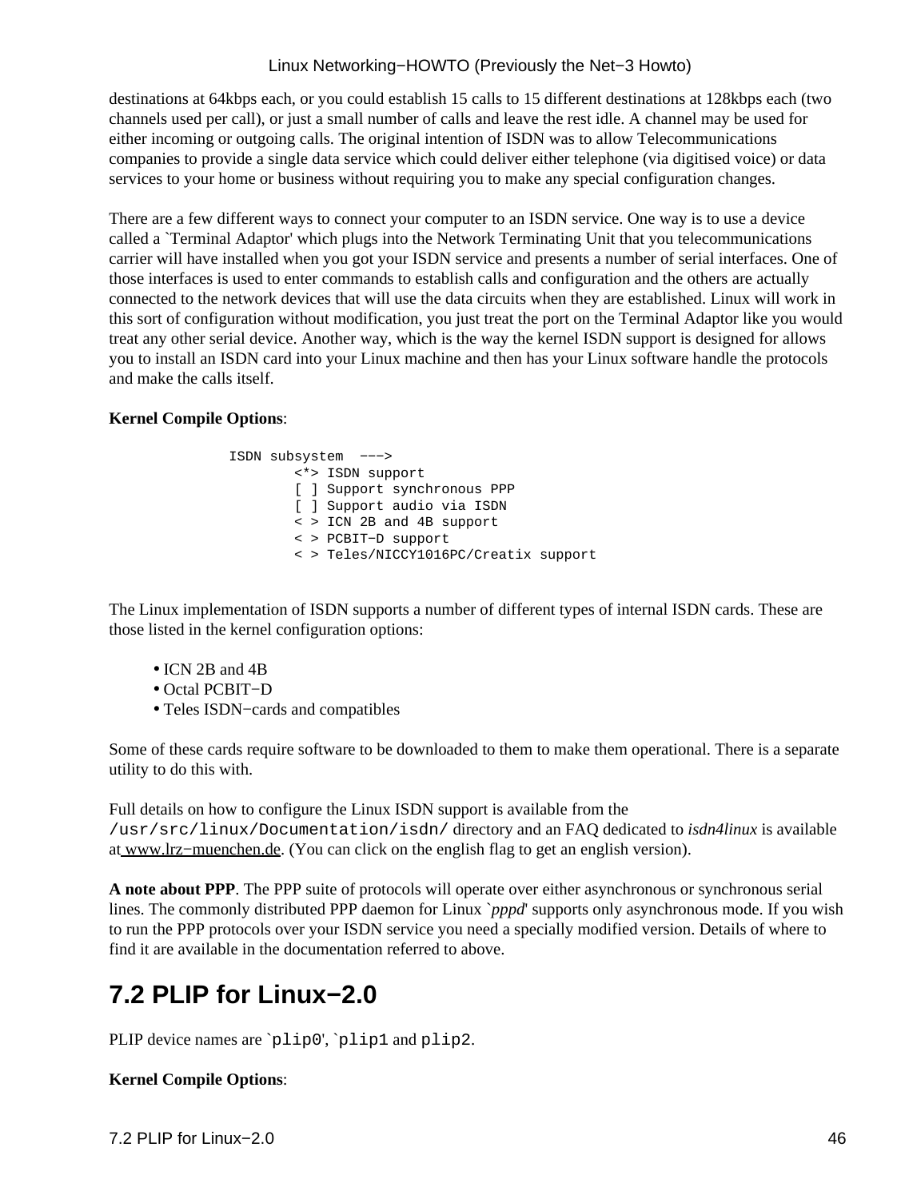destinations at 64kbps each, or you could establish 15 calls to 15 different destinations at 128kbps each (two channels used per call), or just a small number of calls and leave the rest idle. A channel may be used for either incoming or outgoing calls. The original intention of ISDN was to allow Telecommunications companies to provide a single data service which could deliver either telephone (via digitised voice) or data services to your home or business without requiring you to make any special configuration changes.

There are a few different ways to connect your computer to an ISDN service. One way is to use a device called a `Terminal Adaptor' which plugs into the Network Terminating Unit that you telecommunications carrier will have installed when you got your ISDN service and presents a number of serial interfaces. One of those interfaces is used to enter commands to establish calls and configuration and the others are actually connected to the network devices that will use the data circuits when they are established. Linux will work in this sort of configuration without modification, you just treat the port on the Terminal Adaptor like you would treat any other serial device. Another way, which is the way the kernel ISDN support is designed for allows you to install an ISDN card into your Linux machine and then has your Linux software handle the protocols and make the calls itself.

**Kernel Compile Options**:

```
ISDN subsystem  --->
        <*> ISDN support
        [ ] Support synchronous PPP
        [ ] Support audio via ISDN
        < > ICN 2B and 4B support
        < > PCBIT-D support
        < > Teles/NICCY1016PC/Creatix support
```

The Linux implementation of ISDN supports a number of different types of internal ISDN cards. These are those listed in the kernel configuration options:

- ICN 2B and 4B
- Octal PCBIT−D
- Teles ISDN−cards and compatibles

Some of these cards require software to be downloaded to them to make them operational. There is a separate utility to do this with.

Full details on how to configure the Linux ISDN support is available from the `/usr/src/linux/Documentation/isdn/` directory and an FAQ dedicated to *isdn4linux* is available at www.lrz−muenchen.de. (You can click on the english flag to get an english version).

**A note about PPP**. The PPP suite of protocols will operate over either asynchronous or synchronous serial lines. The commonly distributed PPP daemon for Linux `*pppd*' supports only asynchronous mode. If you wish to run the PPP protocols over your ISDN service you need a specially modified version. Details of where to find it are available in the documentation referred to above.

## 7.2 PLIP for Linux−2.0

PLIP device names are `plip0', `plip1 and plip2.

**Kernel Compile Options**: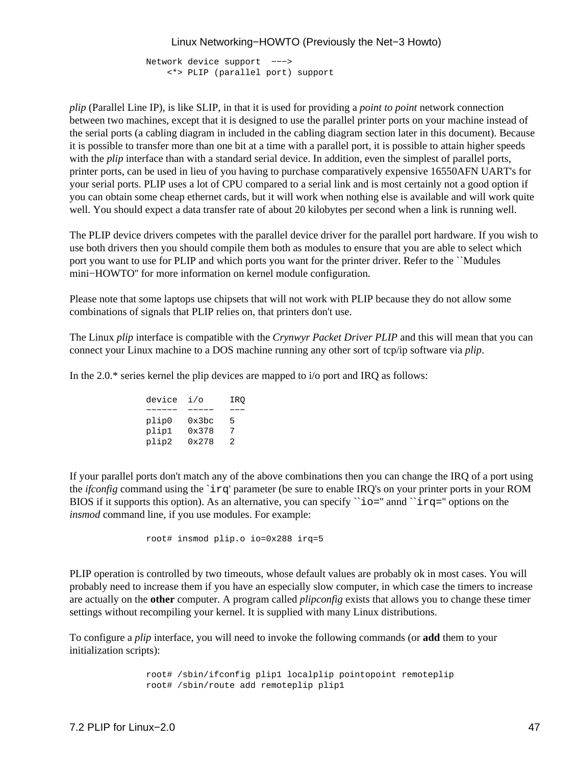```
Network device support  --->
    <*> PLIP (parallel port) support
```

*plip* (Parallel Line IP), is like SLIP, in that it is used for providing a *point to point* network connection between two machines, except that it is designed to use the parallel printer ports on your machine instead of the serial ports (a cabling diagram in included in the cabling diagram section later in this document). Because it is possible to transfer more than one bit at a time with a parallel port, it is possible to attain higher speeds with the *plip* interface than with a standard serial device. In addition, even the simplest of parallel ports, printer ports, can be used in lieu of you having to purchase comparatively expensive 16550AFN UART's for your serial ports. PLIP uses a lot of CPU compared to a serial link and is most certainly not a good option if you can obtain some cheap ethernet cards, but it will work when nothing else is available and will work quite well. You should expect a data transfer rate of about 20 kilobytes per second when a link is running well.

The PLIP device drivers competes with the parallel device driver for the parallel port hardware. If you wish to use both drivers then you should compile them both as modules to ensure that you are able to select which port you want to use for PLIP and which ports you want for the printer driver. Refer to the ``Mudules mini−HOWTO'' for more information on kernel module configuration.

Please note that some laptops use chipsets that will not work with PLIP because they do not allow some combinations of signals that PLIP relies on, that printers don't use.

The Linux *plip* interface is compatible with the *Crynwyr Packet Driver PLIP* and this will mean that you can connect your Linux machine to a DOS machine running any other sort of tcp/ip software via *plip*.

In the 2.0.* series kernel the plip devices are mapped to i/o port and IRQ as follows:

```
device  i/o     IRQ
------  -----   ---
plip0   0x3bc   5
plip1   0x378   7
plip2   0x278   2
```

If your parallel ports don't match any of the above combinations then you can change the IRQ of a port using the *ifconfig* command using the `irq' parameter (be sure to enable IRQ's on your printer ports in your ROM BIOS if it supports this option). As an alternative, you can specify ``io='' annd ``irq='' options on the *insmod* command line, if you use modules. For example:

```
root# insmod plip.o io=0x288 irq=5
```

PLIP operation is controlled by two timeouts, whose default values are probably ok in most cases. You will probably need to increase them if you have an especially slow computer, in which case the timers to increase are actually on the **other** computer. A program called *plipconfig* exists that allows you to change these timer settings without recompiling your kernel. It is supplied with many Linux distributions.

To configure a *plip* interface, you will need to invoke the following commands (or **add** them to your initialization scripts):

```
root# /sbin/ifconfig plip1 localplip pointopoint remoteplip
root# /sbin/route add remoteplip plip1
```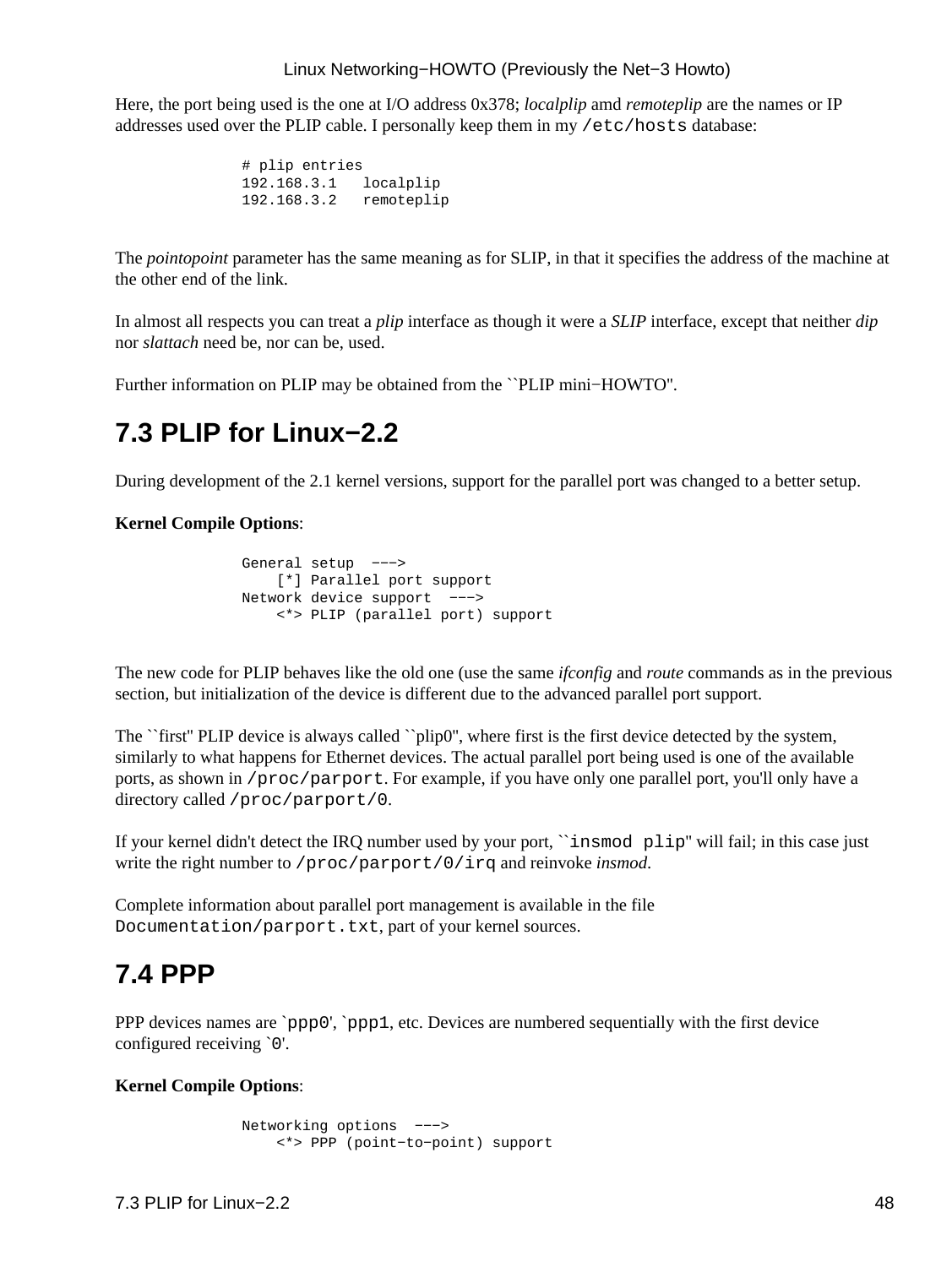Here, the port being used is the one at I/O address 0x378; *localplip* amd *remoteplip* are the names or IP addresses used over the PLIP cable. I personally keep them in my `/etc/hosts` database:

```
# plip entries
192.168.3.1   localplip
192.168.3.2   remoteplip
```

The *pointopoint* parameter has the same meaning as for SLIP, in that it specifies the address of the machine at the other end of the link.

In almost all respects you can treat a *plip* interface as though it were a *SLIP* interface, except that neither *dip* nor *slattach* need be, nor can be, used.

Further information on PLIP may be obtained from the ``PLIP mini−HOWTO''.

## 7.3 PLIP for Linux−2.2

During development of the 2.1 kernel versions, support for the parallel port was changed to a better setup.

**Kernel Compile Options**:

```
General setup  −−−>
    [*] Parallel port support
Network device support  −−−>
    <*> PLIP (parallel port) support
```

The new code for PLIP behaves like the old one (use the same *ifconfig* and *route* commands as in the previous section, but initialization of the device is different due to the advanced parallel port support.

The ``first'' PLIP device is always called ``plip0'', where first is the first device detected by the system, similarly to what happens for Ethernet devices. The actual parallel port being used is one of the available ports, as shown in `/proc/parport`. For example, if you have only one parallel port, you'll only have a directory called `/proc/parport/0`.

If your kernel didn't detect the IRQ number used by your port, ```insmod plip`'' will fail; in this case just write the right number to `/proc/parport/0/irq` and reinvoke *insmod*.

Complete information about parallel port management is available in the file `Documentation/parport.txt`, part of your kernel sources.

## 7.4 PPP

PPP devices names are `ppp0', `ppp1, etc. Devices are numbered sequentially with the first device configured receiving `0'.

**Kernel Compile Options**:

```
Networking options  −−−>
    <*> PPP (point−to−point) support
```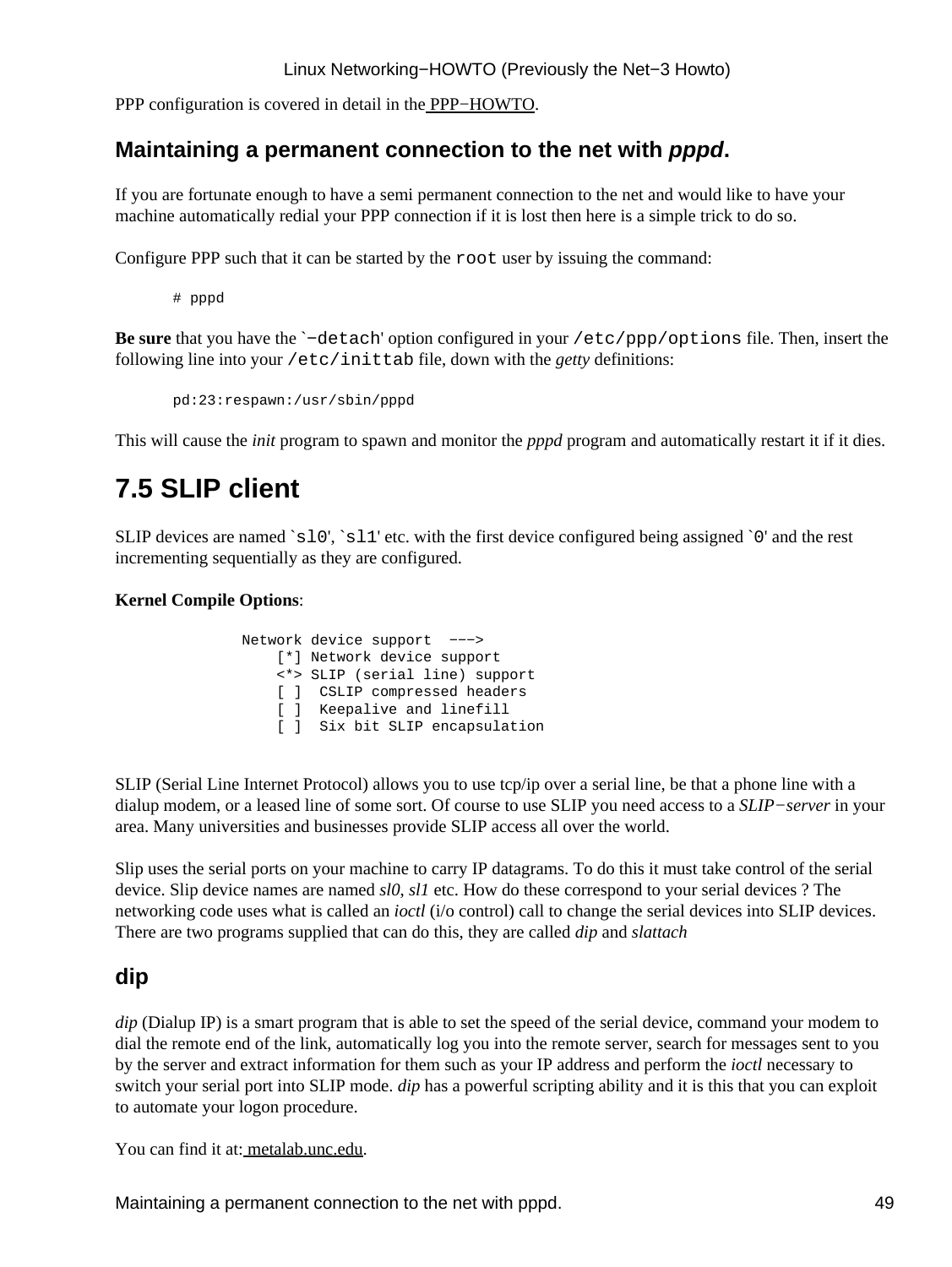PPP configuration is covered in detail in the PPP−HOWTO.

### Maintaining a permanent connection to the net with *pppd*.

If you are fortunate enough to have a semi permanent connection to the net and would like to have your machine automatically redial your PPP connection if it is lost then here is a simple trick to do so.

Configure PPP such that it can be started by the `root` user by issuing the command:

```
# pppd
```

**Be sure** that you have the `-detach' option configured in your `/etc/ppp/options` file. Then, insert the following line into your `/etc/inittab` file, down with the *getty* definitions:

```
pd:23:respawn:/usr/sbin/pppd
```

This will cause the *init* program to spawn and monitor the *pppd* program and automatically restart it if it dies.

## 7.5 SLIP client

SLIP devices are named `sl0', `sl1' etc. with the first device configured being assigned `0' and the rest incrementing sequentially as they are configured.

**Kernel Compile Options**:

```
Network device support  --->
    [*] Network device support
    <*> SLIP (serial line) support
    [ ]  CSLIP compressed headers
    [ ]  Keepalive and linefill
    [ ]  Six bit SLIP encapsulation
```

SLIP (Serial Line Internet Protocol) allows you to use tcp/ip over a serial line, be that a phone line with a dialup modem, or a leased line of some sort. Of course to use SLIP you need access to a *SLIP−server* in your area. Many universities and businesses provide SLIP access all over the world.

Slip uses the serial ports on your machine to carry IP datagrams. To do this it must take control of the serial device. Slip device names are named *sl0*, *sl1* etc. How do these correspond to your serial devices ? The networking code uses what is called an *ioctl* (i/o control) call to change the serial devices into SLIP devices. There are two programs supplied that can do this, they are called *dip* and *slattach*

### dip

*dip* (Dialup IP) is a smart program that is able to set the speed of the serial device, command your modem to dial the remote end of the link, automatically log you into the remote server, search for messages sent to you by the server and extract information for them such as your IP address and perform the *ioctl* necessary to switch your serial port into SLIP mode. *dip* has a powerful scripting ability and it is this that you can exploit to automate your logon procedure.

You can find it at: metalab.unc.edu.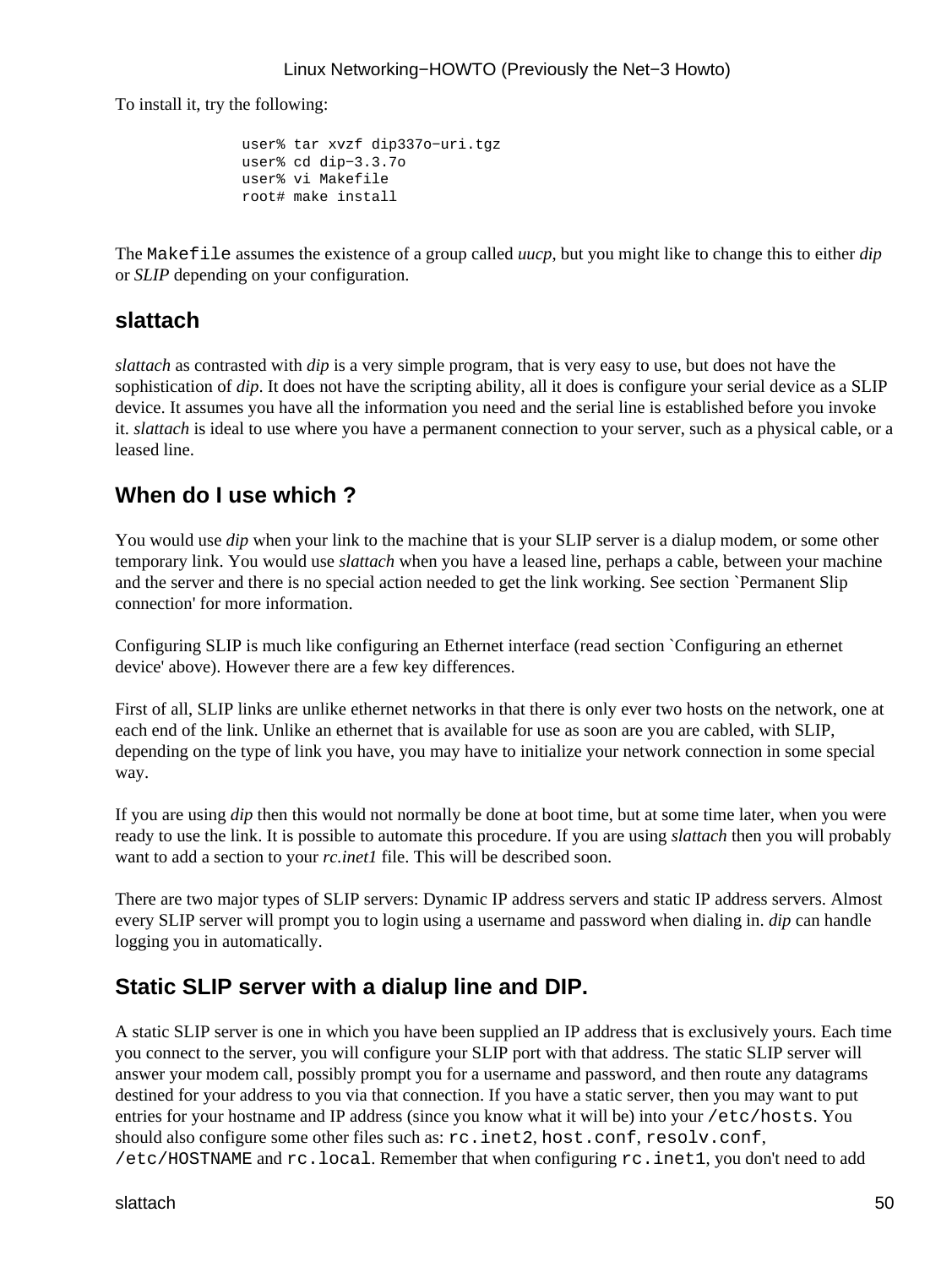To install it, try the following:

```
user% tar xvzf dip337o−uri.tgz
user% cd dip−3.3.7o
user% vi Makefile
root# make install
```

The `Makefile` assumes the existence of a group called *uucp*, but you might like to change this to either *dip* or *SLIP* depending on your configuration.

## slattach

*slattach* as contrasted with *dip* is a very simple program, that is very easy to use, but does not have the sophistication of *dip*. It does not have the scripting ability, all it does is configure your serial device as a SLIP device. It assumes you have all the information you need and the serial line is established before you invoke it. *slattach* is ideal to use where you have a permanent connection to your server, such as a physical cable, or a leased line.

## When do I use which ?

You would use *dip* when your link to the machine that is your SLIP server is a dialup modem, or some other temporary link. You would use *slattach* when you have a leased line, perhaps a cable, between your machine and the server and there is no special action needed to get the link working. See section `Permanent Slip connection' for more information.

Configuring SLIP is much like configuring an Ethernet interface (read section `Configuring an ethernet device' above). However there are a few key differences.

First of all, SLIP links are unlike ethernet networks in that there is only ever two hosts on the network, one at each end of the link. Unlike an ethernet that is available for use as soon are you are cabled, with SLIP, depending on the type of link you have, you may have to initialize your network connection in some special way.

If you are using *dip* then this would not normally be done at boot time, but at some time later, when you were ready to use the link. It is possible to automate this procedure. If you are using *slattach* then you will probably want to add a section to your *rc.inet1* file. This will be described soon.

There are two major types of SLIP servers: Dynamic IP address servers and static IP address servers. Almost every SLIP server will prompt you to login using a username and password when dialing in. *dip* can handle logging you in automatically.

## Static SLIP server with a dialup line and DIP.

A static SLIP server is one in which you have been supplied an IP address that is exclusively yours. Each time you connect to the server, you will configure your SLIP port with that address. The static SLIP server will answer your modem call, possibly prompt you for a username and password, and then route any datagrams destined for your address to you via that connection. If you have a static server, then you may want to put entries for your hostname and IP address (since you know what it will be) into your `/etc/hosts`. You should also configure some other files such as: `rc.inet2`, `host.conf`, `resolv.conf`, `/etc/HOSTNAME` and `rc.local`. Remember that when configuring `rc.inet1`, you don't need to add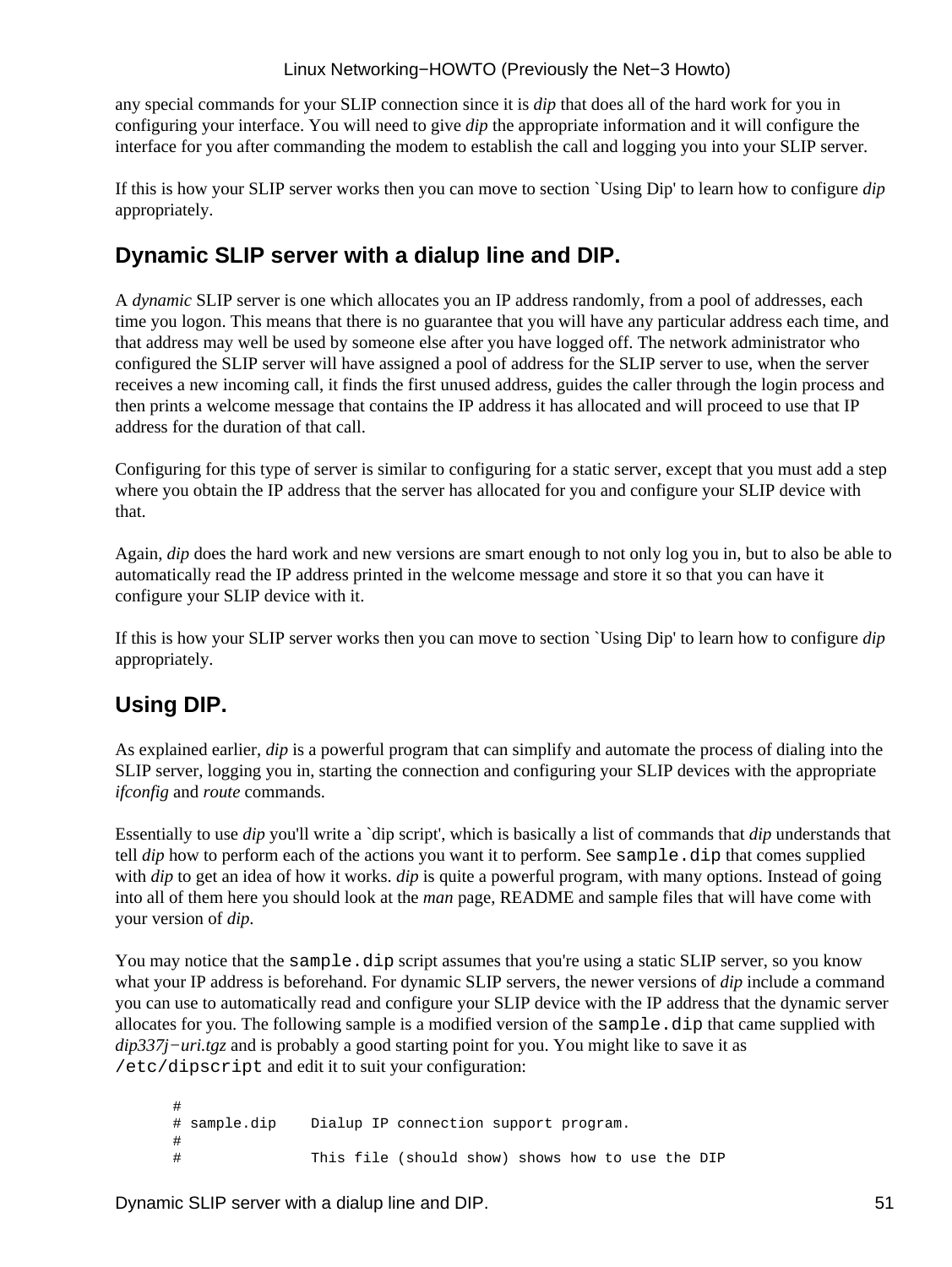any special commands for your SLIP connection since it is *dip* that does all of the hard work for you in configuring your interface. You will need to give *dip* the appropriate information and it will configure the interface for you after commanding the modem to establish the call and logging you into your SLIP server.

If this is how your SLIP server works then you can move to section `Using Dip' to learn how to configure *dip* appropriately.

## Dynamic SLIP server with a dialup line and DIP.

A *dynamic* SLIP server is one which allocates you an IP address randomly, from a pool of addresses, each time you logon. This means that there is no guarantee that you will have any particular address each time, and that address may well be used by someone else after you have logged off. The network administrator who configured the SLIP server will have assigned a pool of address for the SLIP server to use, when the server receives a new incoming call, it finds the first unused address, guides the caller through the login process and then prints a welcome message that contains the IP address it has allocated and will proceed to use that IP address for the duration of that call.

Configuring for this type of server is similar to configuring for a static server, except that you must add a step where you obtain the IP address that the server has allocated for you and configure your SLIP device with that.

Again, *dip* does the hard work and new versions are smart enough to not only log you in, but to also be able to automatically read the IP address printed in the welcome message and store it so that you can have it configure your SLIP device with it.

If this is how your SLIP server works then you can move to section `Using Dip' to learn how to configure *dip* appropriately.

## Using DIP.

As explained earlier, *dip* is a powerful program that can simplify and automate the process of dialing into the SLIP server, logging you in, starting the connection and configuring your SLIP devices with the appropriate *ifconfig* and *route* commands.

Essentially to use *dip* you'll write a `dip script', which is basically a list of commands that *dip* understands that tell *dip* how to perform each of the actions you want it to perform. See `sample.dip` that comes supplied with *dip* to get an idea of how it works. *dip* is quite a powerful program, with many options. Instead of going into all of them here you should look at the *man* page, README and sample files that will have come with your version of *dip*.

You may notice that the `sample.dip` script assumes that you're using a static SLIP server, so you know what your IP address is beforehand. For dynamic SLIP servers, the newer versions of *dip* include a command you can use to automatically read and configure your SLIP device with the IP address that the dynamic server allocates for you. The following sample is a modified version of the `sample.dip` that came supplied with *dip337j−uri.tgz* and is probably a good starting point for you. You might like to save it as `/etc/dipscript` and edit it to suit your configuration:

```
#
# sample.dip    Dialup IP connection support program.
#
#               This file (should show) shows how to use the DIP
```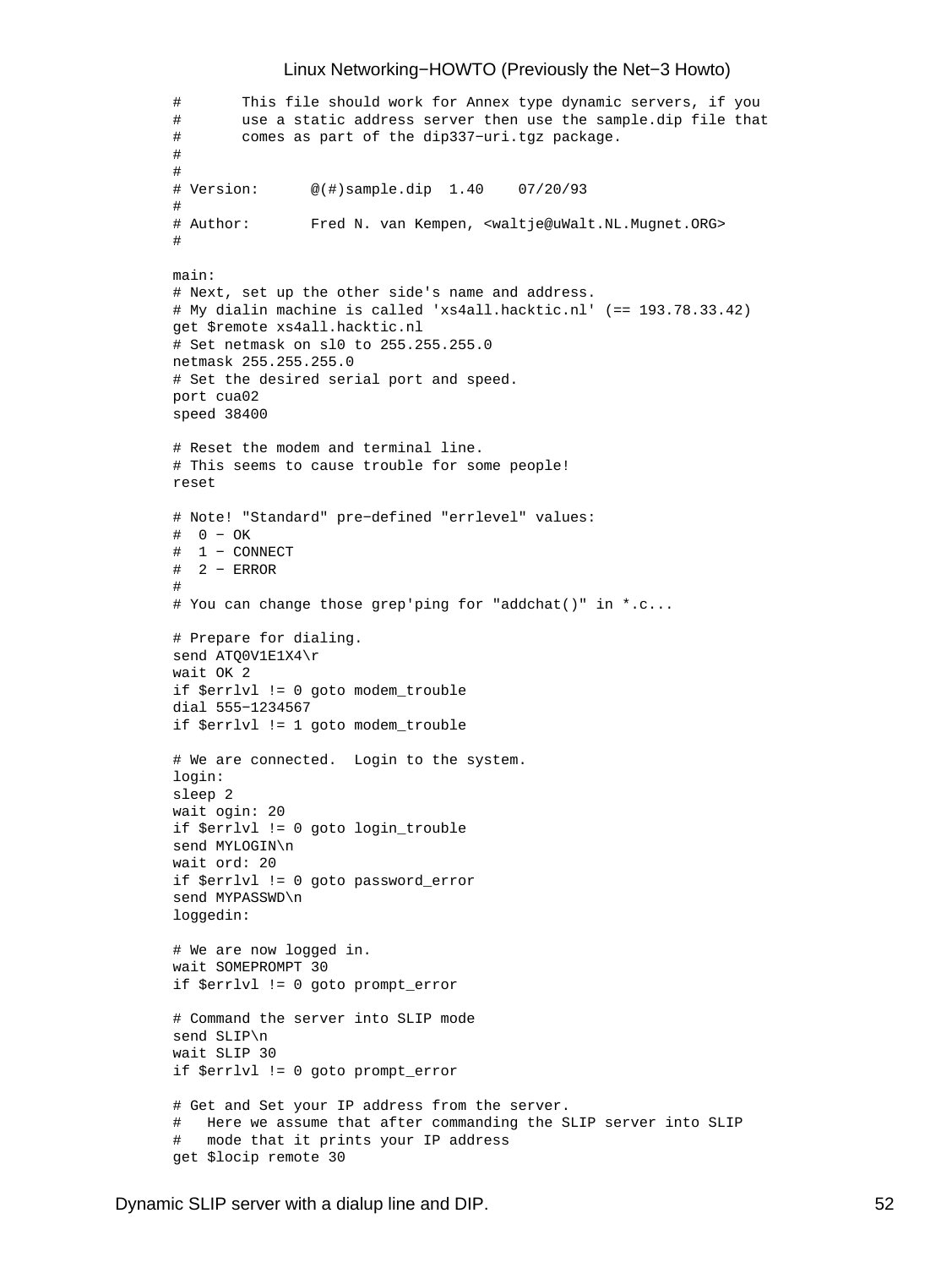```
#       This file should work for Annex type dynamic servers, if you
#       use a static address server then use the sample.dip file that
#       comes as part of the dip337-uri.tgz package.
#
#
# Version:      @(#)sample.dip  1.40    07/20/93
#
# Author:       Fred N. van Kempen, <waltje@uWalt.NL.Mugnet.ORG>
#

main:
# Next, set up the other side's name and address.
# My dialin machine is called 'xs4all.hacktic.nl' (== 193.78.33.42)
get $remote xs4all.hacktic.nl
# Set netmask on sl0 to 255.255.255.0
netmask 255.255.255.0
# Set the desired serial port and speed.
port cua02
speed 38400

# Reset the modem and terminal line.
# This seems to cause trouble for some people!
reset

# Note! "Standard" pre-defined "errlevel" values:
#  0 - OK
#  1 - CONNECT
#  2 - ERROR
#
# You can change those grep'ping for "addchat()" in *.c...

# Prepare for dialing.
send ATQ0V1E1X4\r
wait OK 2
if $errlvl != 0 goto modem_trouble
dial 555-1234567
if $errlvl != 1 goto modem_trouble

# We are connected.  Login to the system.
login:
sleep 2
wait ogin: 20
if $errlvl != 0 goto login_trouble
send MYLOGIN\n
wait ord: 20
if $errlvl != 0 goto password_error
send MYPASSWD\n
loggedin:

# We are now logged in.
wait SOMEPROMPT 30
if $errlvl != 0 goto prompt_error

# Command the server into SLIP mode
send SLIP\n
wait SLIP 30
if $errlvl != 0 goto prompt_error

# Get and Set your IP address from the server.
#   Here we assume that after commanding the SLIP server into SLIP
#   mode that it prints your IP address
get $locip remote 30
```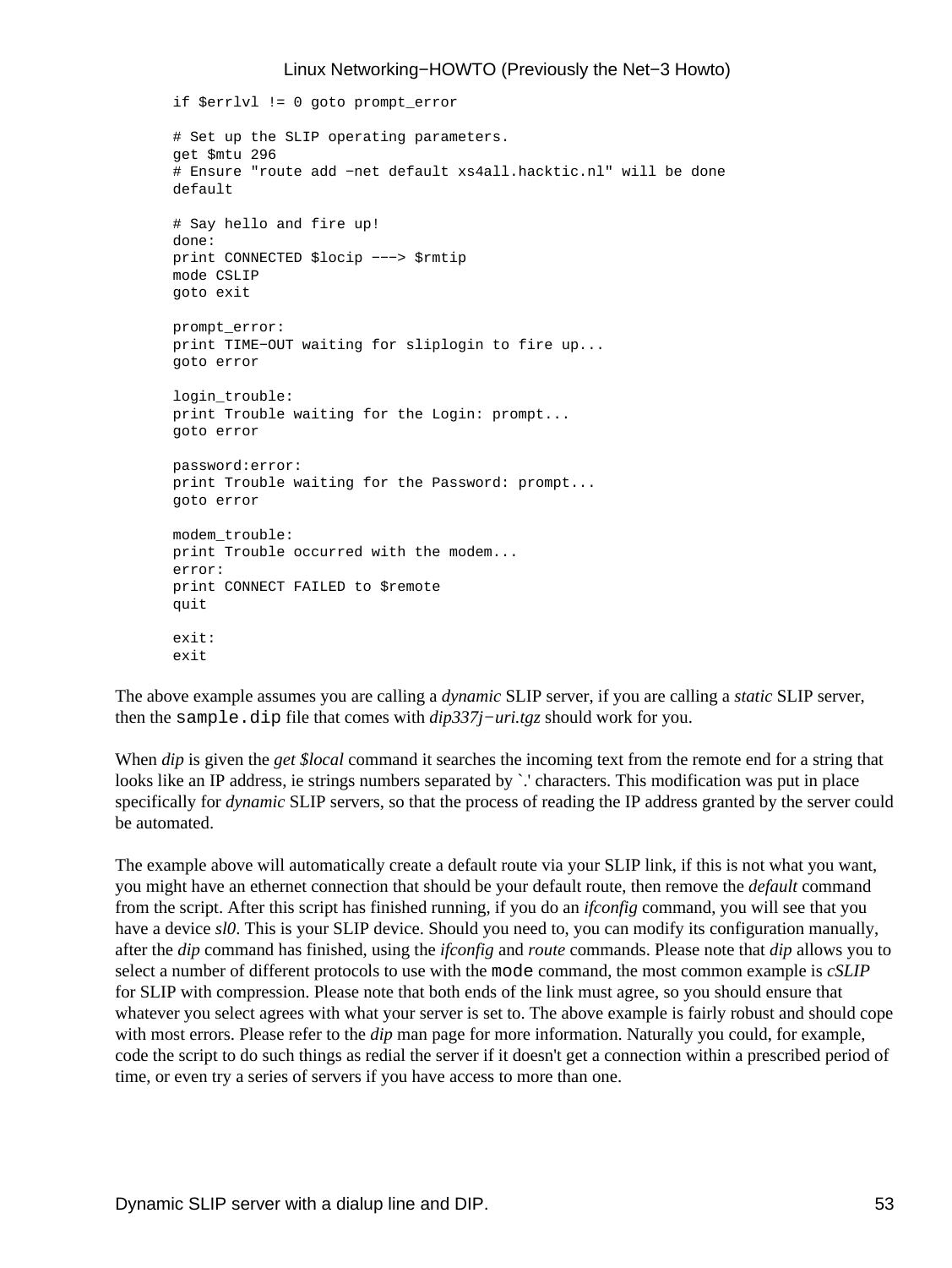```
if $errlvl != 0 goto prompt_error

# Set up the SLIP operating parameters.
get $mtu 296
# Ensure "route add −net default xs4all.hacktic.nl" will be done
default

# Say hello and fire up!
done:
print CONNECTED $locip −−−> $rmtip
mode CSLIP
goto exit

prompt_error:
print TIME−OUT waiting for sliplogin to fire up...
goto error

login_trouble:
print Trouble waiting for the Login: prompt...
goto error

password:error:
print Trouble waiting for the Password: prompt...
goto error

modem_trouble:
print Trouble occurred with the modem...
error:
print CONNECT FAILED to $remote
quit

exit:
exit
```

The above example assumes you are calling a *dynamic* SLIP server, if you are calling a *static* SLIP server, then the `sample.dip` file that comes with *dip337j−uri.tgz* should work for you.

When *dip* is given the *get $local* command it searches the incoming text from the remote end for a string that looks like an IP address, ie strings numbers separated by `.' characters. This modification was put in place specifically for *dynamic* SLIP servers, so that the process of reading the IP address granted by the server could be automated.

The example above will automatically create a default route via your SLIP link, if this is not what you want, you might have an ethernet connection that should be your default route, then remove the *default* command from the script. After this script has finished running, if you do an *ifconfig* command, you will see that you have a device *sl0*. This is your SLIP device. Should you need to, you can modify its configuration manually, after the *dip* command has finished, using the *ifconfig* and *route* commands. Please note that *dip* allows you to select a number of different protocols to use with the `mode` command, the most common example is *cSLIP* for SLIP with compression. Please note that both ends of the link must agree, so you should ensure that whatever you select agrees with what your server is set to. The above example is fairly robust and should cope with most errors. Please refer to the *dip* man page for more information. Naturally you could, for example, code the script to do such things as redial the server if it doesn't get a connection within a prescribed period of time, or even try a series of servers if you have access to more than one.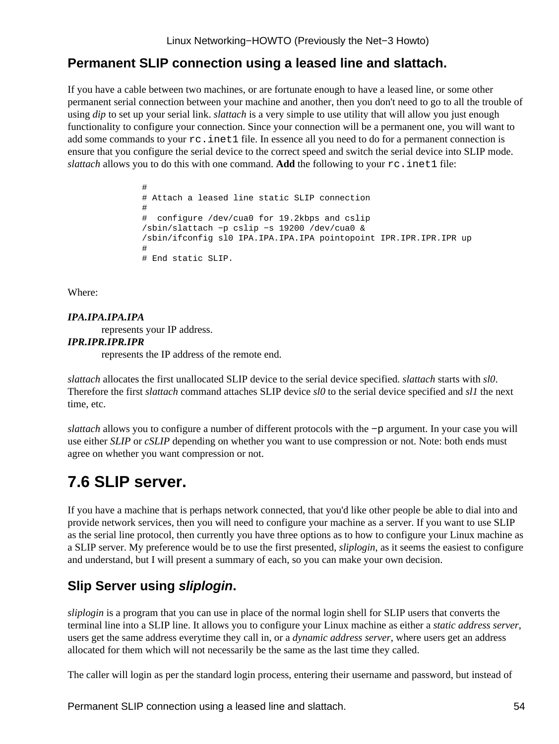### Permanent SLIP connection using a leased line and slattach.

If you have a cable between two machines, or are fortunate enough to have a leased line, or some other permanent serial connection between your machine and another, then you don't need to go to all the trouble of using *dip* to set up your serial link. *slattach* is a very simple to use utility that will allow you just enough functionality to configure your connection. Since your connection will be a permanent one, you will want to add some commands to your `rc.inet1` file. In essence all you need to do for a permanent connection is ensure that you configure the serial device to the correct speed and switch the serial device into SLIP mode. *slattach* allows you to do this with one command. **Add** the following to your `rc.inet1` file:

```
#
# Attach a leased line static SLIP connection
#
#  configure /dev/cua0 for 19.2kbps and cslip
/sbin/slattach -p cslip -s 19200 /dev/cua0 &
/sbin/ifconfig sl0 IPA.IPA.IPA.IPA pointopoint IPR.IPR.IPR.IPR up
#
# End static SLIP.
```

Where:

***IPA.IPA.IPA.IPA***
: represents your IP address.

***IPR.IPR.IPR.IPR***
: represents the IP address of the remote end.

*slattach* allocates the first unallocated SLIP device to the serial device specified. *slattach* starts with *sl0*. Therefore the first *slattach* command attaches SLIP device *sl0* to the serial device specified and *sl1* the next time, etc.

*slattach* allows you to configure a number of different protocols with the `-p` argument. In your case you will use either *SLIP* or *cSLIP* depending on whether you want to use compression or not. Note: both ends must agree on whether you want compression or not.

## 7.6 SLIP server.

If you have a machine that is perhaps network connected, that you'd like other people be able to dial into and provide network services, then you will need to configure your machine as a server. If you want to use SLIP as the serial line protocol, then currently you have three options as to how to configure your Linux machine as a SLIP server. My preference would be to use the first presented, *sliplogin*, as it seems the easiest to configure and understand, but I will present a summary of each, so you can make your own decision.

### Slip Server using *sliplogin*.

*sliplogin* is a program that you can use in place of the normal login shell for SLIP users that converts the terminal line into a SLIP line. It allows you to configure your Linux machine as either a *static address server*, users get the same address everytime they call in, or a *dynamic address server*, where users get an address allocated for them which will not necessarily be the same as the last time they called.

The caller will login as per the standard login process, entering their username and password, but instead of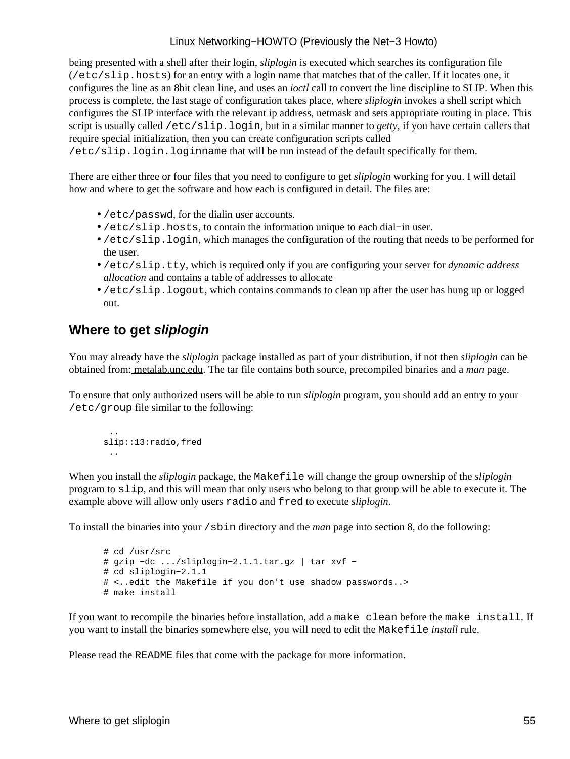being presented with a shell after their login, *sliplogin* is executed which searches its configuration file (`/etc/slip.hosts`) for an entry with a login name that matches that of the caller. If it locates one, it configures the line as an 8bit clean line, and uses an *ioctl* call to convert the line discipline to SLIP. When this process is complete, the last stage of configuration takes place, where *sliplogin* invokes a shell script which configures the SLIP interface with the relevant ip address, netmask and sets appropriate routing in place. This script is usually called `/etc/slip.login`, but in a similar manner to *getty*, if you have certain callers that require special initialization, then you can create configuration scripts called `/etc/slip.login.loginname` that will be run instead of the default specifically for them.

There are either three or four files that you need to configure to get *sliplogin* working for you. I will detail how and where to get the software and how each is configured in detail. The files are:

- `/etc/passwd`, for the dialin user accounts.
- `/etc/slip.hosts`, to contain the information unique to each dial−in user.
- `/etc/slip.login`, which manages the configuration of the routing that needs to be performed for the user.
- `/etc/slip.tty`, which is required only if you are configuring your server for *dynamic address allocation* and contains a table of addresses to allocate
- `/etc/slip.logout`, which contains commands to clean up after the user has hung up or logged out.

## Where to get *sliplogin*

You may already have the *sliplogin* package installed as part of your distribution, if not then *sliplogin* can be obtained from: metalab.unc.edu. The tar file contains both source, precompiled binaries and a *man* page.

To ensure that only authorized users will be able to run *sliplogin* program, you should add an entry to your `/etc/group` file similar to the following:

```
 ..
slip::13:radio,fred
 ..
```

When you install the *sliplogin* package, the `Makefile` will change the group ownership of the *sliplogin* program to `slip`, and this will mean that only users who belong to that group will be able to execute it. The example above will allow only users `radio` and `fred` to execute *sliplogin*.

To install the binaries into your `/sbin` directory and the *man* page into section 8, do the following:

```
# cd /usr/src
# gzip −dc .../sliplogin−2.1.1.tar.gz | tar xvf −
# cd sliplogin−2.1.1
# <..edit the Makefile if you don't use shadow passwords..>
# make install
```

If you want to recompile the binaries before installation, add a `make clean` before the `make install`. If you want to install the binaries somewhere else, you will need to edit the `Makefile` *install* rule.

Please read the `README` files that come with the package for more information.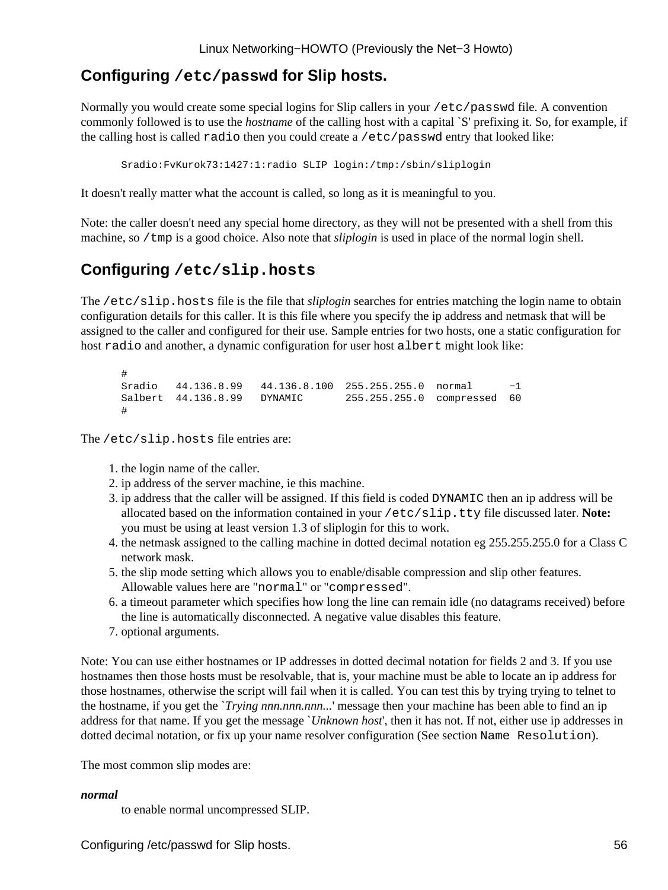## Configuring /etc/passwd for Slip hosts.

Normally you would create some special logins for Slip callers in your `/etc/passwd` file. A convention commonly followed is to use the *hostname* of the calling host with a capital `S' prefixing it. So, for example, if the calling host is called `radio` then you could create a `/etc/passwd` entry that looked like:

```
Sradio:FvKurok73:1427:1:radio SLIP login:/tmp:/sbin/sliplogin
```

It doesn't really matter what the account is called, so long as it is meaningful to you.

Note: the caller doesn't need any special home directory, as they will not be presented with a shell from this machine, so `/tmp` is a good choice. Also note that *sliplogin* is used in place of the normal login shell.

## Configuring /etc/slip.hosts

The `/etc/slip.hosts` file is the file that *sliplogin* searches for entries matching the login name to obtain configuration details for this caller. It is this file where you specify the ip address and netmask that will be assigned to the caller and configured for their use. Sample entries for two hosts, one a static configuration for host `radio` and another, a dynamic configuration for user host `albert` might look like:

```
#
Sradio   44.136.8.99   44.136.8.100  255.255.255.0  normal      -1
Salbert  44.136.8.99   DYNAMIC       255.255.255.0  compressed  60
#
```

The `/etc/slip.hosts` file entries are:

1. the login name of the caller.
2. ip address of the server machine, ie this machine.
3. ip address that the caller will be assigned. If this field is coded `DYNAMIC` then an ip address will be allocated based on the information contained in your `/etc/slip.tty` file discussed later. **Note:** you must be using at least version 1.3 of sliplogin for this to work.
4. the netmask assigned to the calling machine in dotted decimal notation eg 255.255.255.0 for a Class C network mask.
5. the slip mode setting which allows you to enable/disable compression and slip other features. Allowable values here are "`normal`" or "`compressed`".
6. a timeout parameter which specifies how long the line can remain idle (no datagrams received) before the line is automatically disconnected. A negative value disables this feature.
7. optional arguments.

Note: You can use either hostnames or IP addresses in dotted decimal notation for fields 2 and 3. If you use hostnames then those hosts must be resolvable, that is, your machine must be able to locate an ip address for those hostnames, otherwise the script will fail when it is called. You can test this by trying trying to telnet to the hostname, if you get the `*Trying nnn.nnn.nnn...*' message then your machine has been able to find an ip address for that name. If you get the message `*Unknown host*', then it has not. If not, either use ip addresses in dotted decimal notation, or fix up your name resolver configuration (See section `Name Resolution`).

The most common slip modes are:

***normal***
: to enable normal uncompressed SLIP.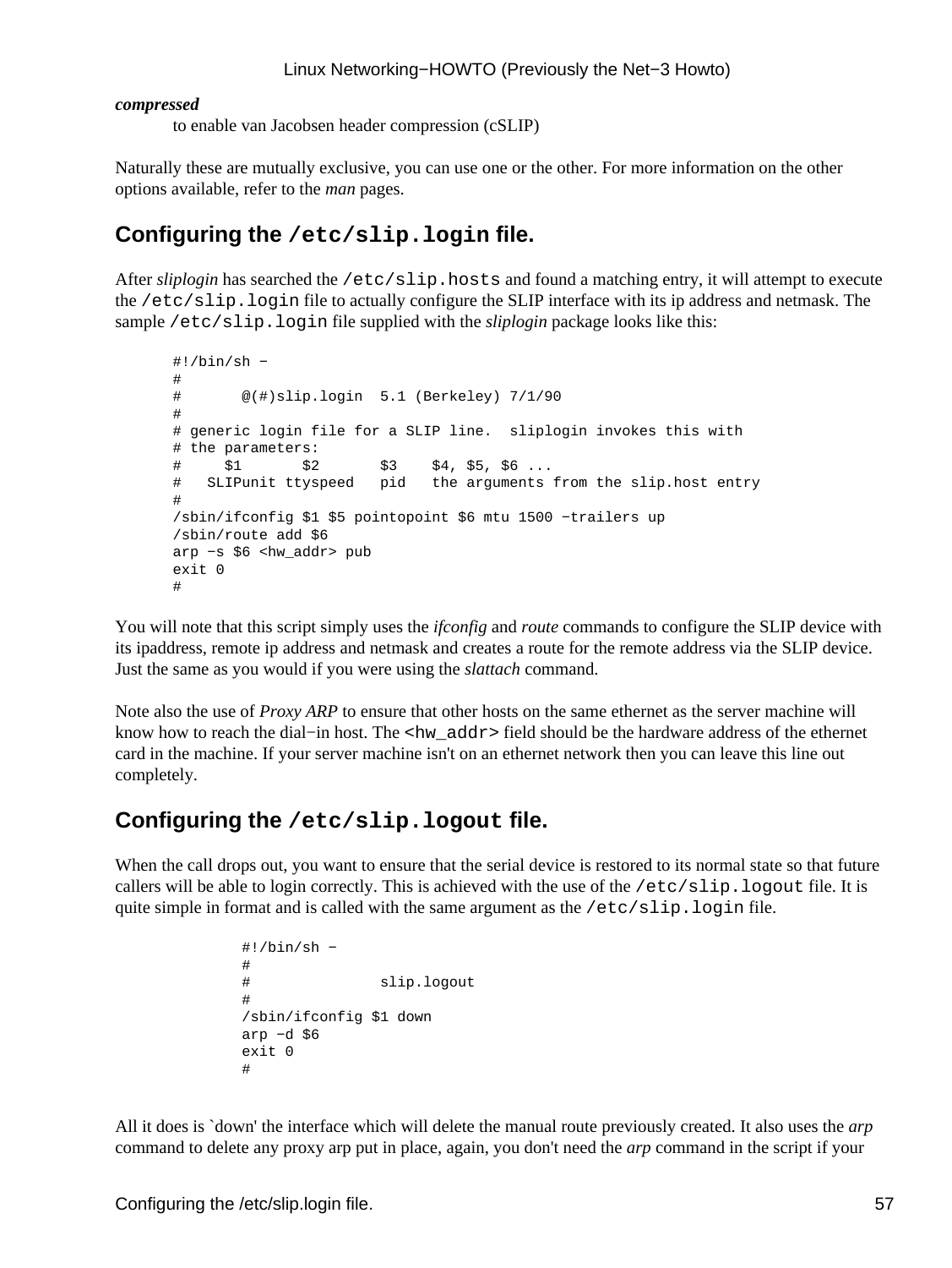***compressed***

to enable van Jacobsen header compression (cSLIP)

Naturally these are mutually exclusive, you can use one or the other. For more information on the other options available, refer to the *man* pages.

## Configuring the `/etc/slip.login` file.

After *sliplogin* has searched the `/etc/slip.hosts` and found a matching entry, it will attempt to execute the `/etc/slip.login` file to actually configure the SLIP interface with its ip address and netmask. The sample `/etc/slip.login` file supplied with the *sliplogin* package looks like this:

```
#!/bin/sh −
#
#       @(#)slip.login  5.1 (Berkeley) 7/1/90
#
# generic login file for a SLIP line.  sliplogin invokes this with
# the parameters:
#     $1       $2       $3    $4, $5, $6 ...
#   SLIPunit ttyspeed   pid   the arguments from the slip.host entry
#
/sbin/ifconfig $1 $5 pointopoint $6 mtu 1500 −trailers up
/sbin/route add $6
arp −s $6 <hw_addr> pub
exit 0
#
```

You will note that this script simply uses the *ifconfig* and *route* commands to configure the SLIP device with its ipaddress, remote ip address and netmask and creates a route for the remote address via the SLIP device. Just the same as you would if you were using the *slattach* command.

Note also the use of *Proxy ARP* to ensure that other hosts on the same ethernet as the server machine will know how to reach the dial−in host. The `<hw_addr>` field should be the hardware address of the ethernet card in the machine. If your server machine isn't on an ethernet network then you can leave this line out completely.

## Configuring the `/etc/slip.logout` file.

When the call drops out, you want to ensure that the serial device is restored to its normal state so that future callers will be able to login correctly. This is achieved with the use of the `/etc/slip.logout` file. It is quite simple in format and is called with the same argument as the `/etc/slip.login` file.

```
#!/bin/sh −
#
#               slip.logout
#
/sbin/ifconfig $1 down
arp −d $6
exit 0
#
```

All it does is `down' the interface which will delete the manual route previously created. It also uses the *arp* command to delete any proxy arp put in place, again, you don't need the *arp* command in the script if your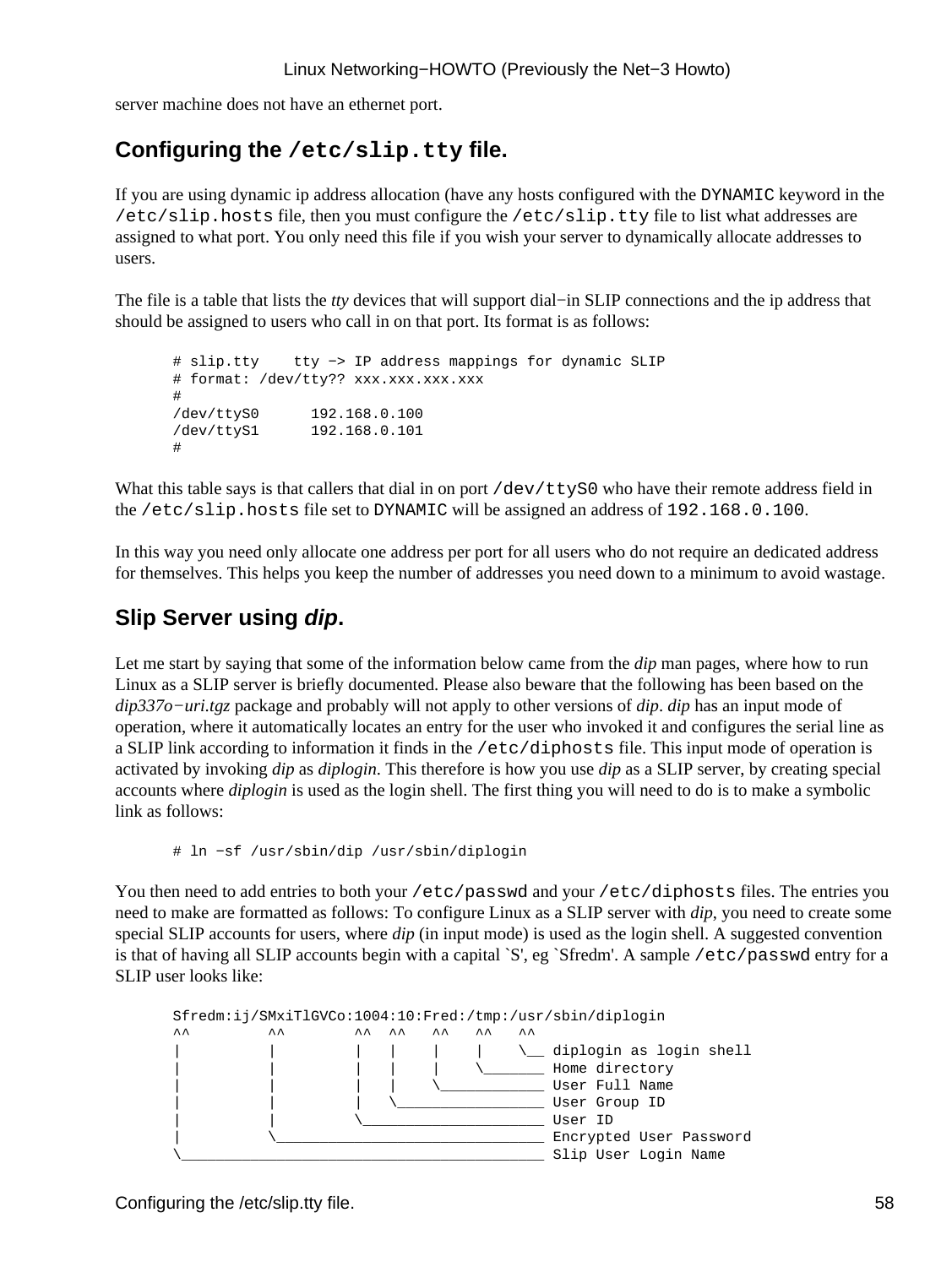server machine does not have an ethernet port.

## Configuring the `/etc/slip.tty` file.

If you are using dynamic ip address allocation (have any hosts configured with the `DYNAMIC` keyword in the `/etc/slip.hosts` file, then you must configure the `/etc/slip.tty` file to list what addresses are assigned to what port. You only need this file if you wish your server to dynamically allocate addresses to users.

The file is a table that lists the *tty* devices that will support dial−in SLIP connections and the ip address that should be assigned to users who call in on that port. Its format is as follows:

```
# slip.tty    tty −> IP address mappings for dynamic SLIP
# format: /dev/tty?? xxx.xxx.xxx.xxx
#
/dev/ttyS0      192.168.0.100
/dev/ttyS1      192.168.0.101
#
```

What this table says is that callers that dial in on port `/dev/ttyS0` who have their remote address field in the `/etc/slip.hosts` file set to `DYNAMIC` will be assigned an address of `192.168.0.100`.

In this way you need only allocate one address per port for all users who do not require an dedicated address for themselves. This helps you keep the number of addresses you need down to a minimum to avoid wastage.

## Slip Server using *dip*.

Let me start by saying that some of the information below came from the *dip* man pages, where how to run Linux as a SLIP server is briefly documented. Please also beware that the following has been based on the *dip337o−uri.tgz* package and probably will not apply to other versions of *dip*. *dip* has an input mode of operation, where it automatically locates an entry for the user who invoked it and configures the serial line as a SLIP link according to information it finds in the `/etc/diphosts` file. This input mode of operation is activated by invoking *dip* as *diplogin.* This therefore is how you use *dip* as a SLIP server, by creating special accounts where *diplogin* is used as the login shell. The first thing you will need to do is to make a symbolic link as follows:

```
# ln −sf /usr/sbin/dip /usr/sbin/diplogin
```

You then need to add entries to both your `/etc/passwd` and your `/etc/diphosts` files. The entries you need to make are formatted as follows: To configure Linux as a SLIP server with *dip*, you need to create some special SLIP accounts for users, where *dip* (in input mode) is used as the login shell. A suggested convention is that of having all SLIP accounts begin with a capital `S', eg `Sfredm'. A sample `/etc/passwd` entry for a SLIP user looks like:

```
Sfredm:ij/SMxiTlGVCo:1004:10:Fred:/tmp:/usr/sbin/diplogin
^^          ^^         ^^  ^^   ^^   ^^   ^^
|           |          |   |    |    |    \__ diplogin as login shell
|           |          |   |    |    \_______ Home directory
|           |          |   |    \____________ User Full Name
|           |          |   \_________________ User Group ID
|           |          \_____________________ User ID
|           \________________________________ Encrypted User Password
\____________________________________________ Slip User Login Name
```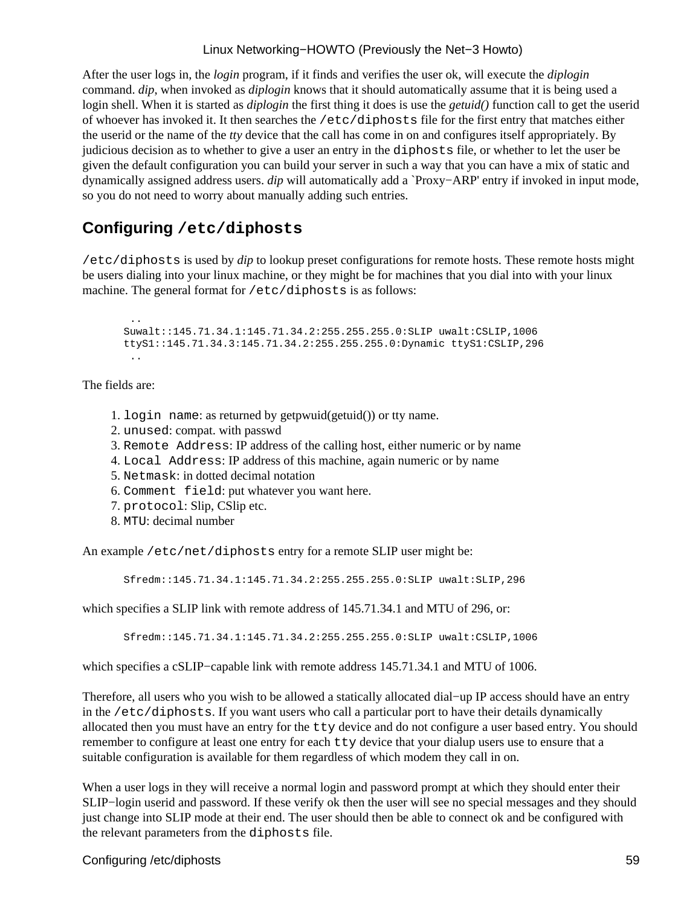After the user logs in, the *login* program, if it finds and verifies the user ok, will execute the *diplogin* command. *dip*, when invoked as *diplogin* knows that it should automatically assume that it is being used a login shell. When it is started as *diplogin* the first thing it does is use the *getuid()* function call to get the userid of whoever has invoked it. It then searches the `/etc/diphosts` file for the first entry that matches either the userid or the name of the *tty* device that the call has come in on and configures itself appropriately. By judicious decision as to whether to give a user an entry in the `diphosts` file, or whether to let the user be given the default configuration you can build your server in such a way that you can have a mix of static and dynamically assigned address users. *dip* will automatically add a `Proxy−ARP' entry if invoked in input mode, so you do not need to worry about manually adding such entries.

## Configuring `/etc/diphosts`

`/etc/diphosts` is used by *dip* to lookup preset configurations for remote hosts. These remote hosts might be users dialing into your linux machine, or they might be for machines that you dial into with your linux machine. The general format for `/etc/diphosts` is as follows:

```
 ..
Suwalt::145.71.34.1:145.71.34.2:255.255.255.0:SLIP uwalt:CSLIP,1006
ttyS1::145.71.34.3:145.71.34.2:255.255.255.0:Dynamic ttyS1:CSLIP,296
 ..
```

The fields are:

1. `login name`: as returned by getpwuid(getuid()) or tty name.
2. `unused`: compat. with passwd
3. `Remote Address`: IP address of the calling host, either numeric or by name
4. `Local Address`: IP address of this machine, again numeric or by name
5. `Netmask`: in dotted decimal notation
6. `Comment field`: put whatever you want here.
7. `protocol`: Slip, CSlip etc.
8. `MTU`: decimal number

An example `/etc/net/diphosts` entry for a remote SLIP user might be:

```
Sfredm::145.71.34.1:145.71.34.2:255.255.255.0:SLIP uwalt:SLIP,296
```

which specifies a SLIP link with remote address of 145.71.34.1 and MTU of 296, or:

```
Sfredm::145.71.34.1:145.71.34.2:255.255.255.0:SLIP uwalt:CSLIP,1006
```

which specifies a cSLIP−capable link with remote address 145.71.34.1 and MTU of 1006.

Therefore, all users who you wish to be allowed a statically allocated dial−up IP access should have an entry in the `/etc/diphosts`. If you want users who call a particular port to have their details dynamically allocated then you must have an entry for the `tty` device and do not configure a user based entry. You should remember to configure at least one entry for each `tty` device that your dialup users use to ensure that a suitable configuration is available for them regardless of which modem they call in on.

When a user logs in they will receive a normal login and password prompt at which they should enter their SLIP−login userid and password. If these verify ok then the user will see no special messages and they should just change into SLIP mode at their end. The user should then be able to connect ok and be configured with the relevant parameters from the `diphosts` file.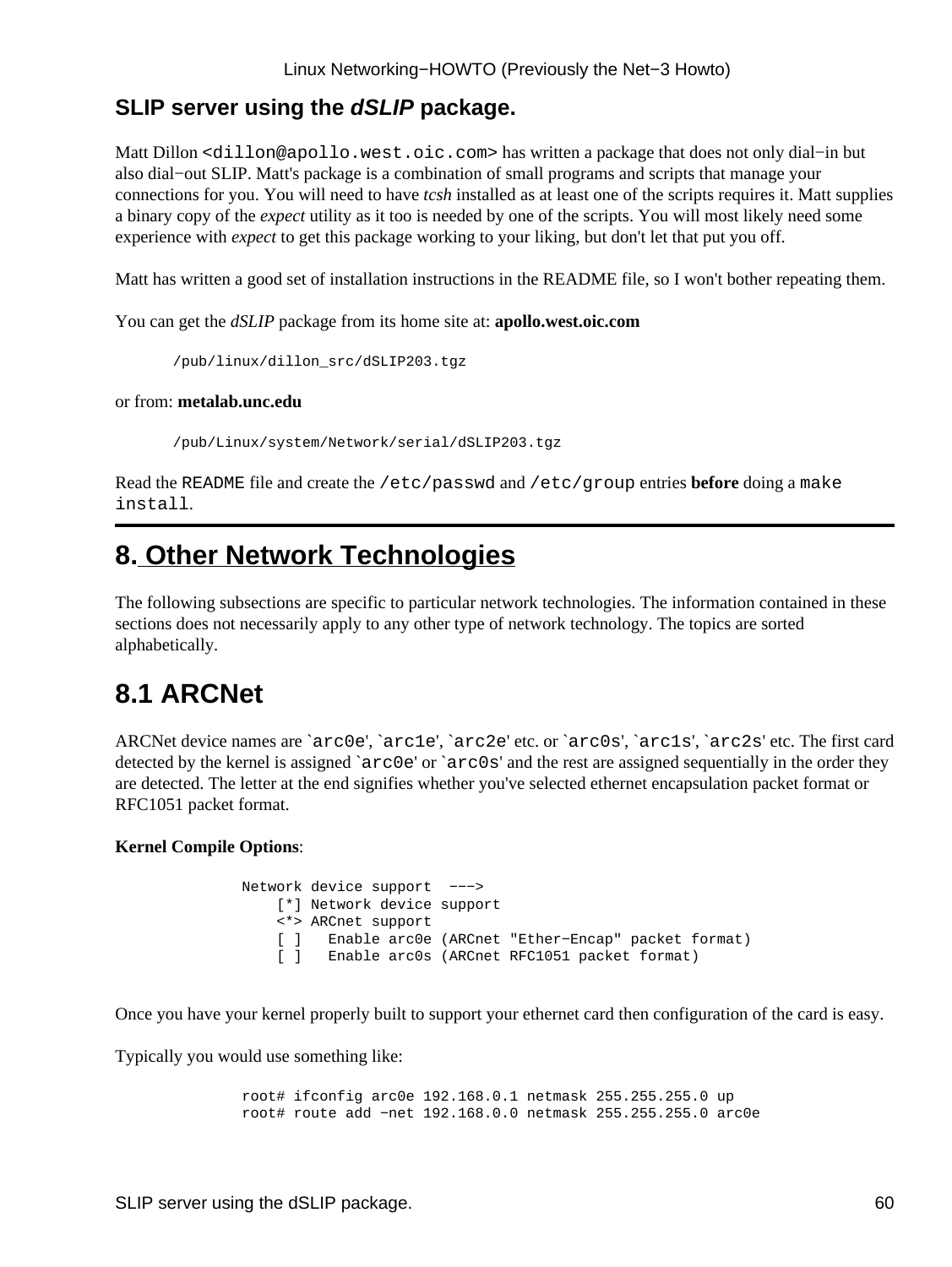### SLIP server using the *dSLIP* package.

Matt Dillon `<dillon@apollo.west.oic.com>` has written a package that does not only dial−in but also dial−out SLIP. Matt's package is a combination of small programs and scripts that manage your connections for you. You will need to have *tcsh* installed as at least one of the scripts requires it. Matt supplies a binary copy of the *expect* utility as it too is needed by one of the scripts. You will most likely need some experience with *expect* to get this package working to your liking, but don't let that put you off.

Matt has written a good set of installation instructions in the README file, so I won't bother repeating them.

You can get the *dSLIP* package from its home site at: **apollo.west.oic.com**

```
/pub/linux/dillon_src/dSLIP203.tgz
```

or from: **metalab.unc.edu**

```
/pub/Linux/system/Network/serial/dSLIP203.tgz
```

Read the `README` file and create the `/etc/passwd` and `/etc/group` entries **before** doing a `make install`.

---

## 8. Other Network Technologies

The following subsections are specific to particular network technologies. The information contained in these sections does not necessarily apply to any other type of network technology. The topics are sorted alphabetically.

## 8.1 ARCNet

ARCNet device names are `arc0e', `arc1e', `arc2e' etc. or `arc0s', `arc1s', `arc2s' etc. The first card detected by the kernel is assigned `arc0e' or `arc0s' and the rest are assigned sequentially in the order they are detected. The letter at the end signifies whether you've selected ethernet encapsulation packet format or RFC1051 packet format.

**Kernel Compile Options**:

```
Network device support  −−−>
    [*] Network device support
    <*> ARCnet support
    [ ]   Enable arc0e (ARCnet "Ether−Encap" packet format)
    [ ]   Enable arc0s (ARCnet RFC1051 packet format)
```

Once you have your kernel properly built to support your ethernet card then configuration of the card is easy.

Typically you would use something like:

```
root# ifconfig arc0e 192.168.0.1 netmask 255.255.255.0 up
root# route add −net 192.168.0.0 netmask 255.255.255.0 arc0e
```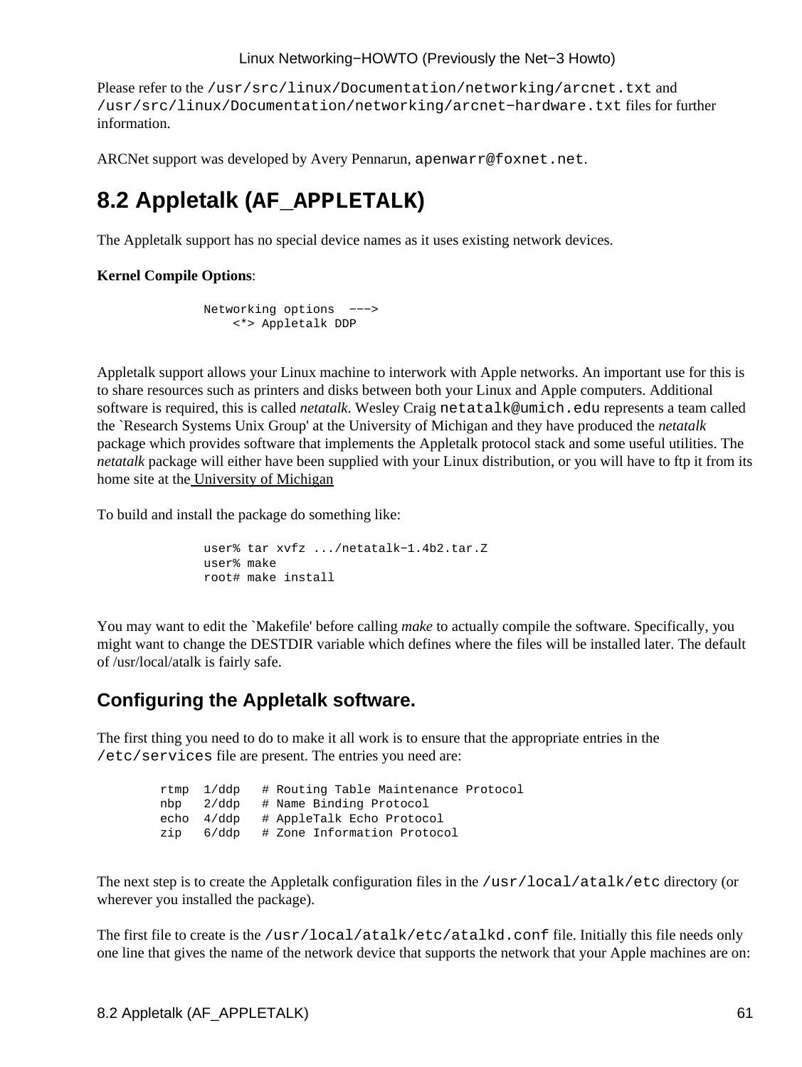Please refer to the `/usr/src/linux/Documentation/networking/arcnet.txt` and `/usr/src/linux/Documentation/networking/arcnet−hardware.txt` files for further information.

ARCNet support was developed by Avery Pennarun, `apenwarr@foxnet.net`.

## 8.2 Appletalk (`AF_APPLETALK`)

The Appletalk support has no special device names as it uses existing network devices.

**Kernel Compile Options**:

```
        Networking options  −−−>
            <*> Appletalk DDP
```

Appletalk support allows your Linux machine to interwork with Apple networks. An important use for this is to share resources such as printers and disks between both your Linux and Apple computers. Additional software is required, this is called *netatalk*. Wesley Craig `netatalk@umich.edu` represents a team called the `Research Systems Unix Group' at the University of Michigan and they have produced the *netatalk* package which provides software that implements the Appletalk protocol stack and some useful utilities. The *netatalk* package will either have been supplied with your Linux distribution, or you will have to ftp it from its home site at the University of Michigan

To build and install the package do something like:

```
        user% tar xvfz .../netatalk−1.4b2.tar.Z
        user% make
        root# make install
```

You may want to edit the `Makefile' before calling *make* to actually compile the software. Specifically, you might want to change the DESTDIR variable which defines where the files will be installed later. The default of /usr/local/atalk is fairly safe.

### Configuring the Appletalk software.

The first thing you need to do to make it all work is to ensure that the appropriate entries in the `/etc/services` file are present. The entries you need are:

```
rtmp  1/ddp   # Routing Table Maintenance Protocol
nbp   2/ddp   # Name Binding Protocol
echo  4/ddp   # AppleTalk Echo Protocol
zip   6/ddp   # Zone Information Protocol
```

The next step is to create the Appletalk configuration files in the `/usr/local/atalk/etc` directory (or wherever you installed the package).

The first file to create is the `/usr/local/atalk/etc/atalkd.conf` file. Initially this file needs only one line that gives the name of the network device that supports the network that your Apple machines are on: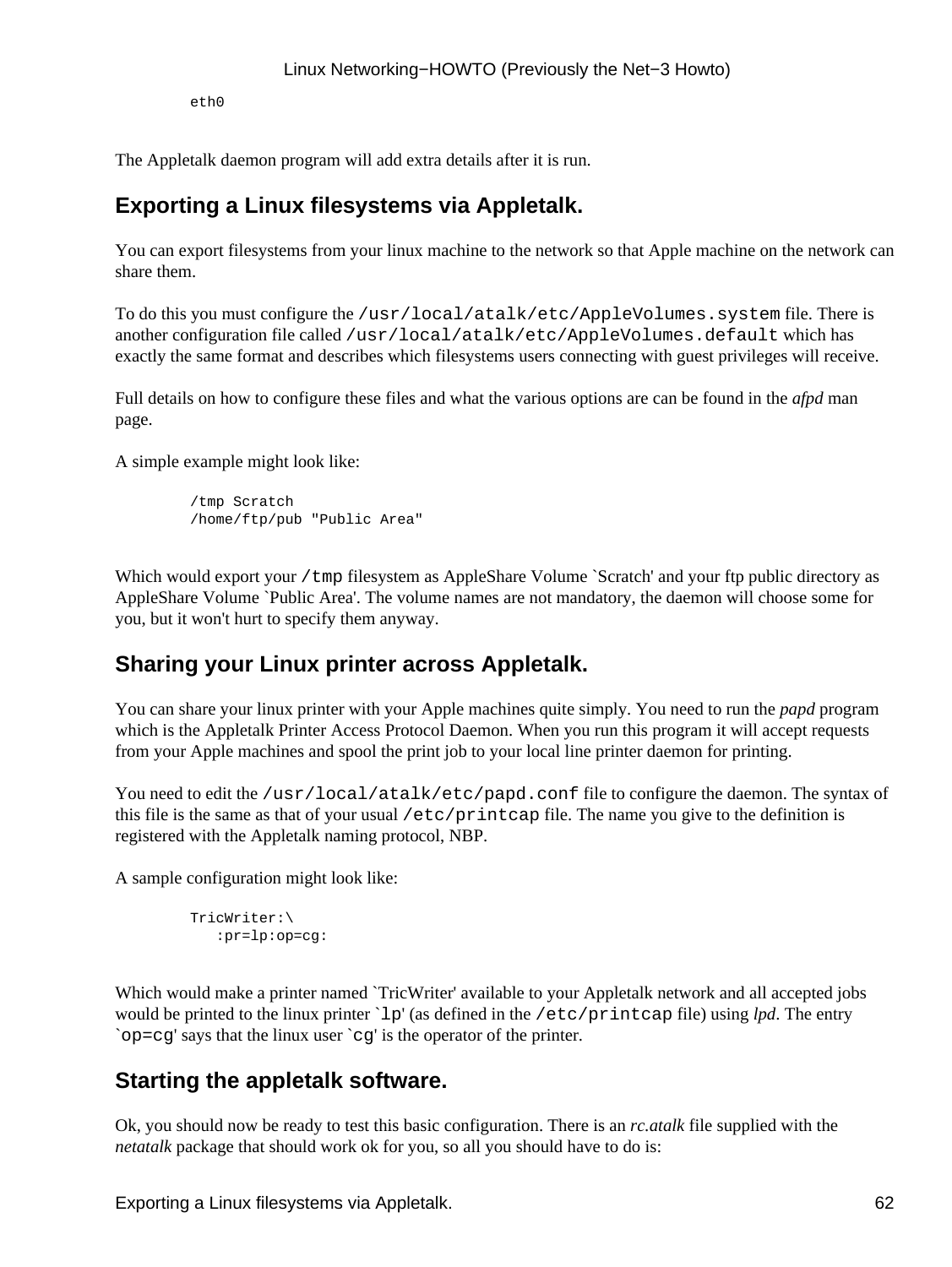```
eth0
```

The Appletalk daemon program will add extra details after it is run.

## Exporting a Linux filesystems via Appletalk.

You can export filesystems from your linux machine to the network so that Apple machine on the network can share them.

To do this you must configure the `/usr/local/atalk/etc/AppleVolumes.system` file. There is another configuration file called `/usr/local/atalk/etc/AppleVolumes.default` which has exactly the same format and describes which filesystems users connecting with guest privileges will receive.

Full details on how to configure these files and what the various options are can be found in the *afpd* man page.

A simple example might look like:

```
/tmp Scratch
/home/ftp/pub "Public Area"
```

Which would export your `/tmp` filesystem as AppleShare Volume `Scratch' and your ftp public directory as AppleShare Volume `Public Area'. The volume names are not mandatory, the daemon will choose some for you, but it won't hurt to specify them anyway.

## Sharing your Linux printer across Appletalk.

You can share your linux printer with your Apple machines quite simply. You need to run the *papd* program which is the Appletalk Printer Access Protocol Daemon. When you run this program it will accept requests from your Apple machines and spool the print job to your local line printer daemon for printing.

You need to edit the `/usr/local/atalk/etc/papd.conf` file to configure the daemon. The syntax of this file is the same as that of your usual `/etc/printcap` file. The name you give to the definition is registered with the Appletalk naming protocol, NBP.

A sample configuration might look like:

```
TricWriter:\
   :pr=lp:op=cg:
```

Which would make a printer named `TricWriter' available to your Appletalk network and all accepted jobs would be printed to the linux printer `lp' (as defined in the `/etc/printcap` file) using *lpd*. The entry `op=cg' says that the linux user `cg' is the operator of the printer.

## Starting the appletalk software.

Ok, you should now be ready to test this basic configuration. There is an *rc.atalk* file supplied with the *netatalk* package that should work ok for you, so all you should have to do is: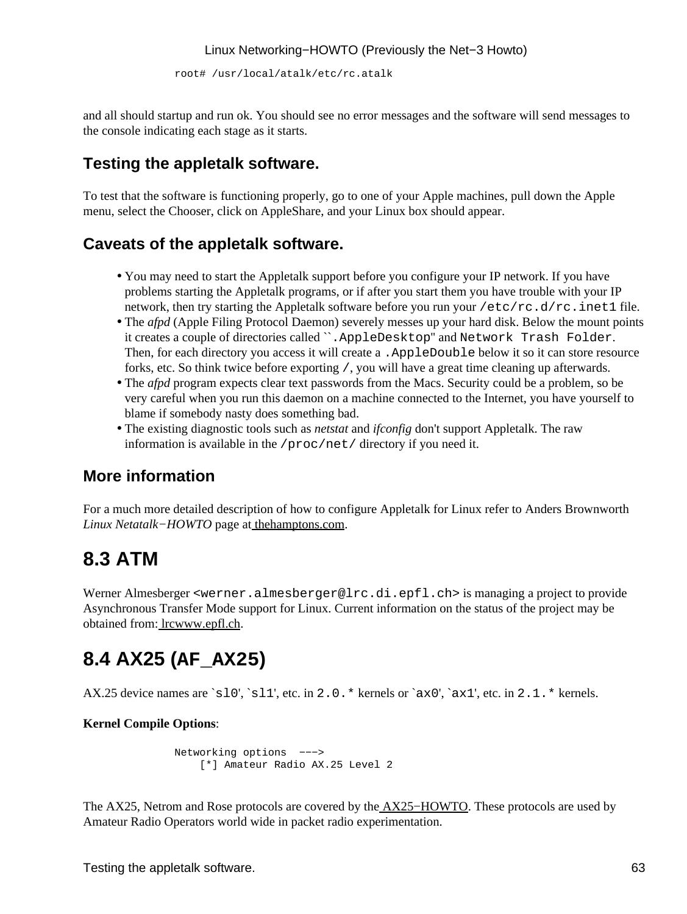```
root# /usr/local/atalk/etc/rc.atalk
```

and all should startup and run ok. You should see no error messages and the software will send messages to the console indicating each stage as it starts.

### Testing the appletalk software.

To test that the software is functioning properly, go to one of your Apple machines, pull down the Apple menu, select the Chooser, click on AppleShare, and your Linux box should appear.

### Caveats of the appletalk software.

- You may need to start the Appletalk support before you configure your IP network. If you have problems starting the Appletalk programs, or if after you start them you have trouble with your IP network, then try starting the Appletalk software before you run your `/etc/rc.d/rc.inet1` file.
- The *afpd* (Apple Filing Protocol Daemon) severely messes up your hard disk. Below the mount points it creates a couple of directories called ``.AppleDesktop'' and `Network Trash Folder`. Then, for each directory you access it will create a `.AppleDouble` below it so it can store resource forks, etc. So think twice before exporting `/`, you will have a great time cleaning up afterwards.
- The *afpd* program expects clear text passwords from the Macs. Security could be a problem, so be very careful when you run this daemon on a machine connected to the Internet, you have yourself to blame if somebody nasty does something bad.
- The existing diagnostic tools such as *netstat* and *ifconfig* don't support Appletalk. The raw information is available in the `/proc/net/` directory if you need it.

### More information

For a much more detailed description of how to configure Appletalk for Linux refer to Anders Brownworth *Linux Netatalk−HOWTO* page at thehamptons.com.

## 8.3 ATM

Werner Almesberger `<werner.almesberger@lrc.di.epfl.ch>` is managing a project to provide Asynchronous Transfer Mode support for Linux. Current information on the status of the project may be obtained from: lrcwww.epfl.ch.

## 8.4 AX25 (AF_AX25)

AX.25 device names are `sl0', `sl1', etc. in `2.0.*` kernels or `ax0', `ax1', etc. in `2.1.*` kernels.

**Kernel Compile Options**:

```
Networking options  −−−>
    [*] Amateur Radio AX.25 Level 2
```

The AX25, Netrom and Rose protocols are covered by the AX25−HOWTO. These protocols are used by Amateur Radio Operators world wide in packet radio experimentation.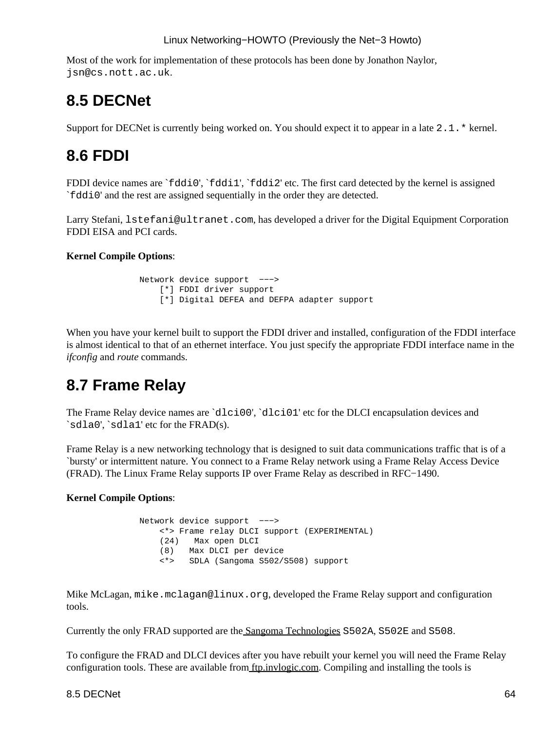Most of the work for implementation of these protocols has been done by Jonathon Naylor, `jsn@cs.nott.ac.uk`.

## 8.5 DECNet

Support for DECNet is currently being worked on. You should expect it to appear in a late `2.1.*` kernel.

## 8.6 FDDI

FDDI device names are ``fddi0'`, ``fddi1'`, ``fddi2'` etc. The first card detected by the kernel is assigned ``fddi0'` and the rest are assigned sequentially in the order they are detected.

Larry Stefani, `lstefani@ultranet.com`, has developed a driver for the Digital Equipment Corporation FDDI EISA and PCI cards.

**Kernel Compile Options**:

```
Network device support  --->
    [*] FDDI driver support
    [*] Digital DEFEA and DEFPA adapter support
```

When you have your kernel built to support the FDDI driver and installed, configuration of the FDDI interface is almost identical to that of an ethernet interface. You just specify the appropriate FDDI interface name in the *ifconfig* and *route* commands.

## 8.7 Frame Relay

The Frame Relay device names are ``dlci00'`, ``dlci01'` etc for the DLCI encapsulation devices and ``sdla0'`, ``sdla1'` etc for the FRAD(s).

Frame Relay is a new networking technology that is designed to suit data communications traffic that is of a `bursty' or intermittent nature. You connect to a Frame Relay network using a Frame Relay Access Device (FRAD). The Linux Frame Relay supports IP over Frame Relay as described in RFC−1490.

**Kernel Compile Options**:

```
Network device support  --->
    <*> Frame relay DLCI support (EXPERIMENTAL)
    (24)   Max open DLCI
    (8)   Max DLCI per device
    <*>   SDLA (Sangoma S502/S508) support
```

Mike McLagan, `mike.mclagan@linux.org`, developed the Frame Relay support and configuration tools.

Currently the only FRAD supported are the Sangoma Technologies `S502A`, `S502E` and `S508`.

To configure the FRAD and DLCI devices after you have rebuilt your kernel you will need the Frame Relay configuration tools. These are available from ftp.invlogic.com. Compiling and installing the tools is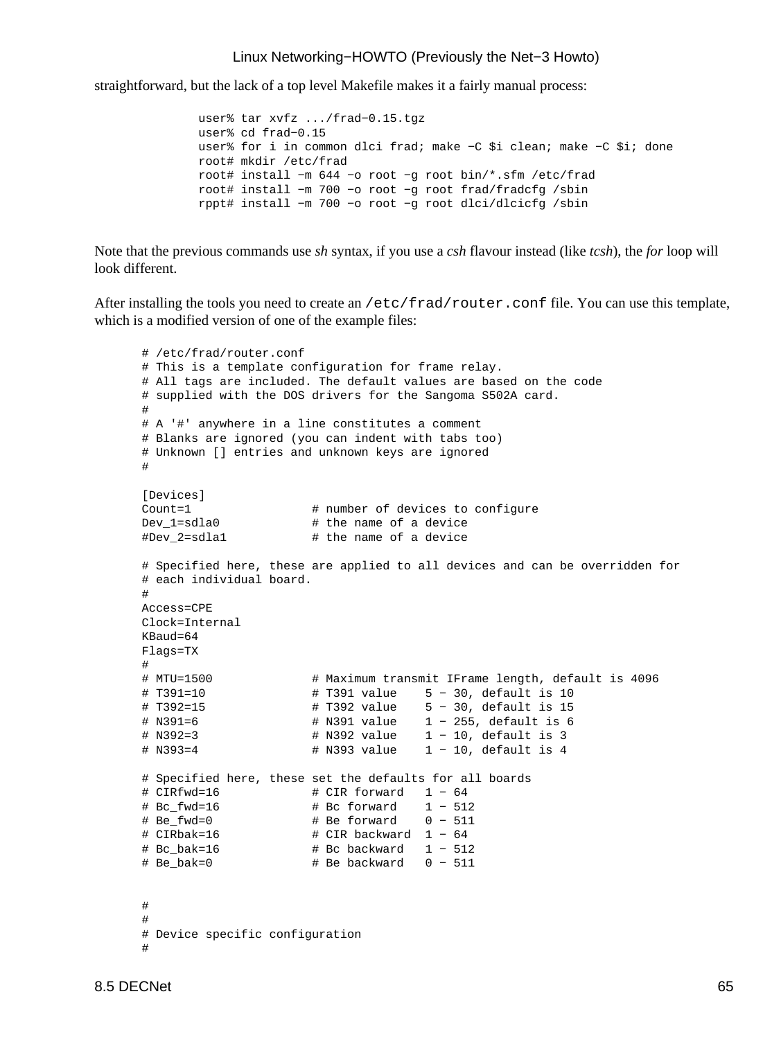straightforward, but the lack of a top level Makefile makes it a fairly manual process:

```
user% tar xvfz .../frad-0.15.tgz
user% cd frad-0.15
user% for i in common dlci frad; make -C $i clean; make -C $i; done
root# mkdir /etc/frad
root# install -m 644 -o root -g root bin/*.sfm /etc/frad
root# install -m 700 -o root -g root frad/fradcfg /sbin
rppt# install -m 700 -o root -g root dlci/dlcicfg /sbin
```

Note that the previous commands use *sh* syntax, if you use a *csh* flavour instead (like *tcsh*), the *for* loop will look different.

After installing the tools you need to create an `/etc/frad/router.conf` file. You can use this template, which is a modified version of one of the example files:

```
# /etc/frad/router.conf
# This is a template configuration for frame relay.
# All tags are included. The default values are based on the code
# supplied with the DOS drivers for the Sangoma S502A card.
#
# A '#' anywhere in a line constitutes a comment
# Blanks are ignored (you can indent with tabs too)
# Unknown [] entries and unknown keys are ignored
#

[Devices]
Count=1                 # number of devices to configure
Dev_1=sdla0             # the name of a device
#Dev_2=sdla1            # the name of a device

# Specified here, these are applied to all devices and can be overridden for
# each individual board.
#
Access=CPE
Clock=Internal
KBaud=64
Flags=TX
#
# MTU=1500              # Maximum transmit IFrame length, default is 4096
# T391=10               # T391 value    5 - 30, default is 10
# T392=15               # T392 value    5 - 30, default is 15
# N391=6                # N391 value    1 - 255, default is 6
# N392=3                # N392 value    1 - 10, default is 3
# N393=4                # N393 value    1 - 10, default is 4

# Specified here, these set the defaults for all boards
# CIRfwd=16             # CIR forward   1 - 64
# Bc_fwd=16             # Bc forward    1 - 512
# Be_fwd=0              # Be forward    0 - 511
# CIRbak=16             # CIR backward  1 - 64
# Bc_bak=16             # Bc backward   1 - 512
# Be_bak=0              # Be backward   0 - 511


#
#
# Device specific configuration
#
```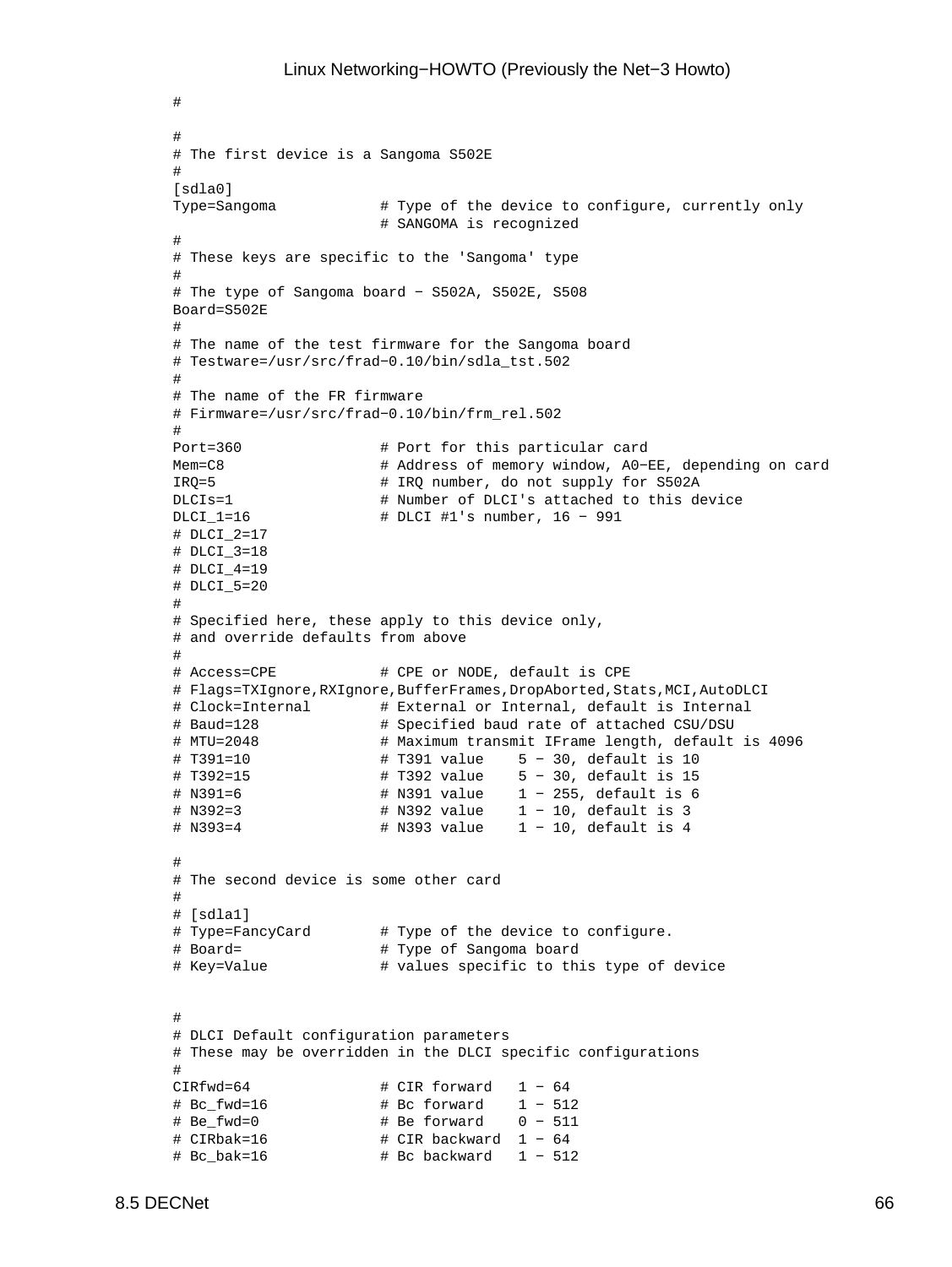```
#

#
# The first device is a Sangoma S502E
#
[sdla0]
Type=Sangoma            # Type of the device to configure, currently only
                        # SANGOMA is recognized
#
# These keys are specific to the 'Sangoma' type
#
# The type of Sangoma board − S502A, S502E, S508
Board=S502E
#
# The name of the test firmware for the Sangoma board
# Testware=/usr/src/frad−0.10/bin/sdla_tst.502
#
# The name of the FR firmware
# Firmware=/usr/src/frad−0.10/bin/frm_rel.502
#
Port=360                # Port for this particular card
Mem=C8                  # Address of memory window, A0−EE, depending on card
IRQ=5                   # IRQ number, do not supply for S502A
DLCIs=1                 # Number of DLCI's attached to this device
DLCI_1=16               # DLCI #1's number, 16 − 991
# DLCI_2=17
# DLCI_3=18
# DLCI_4=19
# DLCI_5=20
#
# Specified here, these apply to this device only,
# and override defaults from above
#
# Access=CPE            # CPE or NODE, default is CPE
# Flags=TXIgnore,RXIgnore,BufferFrames,DropAborted,Stats,MCI,AutoDLCI
# Clock=Internal        # External or Internal, default is Internal
# Baud=128              # Specified baud rate of attached CSU/DSU
# MTU=2048              # Maximum transmit IFrame length, default is 4096
# T391=10               # T391 value    5 − 30, default is 10
# T392=15               # T392 value    5 − 30, default is 15
# N391=6                # N391 value    1 − 255, default is 6
# N392=3                # N392 value    1 − 10, default is 3
# N393=4                # N393 value    1 − 10, default is 4

#
# The second device is some other card
#
# [sdla1]
# Type=FancyCard        # Type of the device to configure.
# Board=                # Type of Sangoma board
# Key=Value             # values specific to this type of device


#
# DLCI Default configuration parameters
# These may be overridden in the DLCI specific configurations
#
CIRfwd=64               # CIR forward   1 − 64
# Bc_fwd=16             # Bc forward    1 − 512
# Be_fwd=0              # Be forward    0 − 511
# CIRbak=16             # CIR backward  1 − 64
# Bc_bak=16             # Bc backward   1 − 512
```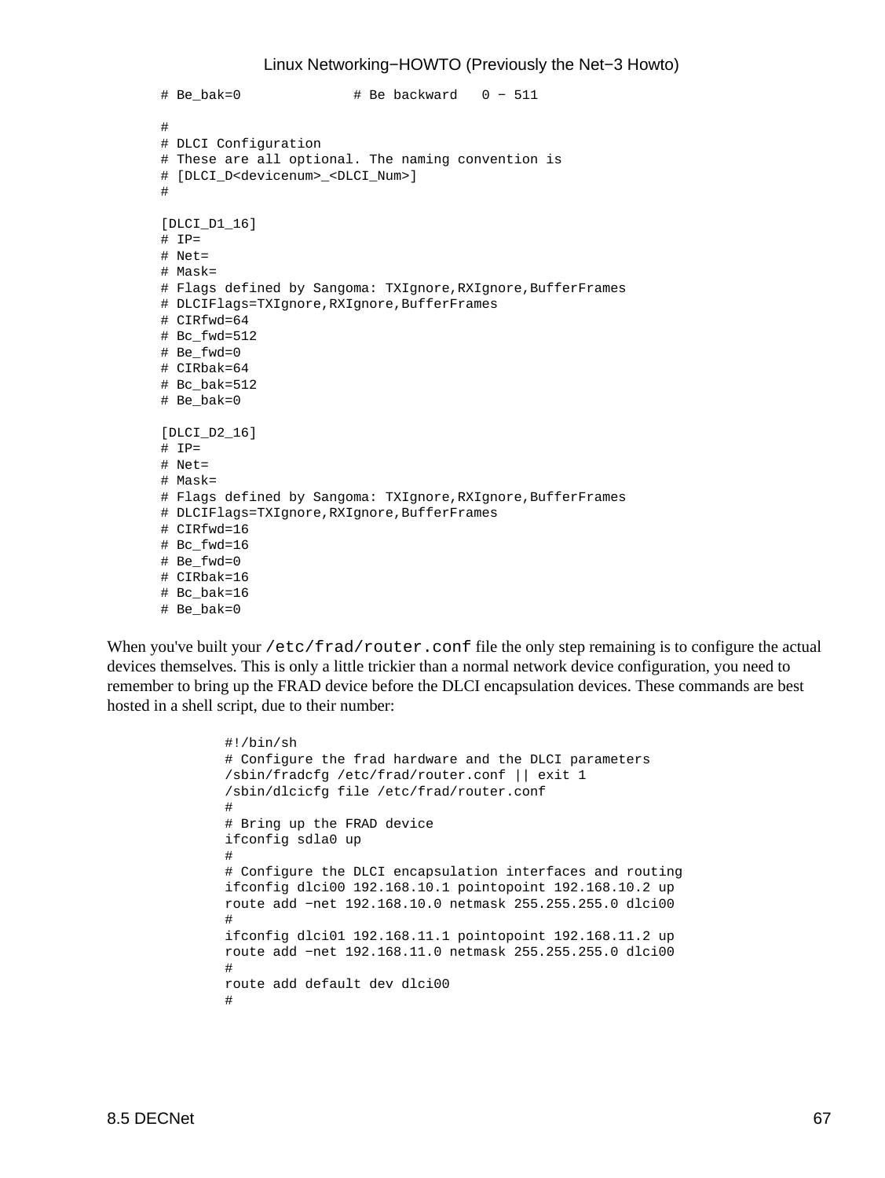```
# Be_bak=0             # Be backward   0 − 511

#
# DLCI Configuration
# These are all optional. The naming convention is
# [DLCI_D<devicenum>_<DLCI_Num>]
#

[DLCI_D1_16]
# IP=
# Net=
# Mask=
# Flags defined by Sangoma: TXIgnore,RXIgnore,BufferFrames
# DLCIFlags=TXIgnore,RXIgnore,BufferFrames
# CIRfwd=64
# Bc_fwd=512
# Be_fwd=0
# CIRbak=64
# Bc_bak=512
# Be_bak=0

[DLCI_D2_16]
# IP=
# Net=
# Mask=
# Flags defined by Sangoma: TXIgnore,RXIgnore,BufferFrames
# DLCIFlags=TXIgnore,RXIgnore,BufferFrames
# CIRfwd=16
# Bc_fwd=16
# Be_fwd=0
# CIRbak=16
# Bc_bak=16
# Be_bak=0
```

When you've built your `/etc/frad/router.conf` file the only step remaining is to configure the actual devices themselves. This is only a little trickier than a normal network device configuration, you need to remember to bring up the FRAD device before the DLCI encapsulation devices. These commands are best hosted in a shell script, due to their number:

```
#!/bin/sh
# Configure the frad hardware and the DLCI parameters
/sbin/fradcfg /etc/frad/router.conf || exit 1
/sbin/dlcicfg file /etc/frad/router.conf
#
# Bring up the FRAD device
ifconfig sdla0 up
#
# Configure the DLCI encapsulation interfaces and routing
ifconfig dlci00 192.168.10.1 pointopoint 192.168.10.2 up
route add −net 192.168.10.0 netmask 255.255.255.0 dlci00
#
ifconfig dlci01 192.168.11.1 pointopoint 192.168.11.2 up
route add −net 192.168.11.0 netmask 255.255.255.0 dlci00
#
route add default dev dlci00
#
```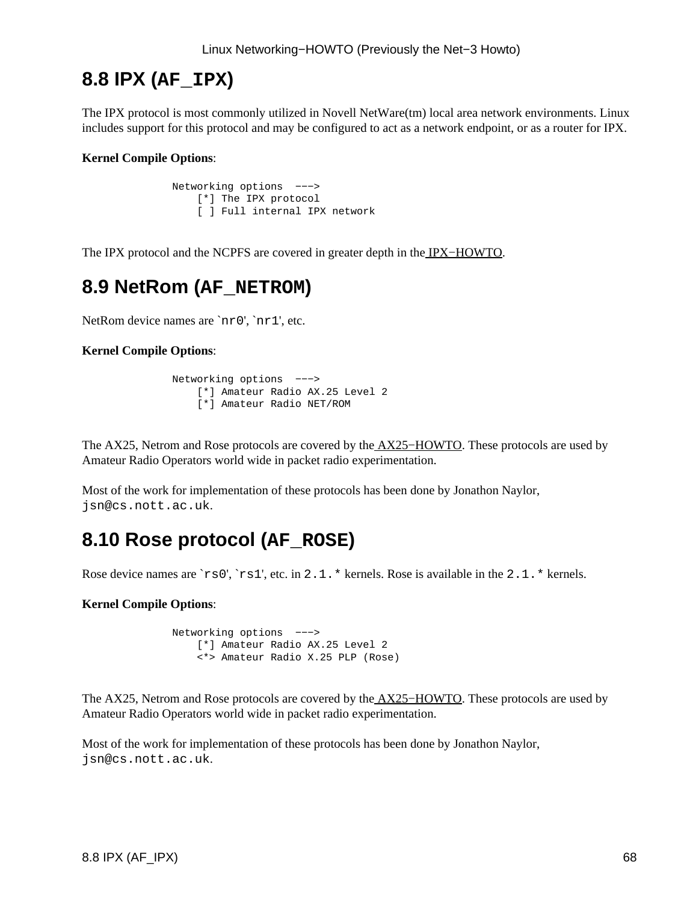## 8.8 IPX (`AF_IPX`)

The IPX protocol is most commonly utilized in Novell NetWare(tm) local area network environments. Linux includes support for this protocol and may be configured to act as a network endpoint, or as a router for IPX.

**Kernel Compile Options**:

```
Networking options  --->
    [*] The IPX protocol
    [ ] Full internal IPX network
```

The IPX protocol and the NCPFS are covered in greater depth in the IPX−HOWTO.

## 8.9 NetRom (`AF_NETROM`)

NetRom device names are `nr0', `nr1', etc.

**Kernel Compile Options**:

```
Networking options  --->
    [*] Amateur Radio AX.25 Level 2
    [*] Amateur Radio NET/ROM
```

The AX25, Netrom and Rose protocols are covered by the AX25−HOWTO. These protocols are used by Amateur Radio Operators world wide in packet radio experimentation.

Most of the work for implementation of these protocols has been done by Jonathon Naylor, `jsn@cs.nott.ac.uk`.

## 8.10 Rose protocol (`AF_ROSE`)

Rose device names are `rs0', `rs1', etc. in `2.1.*` kernels. Rose is available in the `2.1.*` kernels.

**Kernel Compile Options**:

```
Networking options  --->
    [*] Amateur Radio AX.25 Level 2
    <*> Amateur Radio X.25 PLP (Rose)
```

The AX25, Netrom and Rose protocols are covered by the AX25−HOWTO. These protocols are used by Amateur Radio Operators world wide in packet radio experimentation.

Most of the work for implementation of these protocols has been done by Jonathon Naylor, `jsn@cs.nott.ac.uk`.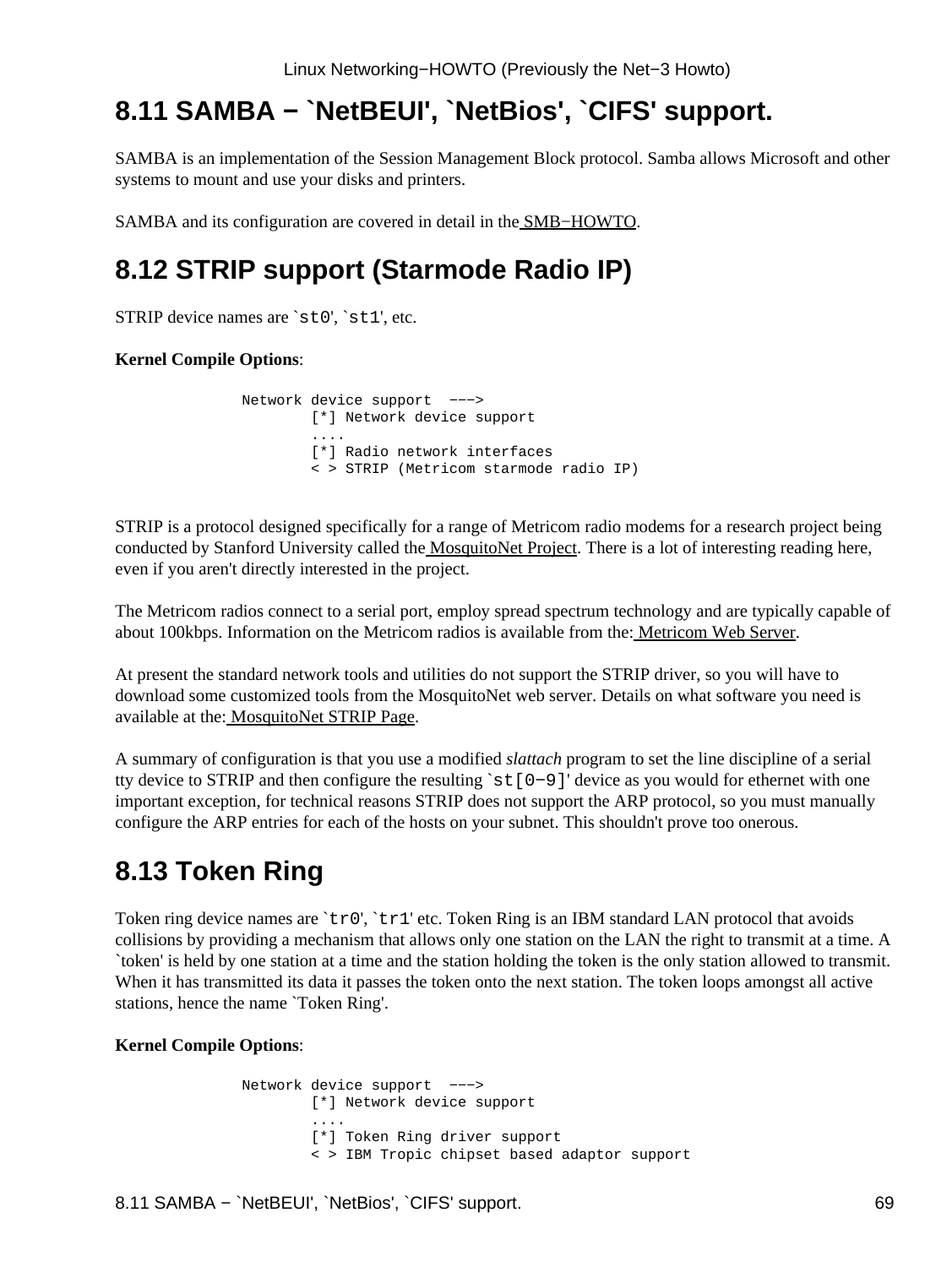## 8.11 SAMBA − `NetBEUI', `NetBios', `CIFS' support.

SAMBA is an implementation of the Session Management Block protocol. Samba allows Microsoft and other systems to mount and use your disks and printers.

SAMBA and its configuration are covered in detail in the SMB−HOWTO.

## 8.12 STRIP support (Starmode Radio IP)

STRIP device names are `st0', `st1', etc.

**Kernel Compile Options**:

```
Network device support  −−−>
        [*] Network device support
        ....
        [*] Radio network interfaces
        < > STRIP (Metricom starmode radio IP)
```

STRIP is a protocol designed specifically for a range of Metricom radio modems for a research project being conducted by Stanford University called the MosquitoNet Project. There is a lot of interesting reading here, even if you aren't directly interested in the project.

The Metricom radios connect to a serial port, employ spread spectrum technology and are typically capable of about 100kbps. Information on the Metricom radios is available from the: Metricom Web Server.

At present the standard network tools and utilities do not support the STRIP driver, so you will have to download some customized tools from the MosquitoNet web server. Details on what software you need is available at the: MosquitoNet STRIP Page.

A summary of configuration is that you use a modified *slattach* program to set the line discipline of a serial tty device to STRIP and then configure the resulting `st[0−9]' device as you would for ethernet with one important exception, for technical reasons STRIP does not support the ARP protocol, so you must manually configure the ARP entries for each of the hosts on your subnet. This shouldn't prove too onerous.

## 8.13 Token Ring

Token ring device names are `tr0', `tr1' etc. Token Ring is an IBM standard LAN protocol that avoids collisions by providing a mechanism that allows only one station on the LAN the right to transmit at a time. A `token' is held by one station at a time and the station holding the token is the only station allowed to transmit. When it has transmitted its data it passes the token onto the next station. The token loops amongst all active stations, hence the name `Token Ring'.

**Kernel Compile Options**:

```
Network device support  −−−>
        [*] Network device support
        ....
        [*] Token Ring driver support
        < > IBM Tropic chipset based adaptor support
```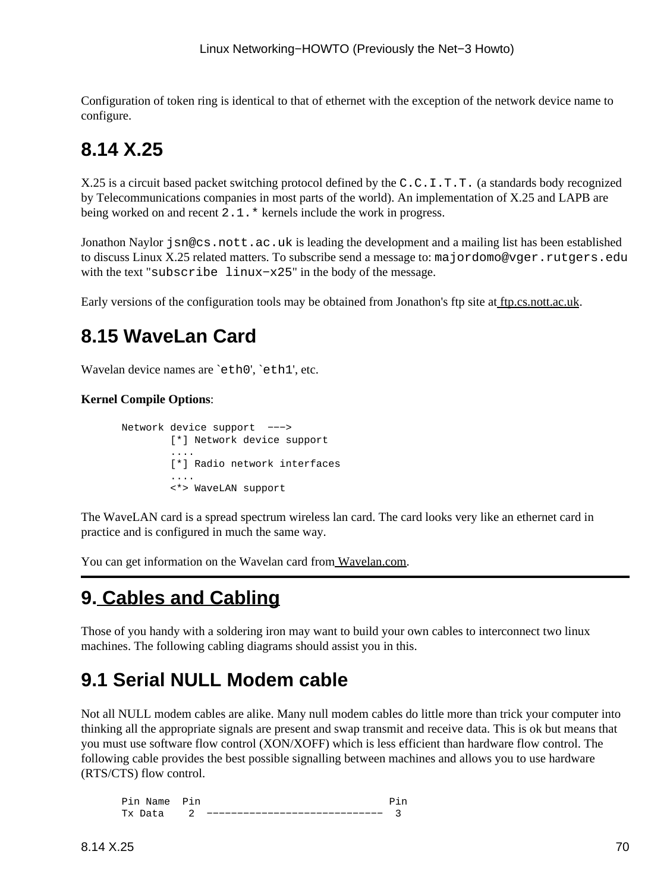Configuration of token ring is identical to that of ethernet with the exception of the network device name to configure.

## 8.14 X.25

X.25 is a circuit based packet switching protocol defined by the `C.C.I.T.T.` (a standards body recognized by Telecommunications companies in most parts of the world). An implementation of X.25 and LAPB are being worked on and recent `2.1.*` kernels include the work in progress.

Jonathon Naylor `jsn@cs.nott.ac.uk` is leading the development and a mailing list has been established to discuss Linux X.25 related matters. To subscribe send a message to: `majordomo@vger.rutgers.edu` with the text "`subscribe linux−x25`" in the body of the message.

Early versions of the configuration tools may be obtained from Jonathon's ftp site at ftp.cs.nott.ac.uk.

## 8.15 WaveLan Card

Wavelan device names are `eth0', `eth1', etc.

**Kernel Compile Options**:

```
Network device support  −−−>
        [*] Network device support
        ....
        [*] Radio network interfaces
        ....
        <*> WaveLAN support
```

The WaveLAN card is a spread spectrum wireless lan card. The card looks very like an ethernet card in practice and is configured in much the same way.

You can get information on the Wavelan card from Wavelan.com.

---

# 9. Cables and Cabling

Those of you handy with a soldering iron may want to build your own cables to interconnect two linux machines. The following cabling diagrams should assist you in this.

## 9.1 Serial NULL Modem cable

Not all NULL modem cables are alike. Many null modem cables do little more than trick your computer into thinking all the appropriate signals are present and swap transmit and receive data. This is ok but means that you must use software flow control (XON/XOFF) which is less efficient than hardware flow control. The following cable provides the best possible signalling between machines and allows you to use hardware (RTS/CTS) flow control.

```
Pin Name  Pin                              Pin
Tx Data    2  −−−−−−−−−−−−−−−−−−−−−−−−−−−−−  3
```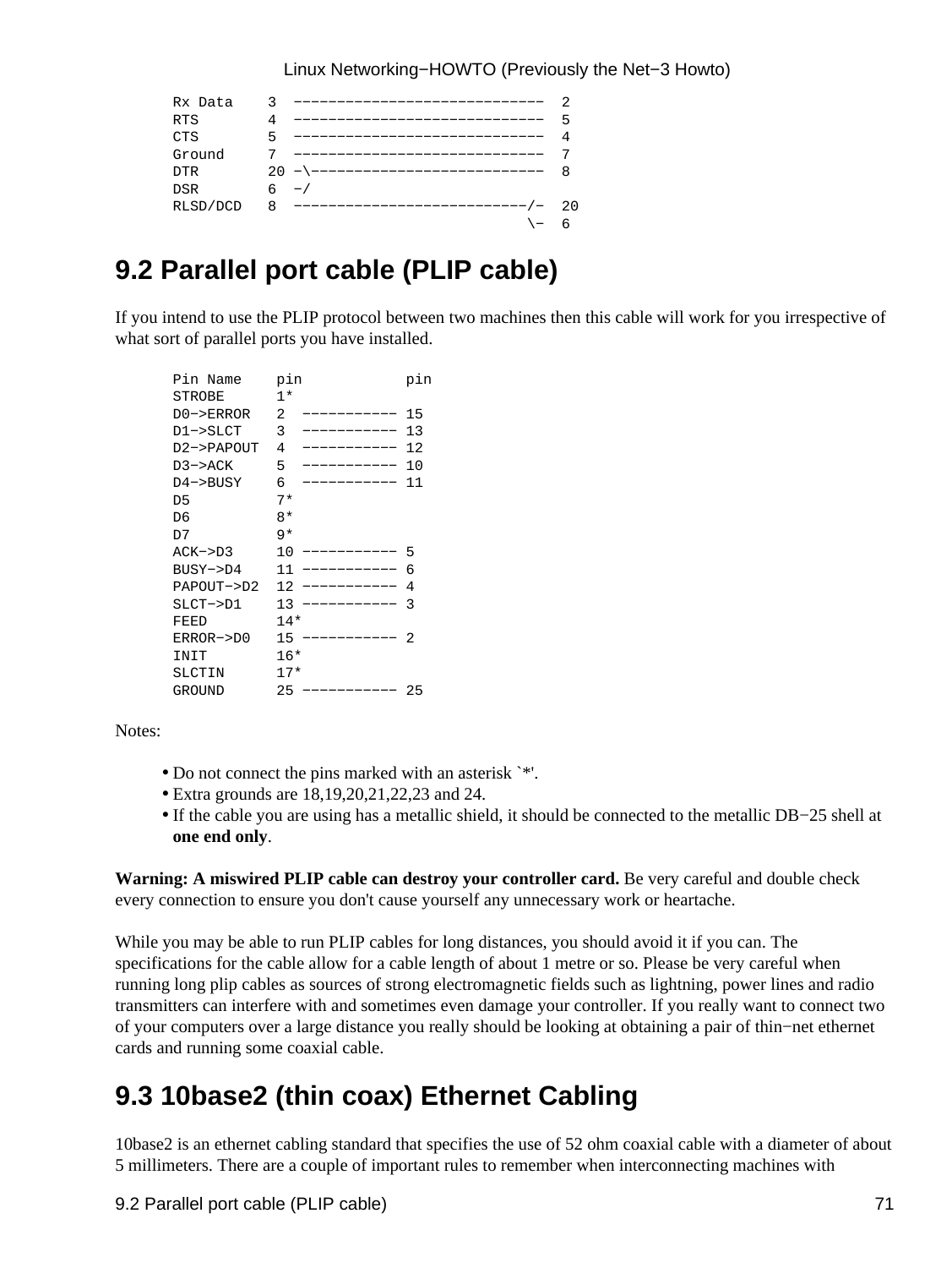```
Rx Data    3  -----------------------------  2
RTS        4  -----------------------------  5
CTS        5  -----------------------------  4
Ground     7  -----------------------------  7
DTR        20 -\---------------------------  8
DSR        6  -/
RLSD/DCD   8  ---------------------------/-  20
                                         \-  6
```

## 9.2 Parallel port cable (PLIP cable)

If you intend to use the PLIP protocol between two machines then this cable will work for you irrespective of what sort of parallel ports you have installed.

```
Pin Name    pin            pin
STROBE      1*
D0->ERROR   2  ----------- 15
D1->SLCT    3  ----------- 13
D2->PAPOUT  4  ----------- 12
D3->ACK     5  ----------- 10
D4->BUSY    6  ----------- 11
D5          7*
D6          8*
D7          9*
ACK->D3     10 ----------- 5
BUSY->D4    11 ----------- 6
PAPOUT->D2  12 ----------- 4
SLCT->D1    13 ----------- 3
FEED        14*
ERROR->D0   15 ----------- 2
INIT        16*
SLCTIN      17*
GROUND      25 ----------- 25
```

Notes:

- Do not connect the pins marked with an asterisk `*'.
- Extra grounds are 18,19,20,21,22,23 and 24.
- If the cable you are using has a metallic shield, it should be connected to the metallic DB−25 shell at **one end only**.

**Warning: A miswired PLIP cable can destroy your controller card.** Be very careful and double check every connection to ensure you don't cause yourself any unnecessary work or heartache.

While you may be able to run PLIP cables for long distances, you should avoid it if you can. The specifications for the cable allow for a cable length of about 1 metre or so. Please be very careful when running long plip cables as sources of strong electromagnetic fields such as lightning, power lines and radio transmitters can interfere with and sometimes even damage your controller. If you really want to connect two of your computers over a large distance you really should be looking at obtaining a pair of thin−net ethernet cards and running some coaxial cable.

## 9.3 10base2 (thin coax) Ethernet Cabling

10base2 is an ethernet cabling standard that specifies the use of 52 ohm coaxial cable with a diameter of about 5 millimeters. There are a couple of important rules to remember when interconnecting machines with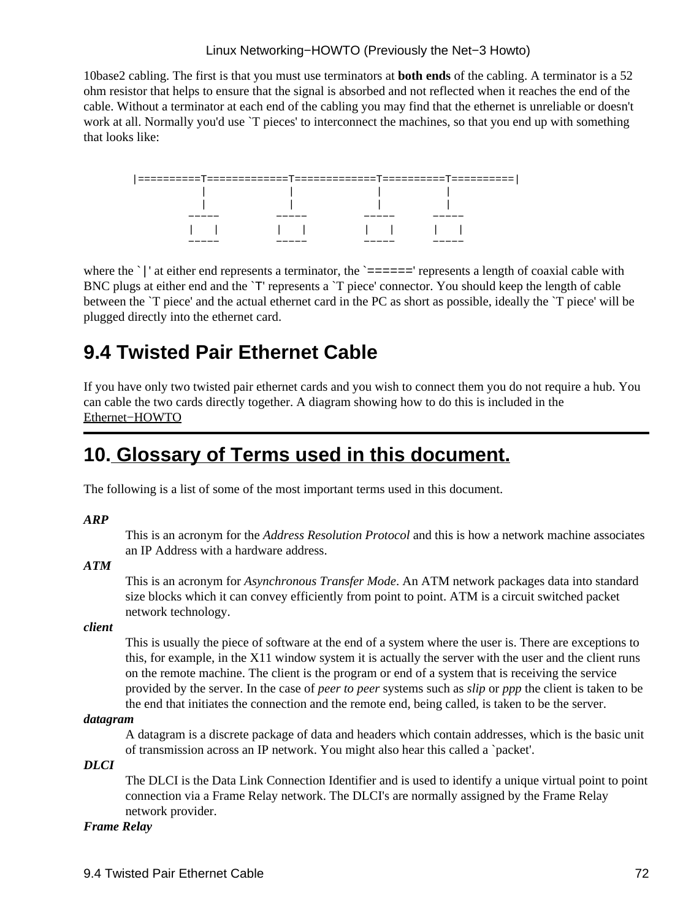10base2 cabling. The first is that you must use terminators at **both ends** of the cabling. A terminator is a 52 ohm resistor that helps to ensure that the signal is absorbed and not reflected when it reaches the end of the cable. Without a terminator at each end of the cabling you may find that the ethernet is unreliable or doesn't work at all. Normally you'd use `T pieces' to interconnect the machines, so that you end up with something that looks like:

```
|==========T=============T=============T=========T==========|
           |             |             |         |
           |             |             |         |
         -----         -----         -----     -----
         |   |         |   |         |   |     |   |
         -----         -----         -----     -----
```

where the `|' at either end represents a terminator, the `======' represents a length of coaxial cable with BNC plugs at either end and the `T' represents a `T piece' connector. You should keep the length of cable between the `T piece' and the actual ethernet card in the PC as short as possible, ideally the `T piece' will be plugged directly into the ethernet card.

## 9.4 Twisted Pair Ethernet Cable

If you have only two twisted pair ethernet cards and you wish to connect them you do not require a hub. You can cable the two cards directly together. A diagram showing how to do this is included in the Ethernet−HOWTO

---

# 10. Glossary of Terms used in this document.

The following is a list of some of the most important terms used in this document.

***ARP***
: This is an acronym for the *Address Resolution Protocol* and this is how a network machine associates an IP Address with a hardware address.

***ATM***
: This is an acronym for *Asynchronous Transfer Mode*. An ATM network packages data into standard size blocks which it can convey efficiently from point to point. ATM is a circuit switched packet network technology.

***client***
: This is usually the piece of software at the end of a system where the user is. There are exceptions to this, for example, in the X11 window system it is actually the server with the user and the client runs on the remote machine. The client is the program or end of a system that is receiving the service provided by the server. In the case of *peer to peer* systems such as *slip* or *ppp* the client is taken to be the end that initiates the connection and the remote end, being called, is taken to be the server.

***datagram***
: A datagram is a discrete package of data and headers which contain addresses, which is the basic unit of transmission across an IP network. You might also hear this called a `packet'.

***DLCI***
: The DLCI is the Data Link Connection Identifier and is used to identify a unique virtual point to point connection via a Frame Relay network. The DLCI's are normally assigned by the Frame Relay network provider.

***Frame Relay***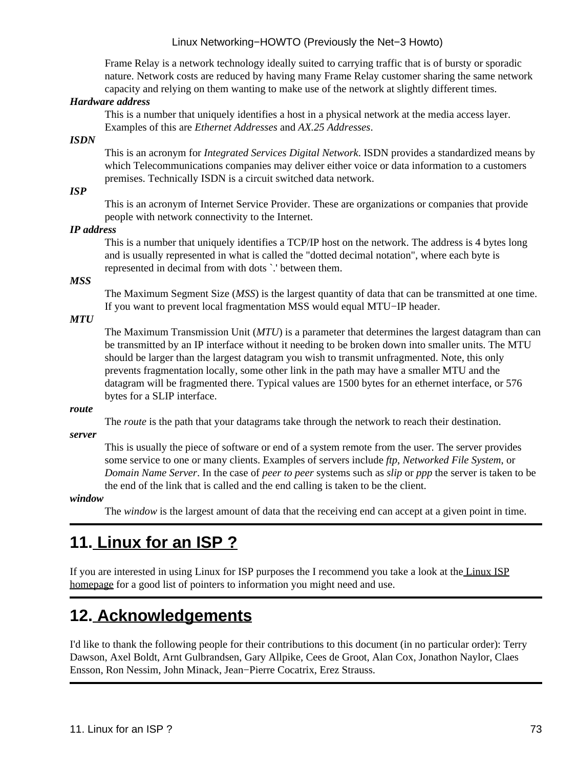Frame Relay is a network technology ideally suited to carrying traffic that is of bursty or sporadic nature. Network costs are reduced by having many Frame Relay customer sharing the same network capacity and relying on them wanting to make use of the network at slightly different times.

***Hardware address***
: This is a number that uniquely identifies a host in a physical network at the media access layer. Examples of this are *Ethernet Addresses* and *AX.25 Addresses*.

***ISDN***
: This is an acronym for *Integrated Services Digital Network*. ISDN provides a standardized means by which Telecommunications companies may deliver either voice or data information to a customers premises. Technically ISDN is a circuit switched data network.

***ISP***
: This is an acronym of Internet Service Provider. These are organizations or companies that provide people with network connectivity to the Internet.

***IP address***
: This is a number that uniquely identifies a TCP/IP host on the network. The address is 4 bytes long and is usually represented in what is called the "dotted decimal notation", where each byte is represented in decimal from with dots `.' between them.

***MSS***
: The Maximum Segment Size (*MSS*) is the largest quantity of data that can be transmitted at one time. If you want to prevent local fragmentation MSS would equal MTU−IP header.

***MTU***
: The Maximum Transmission Unit (*MTU*) is a parameter that determines the largest datagram than can be transmitted by an IP interface without it needing to be broken down into smaller units. The MTU should be larger than the largest datagram you wish to transmit unfragmented. Note, this only prevents fragmentation locally, some other link in the path may have a smaller MTU and the datagram will be fragmented there. Typical values are 1500 bytes for an ethernet interface, or 576 bytes for a SLIP interface.

***route***
: The *route* is the path that your datagrams take through the network to reach their destination.

***server***
: This is usually the piece of software or end of a system remote from the user. The server provides some service to one or many clients. Examples of servers include *ftp*, *Networked File System*, or *Domain Name Server*. In the case of *peer to peer* systems such as *slip* or *ppp* the server is taken to be the end of the link that is called and the end calling is taken to be the client.

***window***
: The *window* is the largest amount of data that the receiving end can accept at a given point in time.

---

## 11. Linux for an ISP ?

If you are interested in using Linux for ISP purposes the I recommend you take a look at the Linux ISP homepage for a good list of pointers to information you might need and use.

---

## 12. Acknowledgements

I'd like to thank the following people for their contributions to this document (in no particular order): Terry Dawson, Axel Boldt, Arnt Gulbrandsen, Gary Allpike, Cees de Groot, Alan Cox, Jonathon Naylor, Claes Ensson, Ron Nessim, John Minack, Jean−Pierre Cocatrix, Erez Strauss.

---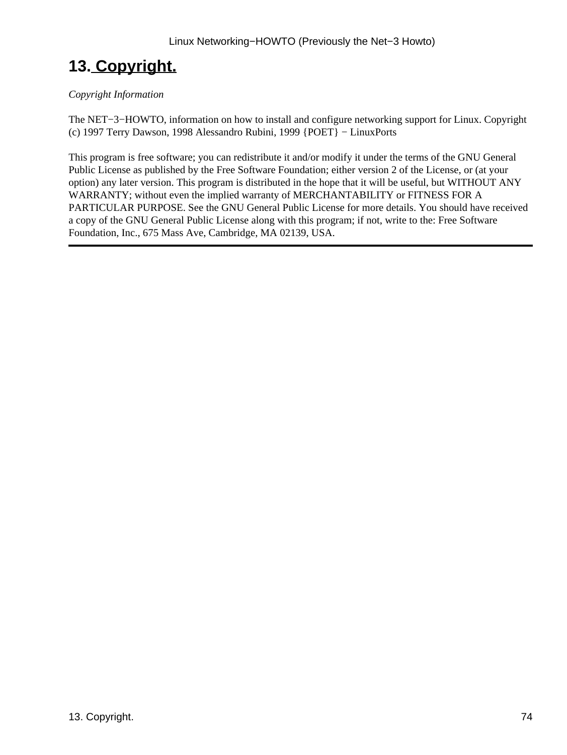## 13. Copyright.

*Copyright Information*

The NET−3−HOWTO, information on how to install and configure networking support for Linux. Copyright (c) 1997 Terry Dawson, 1998 Alessandro Rubini, 1999 {POET} − LinuxPorts

This program is free software; you can redistribute it and/or modify it under the terms of the GNU General Public License as published by the Free Software Foundation; either version 2 of the License, or (at your option) any later version. This program is distributed in the hope that it will be useful, but WITHOUT ANY WARRANTY; without even the implied warranty of MERCHANTABILITY or FITNESS FOR A PARTICULAR PURPOSE. See the GNU General Public License for more details. You should have received a copy of the GNU General Public License along with this program; if not, write to the: Free Software Foundation, Inc., 675 Mass Ave, Cambridge, MA 02139, USA.

---